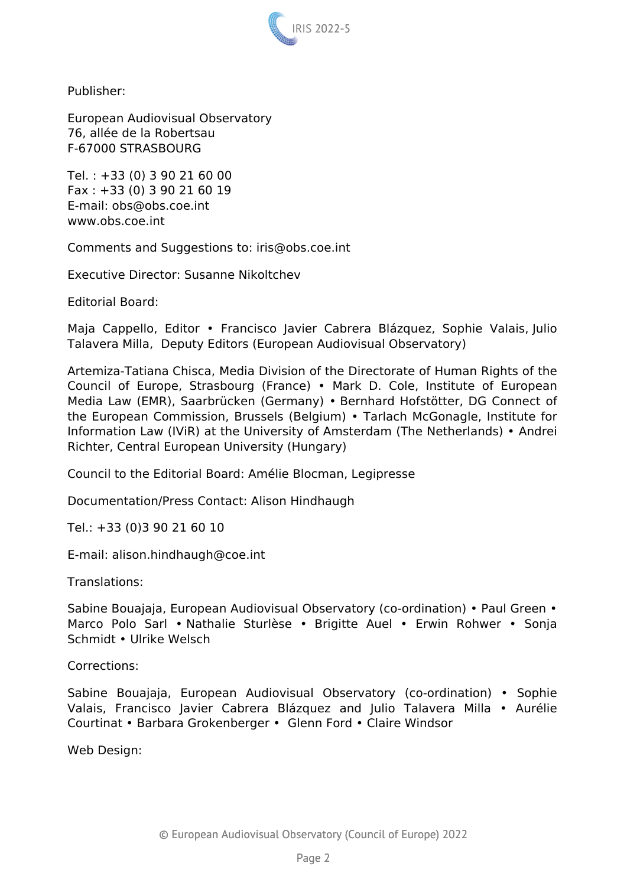Publisher:

European Audiovisual Observatory
76, allée de la Robertsau
F-67000 STRASBOURG

Tel. : +33 (0) 3 90 21 60 00
Fax : +33 (0) 3 90 21 60 19
E-mail: obs@obs.coe.int
www.obs.coe.int

Comments and Suggestions to: iris@obs.coe.int

Executive Director: Susanne Nikoltchev

Editorial Board:

Maja Cappello, Editor • Francisco Javier Cabrera Blázquez, Sophie Valais, Julio Talavera Milla, Deputy Editors (European Audiovisual Observatory)

Artemiza-Tatiana Chisca, Media Division of the Directorate of Human Rights of the Council of Europe, Strasbourg (France) • Mark D. Cole, Institute of European Media Law (EMR), Saarbrücken (Germany) • Bernhard Hofstötter, DG Connect of the European Commission, Brussels (Belgium) • Tarlach McGonagle, Institute for Information Law (IViR) at the University of Amsterdam (The Netherlands) • Andrei Richter, Central European University (Hungary)

Council to the Editorial Board: Amélie Blocman, Legipresse

Documentation/Press Contact: Alison Hindhaugh

Tel.: +33 (0)3 90 21 60 10

E-mail: alison.hindhaugh@coe.int

Translations:

Sabine Bouajaja, European Audiovisual Observatory (co-ordination) • Paul Green • Marco Polo Sarl • Nathalie Sturlèse • Brigitte Auel • Erwin Rohwer • Sonja Schmidt • Ulrike Welsch

Corrections:

Sabine Bouajaja, European Audiovisual Observatory (co-ordination) • Sophie Valais, Francisco Javier Cabrera Blázquez and Julio Talavera Milla • Aurélie Courtinat • Barbara Grokenberger • Glenn Ford • Claire Windsor

Web Design: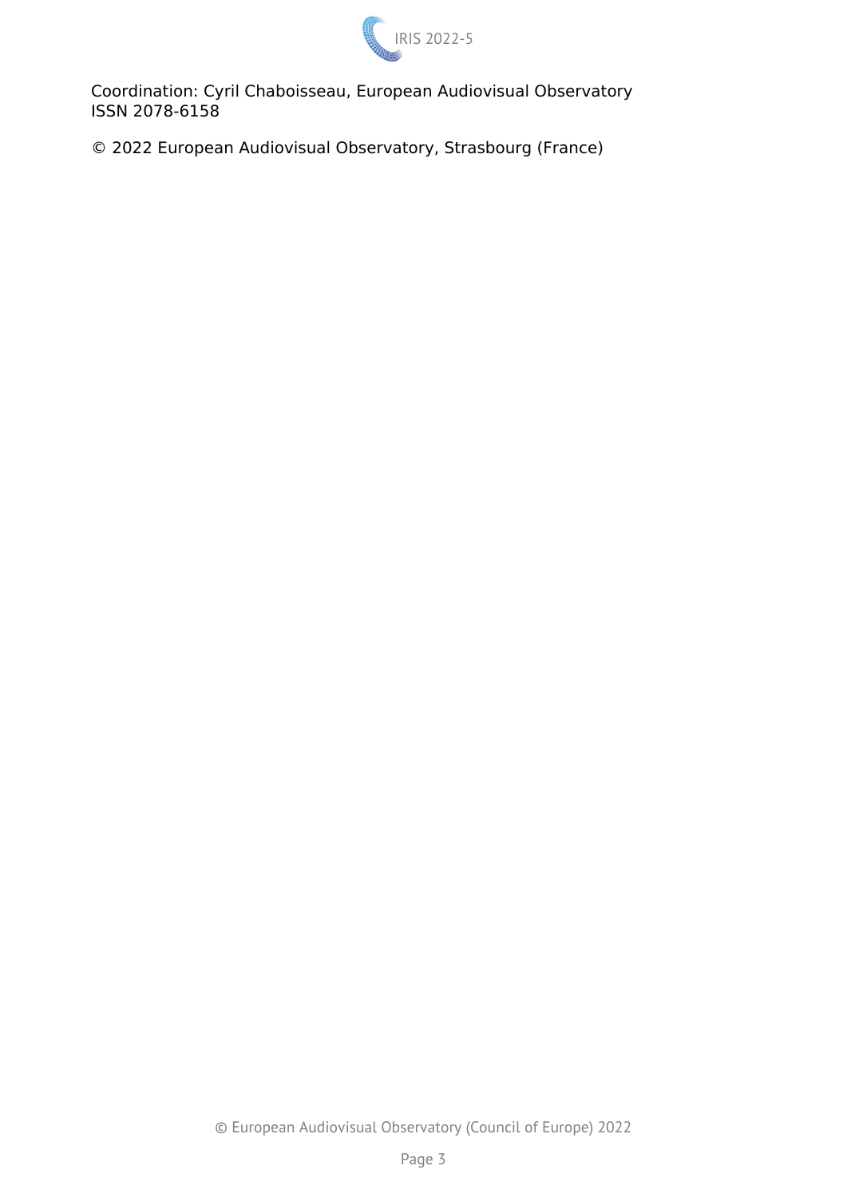Coordination: Cyril Chaboisseau, European Audiovisual Observatory
ISSN 2078-6158

© 2022 European Audiovisual Observatory, Strasbourg (France)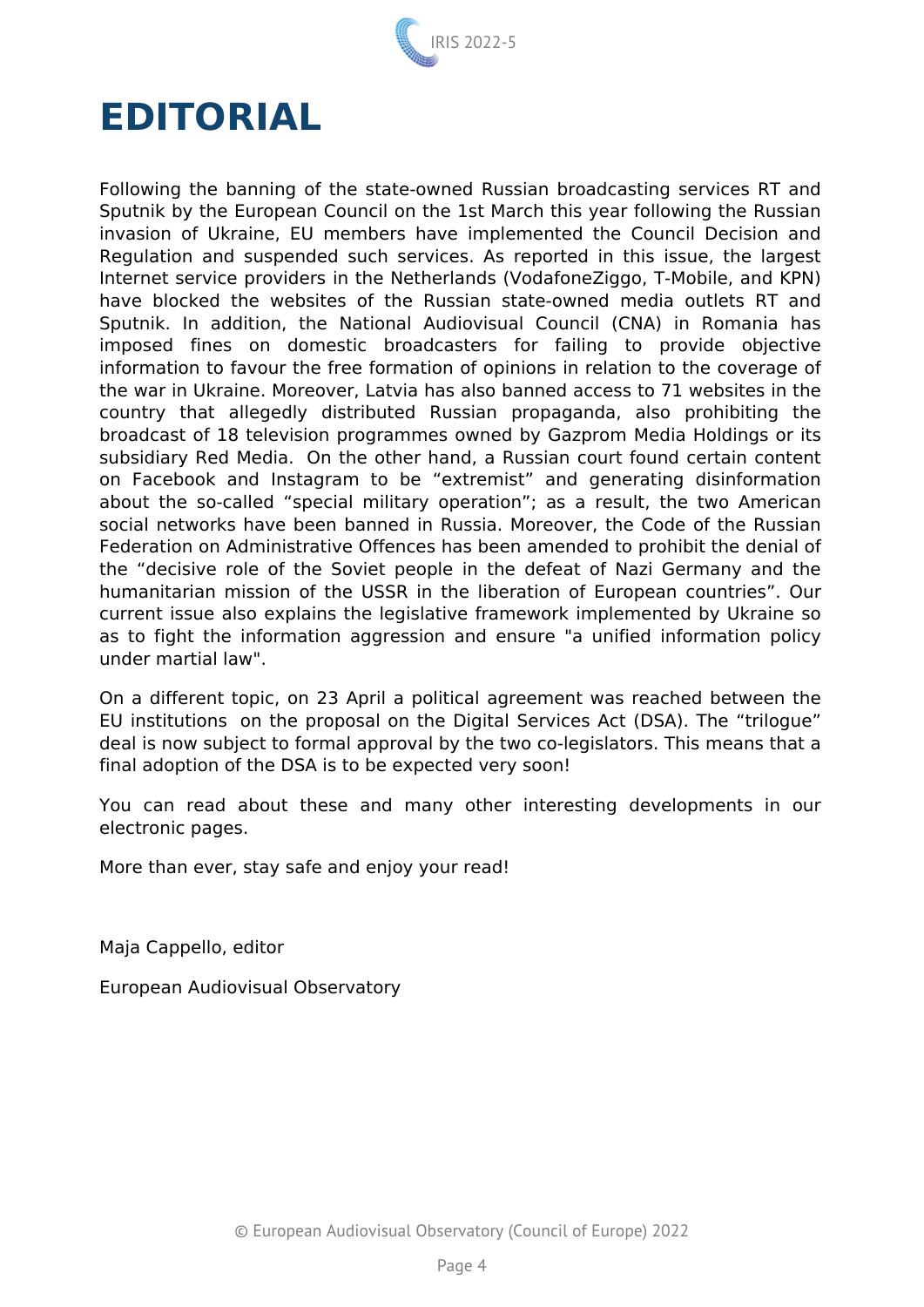# EDITORIAL

Following the banning of the state-owned Russian broadcasting services RT and Sputnik by the European Council on the 1st March this year following the Russian invasion of Ukraine, EU members have implemented the Council Decision and Regulation and suspended such services. As reported in this issue, the largest Internet service providers in the Netherlands (VodafoneZiggo, T-Mobile, and KPN) have blocked the websites of the Russian state-owned media outlets RT and Sputnik. In addition, the National Audiovisual Council (CNA) in Romania has imposed fines on domestic broadcasters for failing to provide objective information to favour the free formation of opinions in relation to the coverage of the war in Ukraine. Moreover, Latvia has also banned access to 71 websites in the country that allegedly distributed Russian propaganda, also prohibiting the broadcast of 18 television programmes owned by Gazprom Media Holdings or its subsidiary Red Media. On the other hand, a Russian court found certain content on Facebook and Instagram to be "extremist" and generating disinformation about the so-called "special military operation"; as a result, the two American social networks have been banned in Russia. Moreover, the Code of the Russian Federation on Administrative Offences has been amended to prohibit the denial of the "decisive role of the Soviet people in the defeat of Nazi Germany and the humanitarian mission of the USSR in the liberation of European countries". Our current issue explains the legislative framework implemented by Ukraine so as to fight the information aggression and ensure "a unified information policy under martial law".

On a different topic, on 23 April a political agreement was reached between the EU institutions on the proposal on the Digital Services Act (DSA). The "trilogue" deal is now subject to formal approval by the two co-legislators. This means that a final adoption of the DSA is to be expected very soon!

You can read about these and many other interesting developments in our electronic pages.

More than ever, stay safe and enjoy your read!

Maja Cappello, editor

European Audiovisual Observatory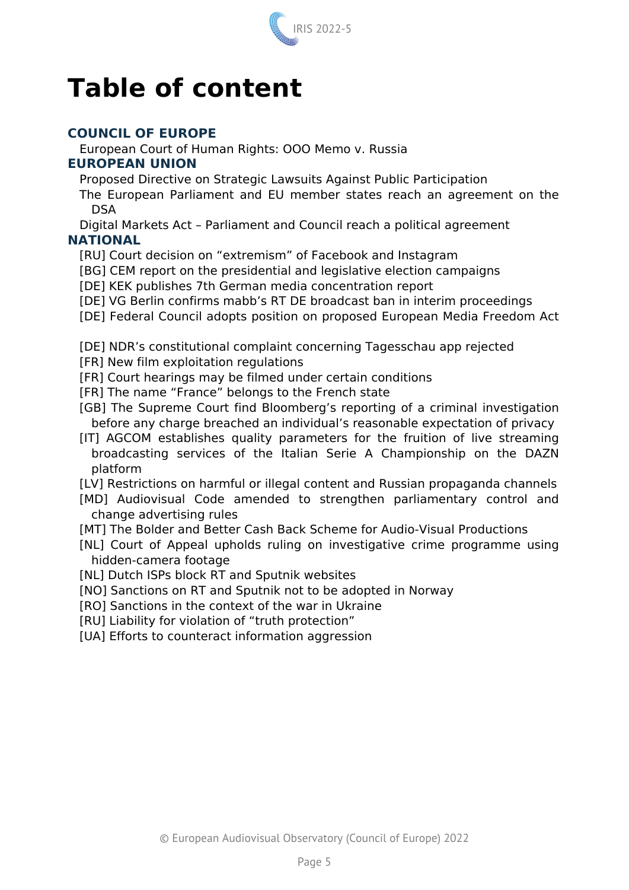# Table of content

## COUNCIL OF EUROPE

- European Court of Human Rights: OOO Memo v. Russia

## EUROPEAN UNION

- Proposed Directive on Strategic Lawsuits Against Public Participation
- The European Parliament and EU member states reach an agreement on the DSA
- Digital Markets Act – Parliament and Council reach a political agreement

## NATIONAL

- [RU] Court decision on “extremism” of Facebook and Instagram
- [BG] CEM report on the presidential and legislative election campaigns
- [DE] KEK publishes 7th German media concentration report
- [DE] VG Berlin confirms mabb’s RT DE broadcast ban in interim proceedings
- [DE] Federal Council adopts position on proposed European Media Freedom Act
- [DE] NDR’s constitutional complaint concerning Tagesschau app rejected
- [FR] New film exploitation regulations
- [FR] Court hearings may be filmed under certain conditions
- [FR] The name “France” belongs to the French state
- [GB] The Supreme Court find Bloomberg’s reporting of a criminal investigation before any charge breached an individual’s reasonable expectation of privacy
- [IT] AGCOM establishes quality parameters for the fruition of live streaming broadcasting services of the Italian Serie A Championship on the DAZN platform
- [LV] Restrictions on harmful or illegal content and Russian propaganda channels
- [MD] Audiovisual Code amended to strengthen parliamentary control and change advertising rules
- [MT] The Bolder and Better Cash Back Scheme for Audio-Visual Productions
- [NL] Court of Appeal upholds ruling on investigative crime programme using hidden-camera footage
- [NL] Dutch ISPs block RT and Sputnik websites
- [NO] Sanctions on RT and Sputnik not to be adopted in Norway
- [RO] Sanctions in the context of the war in Ukraine
- [RU] Liability for violation of “truth protection”
- [UA] Efforts to counteract information aggression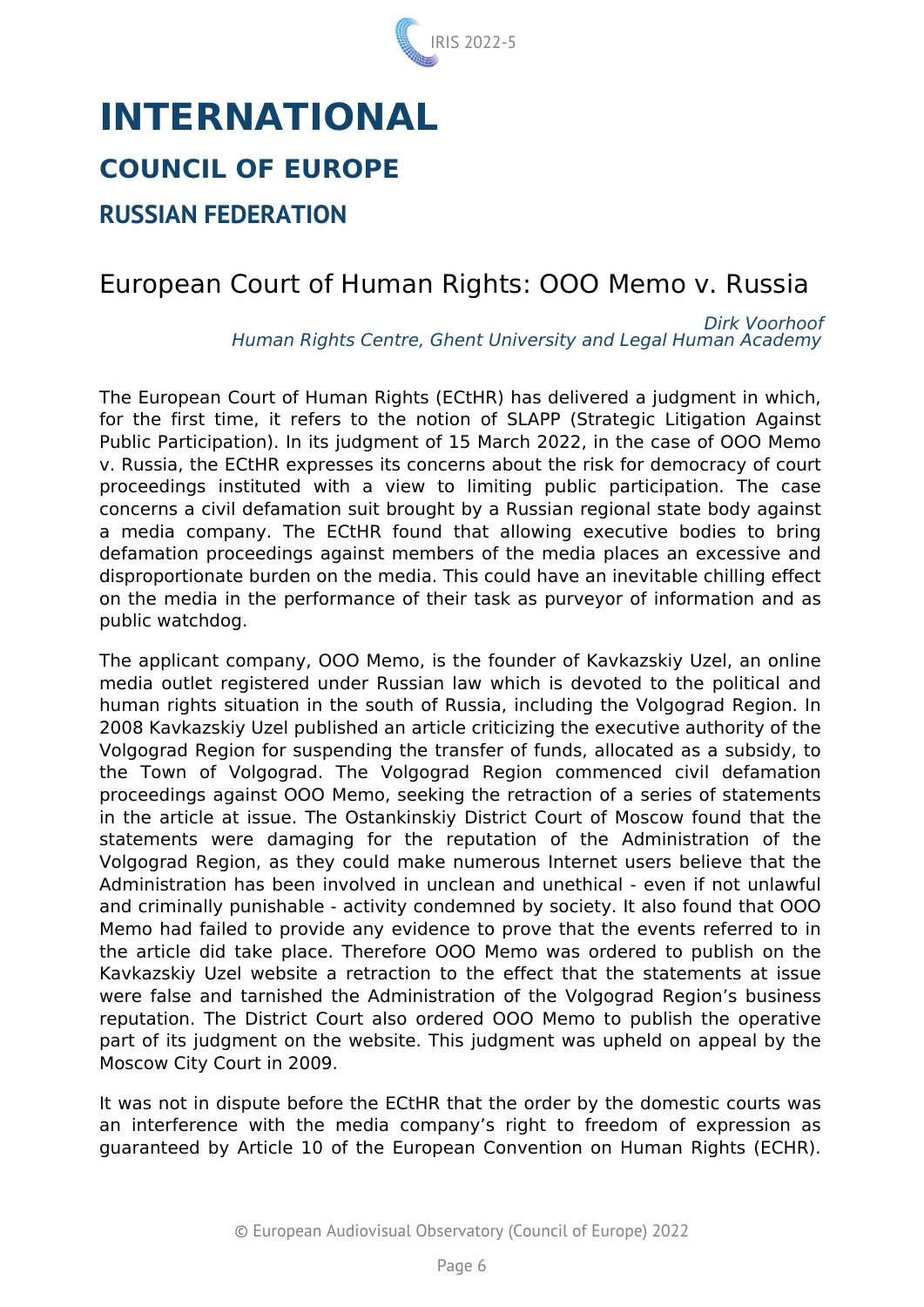# INTERNATIONAL

## COUNCIL OF EUROPE

### RUSSIAN FEDERATION

## European Court of Human Rights: OOO Memo v. Russia

*Dirk Voorhoof*
*Human Rights Centre, Ghent University and Legal Human Academy*

The European Court of Human Rights (ECtHR) has delivered a judgment in which, for the first time, it refers to the notion of SLAPP (Strategic Litigation Against Public Participation). In its judgment of 15 March 2022, in the case of OOO Memo v. Russia, the ECtHR expresses its concerns about the risk for democracy of court proceedings instituted with a view to limiting public participation. The case concerns a civil defamation suit brought by a Russian regional state body against a media company. The ECtHR found that allowing executive bodies to bring defamation proceedings against members of the media places an excessive and disproportionate burden on the media. This could have an inevitable chilling effect on the media in the performance of their task as purveyor of information and as public watchdog.

The applicant company, OOO Memo, is the founder of Kavkazskiy Uzel, an online media outlet registered under Russian law which is devoted to the political and human rights situation in the south of Russia, including the Volgograd Region. In 2008 Kavkazskiy Uzel published an article criticizing the executive authority of the Volgograd Region for suspending the transfer of funds, allocated as a subsidy, to the Town of Volgograd. The Volgograd Region commenced civil defamation proceedings against OOO Memo, seeking the retraction of a series of statements in the article at issue. The Ostankinskiy District Court of Moscow found that the statements were damaging for the reputation of the Administration of the Volgograd Region, as they could make numerous Internet users believe that the Administration has been involved in unclean and unethical - even if not unlawful and criminally punishable - activity condemned by society. It also found that OOO Memo had failed to provide any evidence to prove that the events referred to in the article did take place. Therefore OOO Memo was ordered to publish on the Kavkazskiy Uzel website a retraction to the effect that the statements at issue were false and tarnished the Administration of the Volgograd Region's business reputation. The District Court also ordered OOO Memo to publish the operative part of its judgment on the website. This judgment was upheld on appeal by the Moscow City Court in 2009.

It was not in dispute before the ECtHR that the order by the domestic courts was an interference with the media company's right to freedom of expression as guaranteed by Article 10 of the European Convention on Human Rights (ECHR).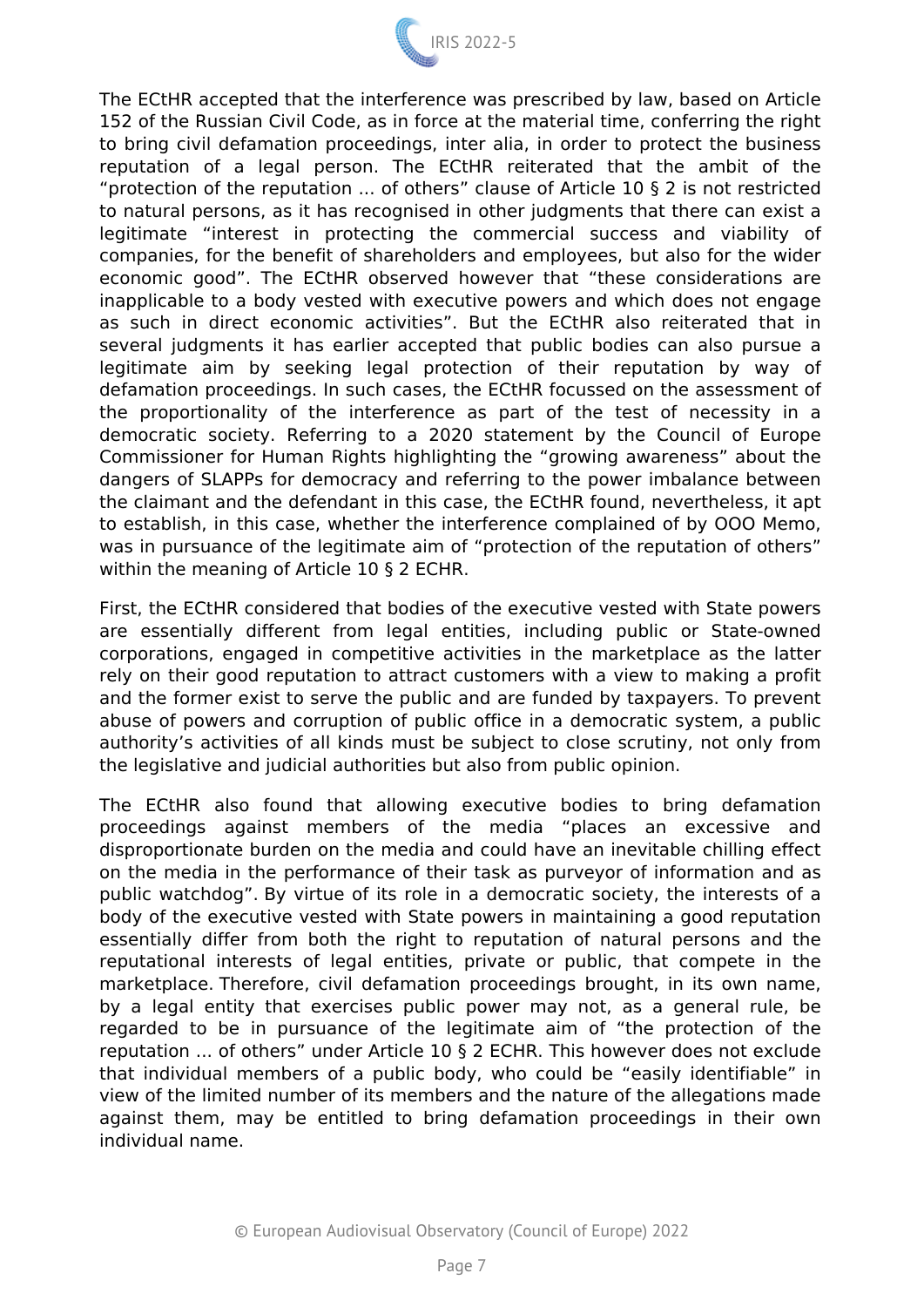The ECtHR accepted that the interference was prescribed by law, based on Article 152 of the Russian Civil Code, as in force at the material time, conferring the right to bring civil defamation proceedings, inter alia, in order to protect the business reputation of a legal person. The ECtHR reiterated that the ambit of the "protection of the reputation ... of others" clause of Article 10 § 2 is not restricted to natural persons, as it has recognised in other judgments that there can exist a legitimate "interest in protecting the commercial success and viability of companies, for the benefit of shareholders and employees, but also for the wider economic good". The ECtHR observed however that "these considerations are inapplicable to a body vested with executive powers and which does not engage as such in direct economic activities". But the ECtHR also reiterated that in several judgments it has earlier accepted that public bodies can also pursue a legitimate aim by seeking legal protection of their reputation by way of defamation proceedings. In such cases, the ECtHR focussed on the assessment of the proportionality of the interference as part of the test of necessity in a democratic society. Referring to a 2020 statement by the Council of Europe Commissioner for Human Rights highlighting the "growing awareness" about the dangers of SLAPPs for democracy and referring to the power imbalance between the claimant and the defendant in this case, the ECtHR found, nevertheless, it apt to establish, in this case, whether the interference complained of by OOO Memo, was in pursuance of the legitimate aim of "protection of the reputation of others" within the meaning of Article 10 § 2 ECHR.

First, the ECtHR considered that bodies of the executive vested with State powers are essentially different from legal entities, including public or State-owned corporations, engaged in competitive activities in the marketplace as the latter rely on their good reputation to attract customers with a view to making a profit and the former exist to serve the public and are funded by taxpayers. To prevent abuse of powers and corruption of public office in a democratic system, a public authority's activities of all kinds must be subject to close scrutiny, not only from the legislative and judicial authorities but also from public opinion.

The ECtHR also found that allowing executive bodies to bring defamation proceedings against members of the media "places an excessive and disproportionate burden on the media and could have an inevitable chilling effect on the media in the performance of their task as purveyor of information and as public watchdog". By virtue of its role in a democratic society, the interests of a body of the executive vested with State powers in maintaining a good reputation essentially differ from both the right to reputation of natural persons and the reputational interests of legal entities, private or public, that compete in the marketplace. Therefore, civil defamation proceedings brought, in its own name, by a legal entity that exercises public power may not, as a general rule, be regarded to be in pursuance of the legitimate aim of "the protection of the reputation ... of others" under Article 10 § 2 ECHR. This however does not exclude that individual members of a public body, who could be "easily identifiable" in view of the limited number of its members and the nature of the allegations made against them, may be entitled to bring defamation proceedings in their own individual name.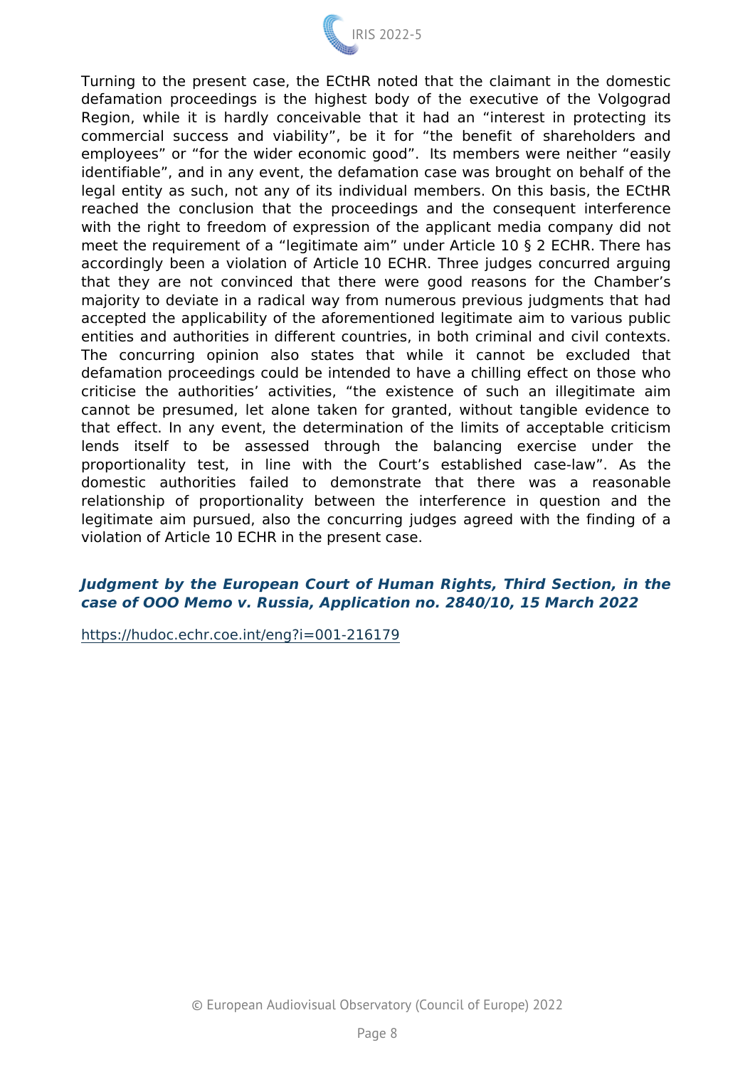Turning to the present case, the ECtHR noted that the claimant in the domestic defamation proceedings is the highest body of the executive of the Volgograd Region, while it is hardly conceivable that it had an "interest in protecting its commercial success and viability", be it for "the benefit of shareholders and employees" or "for the wider economic good". Its members were neither "easily identifiable", and in any event, the defamation case was brought on behalf of the legal entity as such, not any of its individual members. On this basis, the ECtHR reached the conclusion that the proceedings and the consequent interference with the right to freedom of expression of the applicant media company did not meet the requirement of a "legitimate aim" under Article 10 § 2 ECHR. There has accordingly been a violation of Article 10 ECHR. Three judges concurred arguing that they are not convinced that there were good reasons for the Chamber's majority to deviate in a radical way from numerous previous judgments that had accepted the applicability of the aforementioned legitimate aim to various public entities and authorities in different countries, in both criminal and civil contexts. The concurring opinion also states that while it cannot be excluded that defamation proceedings could be intended to have a chilling effect on those who criticise the authorities' activities, "the existence of such an illegitimate aim cannot be presumed, let alone taken for granted, without tangible evidence to that effect. In any event, the determination of the limits of acceptable criticism lends itself to be assessed through the balancing exercise under the proportionality test, in line with the Court's established case-law". As the domestic authorities failed to demonstrate that there was a reasonable relationship of proportionality between the interference in question and the legitimate aim pursued, also the concurring judges agreed with the finding of a violation of Article 10 ECHR in the present case.

***Judgment by the European Court of Human Rights, Third Section, in the case of OOO Memo v. Russia, Application no. 2840/10, 15 March 2022***

https://hudoc.echr.coe.int/eng?i=001-216179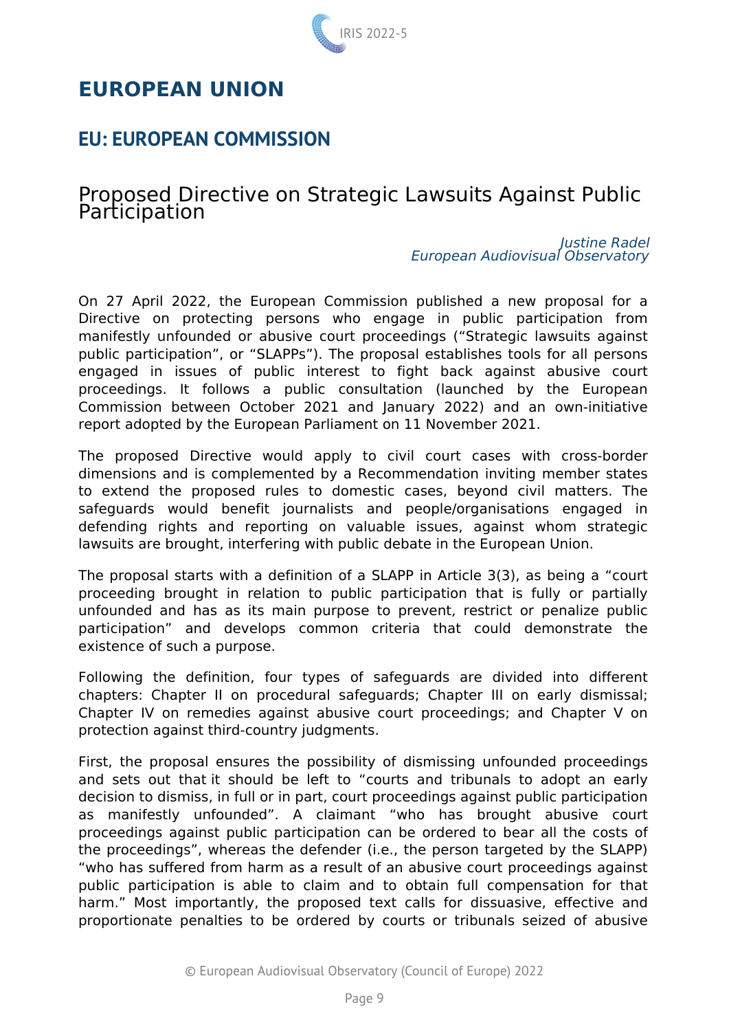# EUROPEAN UNION

## EU: EUROPEAN COMMISSION

### Proposed Directive on Strategic Lawsuits Against Public Participation

*Justine Radel*
*European Audiovisual Observatory*

On 27 April 2022, the European Commission published a new proposal for a Directive on protecting persons who engage in public participation from manifestly unfounded or abusive court proceedings ("Strategic lawsuits against public participation", or "SLAPPs"). The proposal establishes tools for all persons engaged in issues of public interest to fight back against abusive court proceedings. It follows a public consultation (launched by the European Commission between October 2021 and January 2022) and an own-initiative report adopted by the European Parliament on 11 November 2021.

The proposed Directive would apply to civil court cases with cross-border dimensions and is complemented by a Recommendation inviting member states to extend the proposed rules to domestic cases, beyond civil matters. The safeguards would benefit journalists and people/organisations engaged in defending rights and reporting on valuable issues, against whom strategic lawsuits are brought, interfering with public debate in the European Union.

The proposal starts with a definition of a SLAPP in Article 3(3), as being a "court proceeding brought in relation to public participation that is fully or partially unfounded and has as its main purpose to prevent, restrict or penalize public participation" and develops common criteria that could demonstrate the existence of such a purpose.

Following the definition, four types of safeguards are divided into different chapters: Chapter II on procedural safeguards; Chapter III on early dismissal; Chapter IV on remedies against abusive court proceedings; and Chapter V on protection against third-country judgments.

First, the proposal ensures the possibility of dismissing unfounded proceedings and sets out that it should be left to "courts and tribunals to adopt an early decision to dismiss, in full or in part, court proceedings against public participation as manifestly unfounded". A claimant "who has brought abusive court proceedings against public participation can be ordered to bear all the costs of the proceedings", whereas the defender (i.e., the person targeted by the SLAPP) "who has suffered from harm as a result of an abusive court proceedings against public participation is able to claim and to obtain full compensation for that harm." Most importantly, the proposed text calls for dissuasive, effective and proportionate penalties to be ordered by courts or tribunals seized of abusive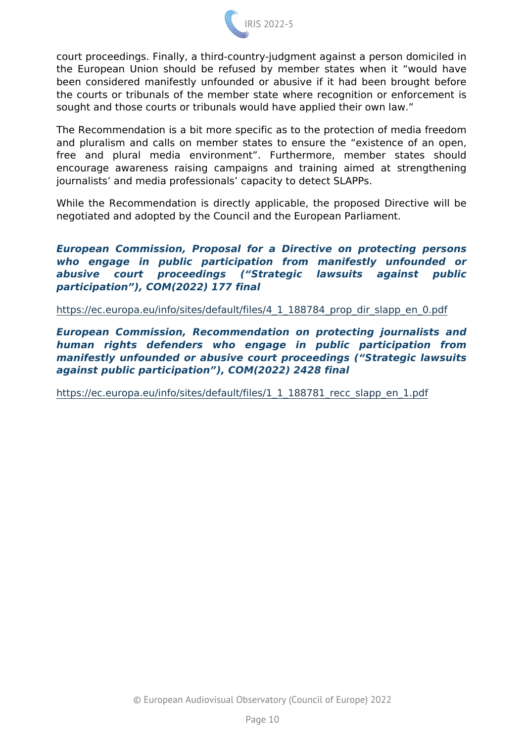court proceedings. Finally, a third-country-judgment against a person domiciled in the European Union should be refused by member states when it "would have been considered manifestly unfounded or abusive if it had been brought before the courts or tribunals of the member state where recognition or enforcement is sought and those courts or tribunals would have applied their own law."

The Recommendation is a bit more specific as to the protection of media freedom and pluralism and calls on member states to ensure the "existence of an open, free and plural media environment". Furthermore, member states should encourage awareness raising campaigns and training aimed at strengthening journalists' and media professionals' capacity to detect SLAPPs.

While the Recommendation is directly applicable, the proposed Directive will be negotiated and adopted by the Council and the European Parliament.

***European Commission, Proposal for a Directive on protecting persons who engage in public participation from manifestly unfounded or abusive court proceedings ("Strategic lawsuits against public participation"), COM(2022) 177 final***

https://ec.europa.eu/info/sites/default/files/4_1_188784_prop_dir_slapp_en_0.pdf

***European Commission, Recommendation on protecting journalists and human rights defenders who engage in public participation from manifestly unfounded or abusive court proceedings ("Strategic lawsuits against public participation"), COM(2022) 2428 final***

https://ec.europa.eu/info/sites/default/files/1_1_188781_recc_slapp_en_1.pdf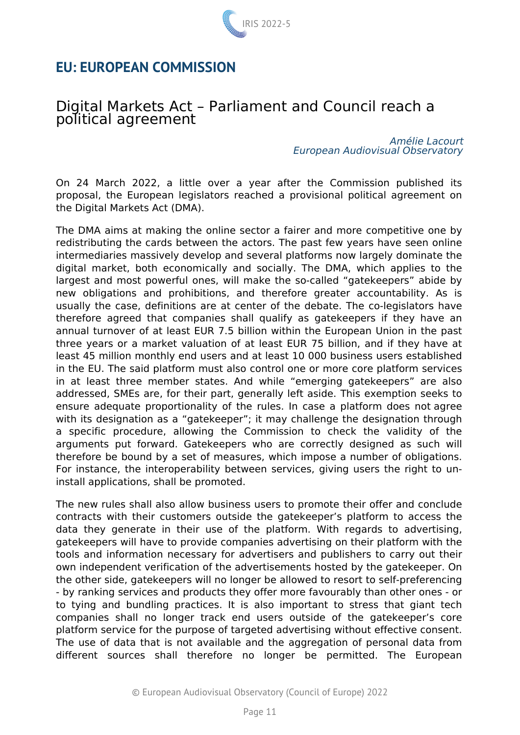## EU: EUROPEAN COMMISSION

### Digital Markets Act – Parliament and Council reach a political agreement

*Amélie Lacourt*
*European Audiovisual Observatory*

On 24 March 2022, a little over a year after the Commission published its proposal, the European legislators reached a provisional political agreement on the Digital Markets Act (DMA).

The DMA aims at making the online sector a fairer and more competitive one by redistributing the cards between the actors. The past few years have seen online intermediaries massively develop and several platforms now largely dominate the digital market, both economically and socially. The DMA, which applies to the largest and most powerful ones, will make the so-called “gatekeepers” abide by new obligations and prohibitions, and therefore greater accountability. As is usually the case, definitions are at center of the debate. The co-legislators have therefore agreed that companies shall qualify as gatekeepers if they have an annual turnover of at least EUR 7.5 billion within the European Union in the past three years or a market valuation of at least EUR 75 billion, and if they have at least 45 million monthly end users and at least 10 000 business users established in the EU. The said platform must also control one or more core platform services in at least three member states. And while “emerging gatekeepers” are also addressed, SMEs are, for their part, generally left aside. This exemption seeks to ensure adequate proportionality of the rules. In case a platform does not agree with its designation as a “gatekeeper”; it may challenge the designation through a specific procedure, allowing the Commission to check the validity of the arguments put forward. Gatekeepers who are correctly designed as such will therefore be bound by a set of measures, which impose a number of obligations. For instance, the interoperability between services, giving users the right to un-install applications, shall be promoted.

The new rules shall also allow business users to promote their offer and conclude contracts with their customers outside the gatekeeper’s platform to access the data they generate in their use of the platform. With regards to advertising, gatekeepers will have to provide companies advertising on their platform with the tools and information necessary for advertisers and publishers to carry out their own independent verification of the advertisements hosted by the gatekeeper. On the other side, gatekeepers will no longer be allowed to resort to self-preferencing - by ranking services and products they offer more favourably than other ones - or to tying and bundling practices. It is also important to stress that giant tech companies shall no longer track end users outside of the gatekeeper’s core platform service for the purpose of targeted advertising without effective consent. The use of data that is not available and the aggregation of personal data from different sources shall therefore no longer be permitted. The European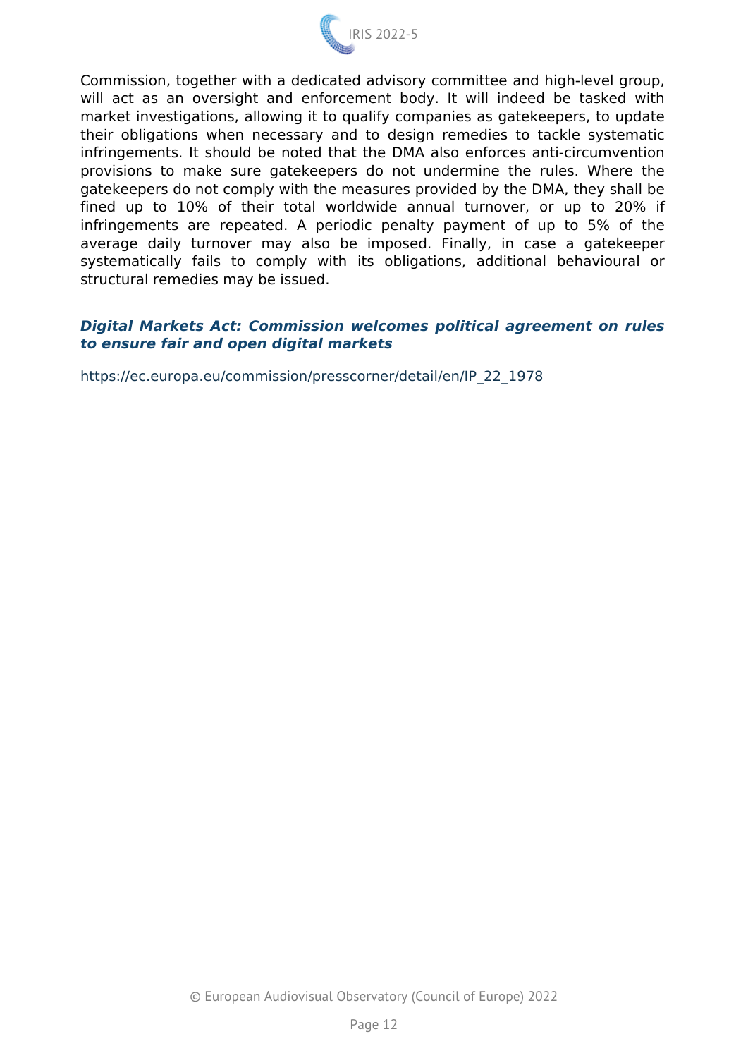Commission, together with a dedicated advisory committee and high-level group, will act as an oversight and enforcement body. It will indeed be tasked with market investigations, allowing it to qualify companies as gatekeepers, to update their obligations when necessary and to design remedies to tackle systematic infringements. It should be noted that the DMA also enforces anti-circumvention provisions to make sure gatekeepers do not undermine the rules. Where the gatekeepers do not comply with the measures provided by the DMA, they shall be fined up to 10% of their total worldwide annual turnover, or up to 20% if infringements are repeated. A periodic penalty payment of up to 5% of the average daily turnover may also be imposed. Finally, in case a gatekeeper systematically fails to comply with its obligations, additional behavioural or structural remedies may be issued.

***Digital Markets Act: Commission welcomes political agreement on rules to ensure fair and open digital markets***

https://ec.europa.eu/commission/presscorner/detail/en/IP_22_1978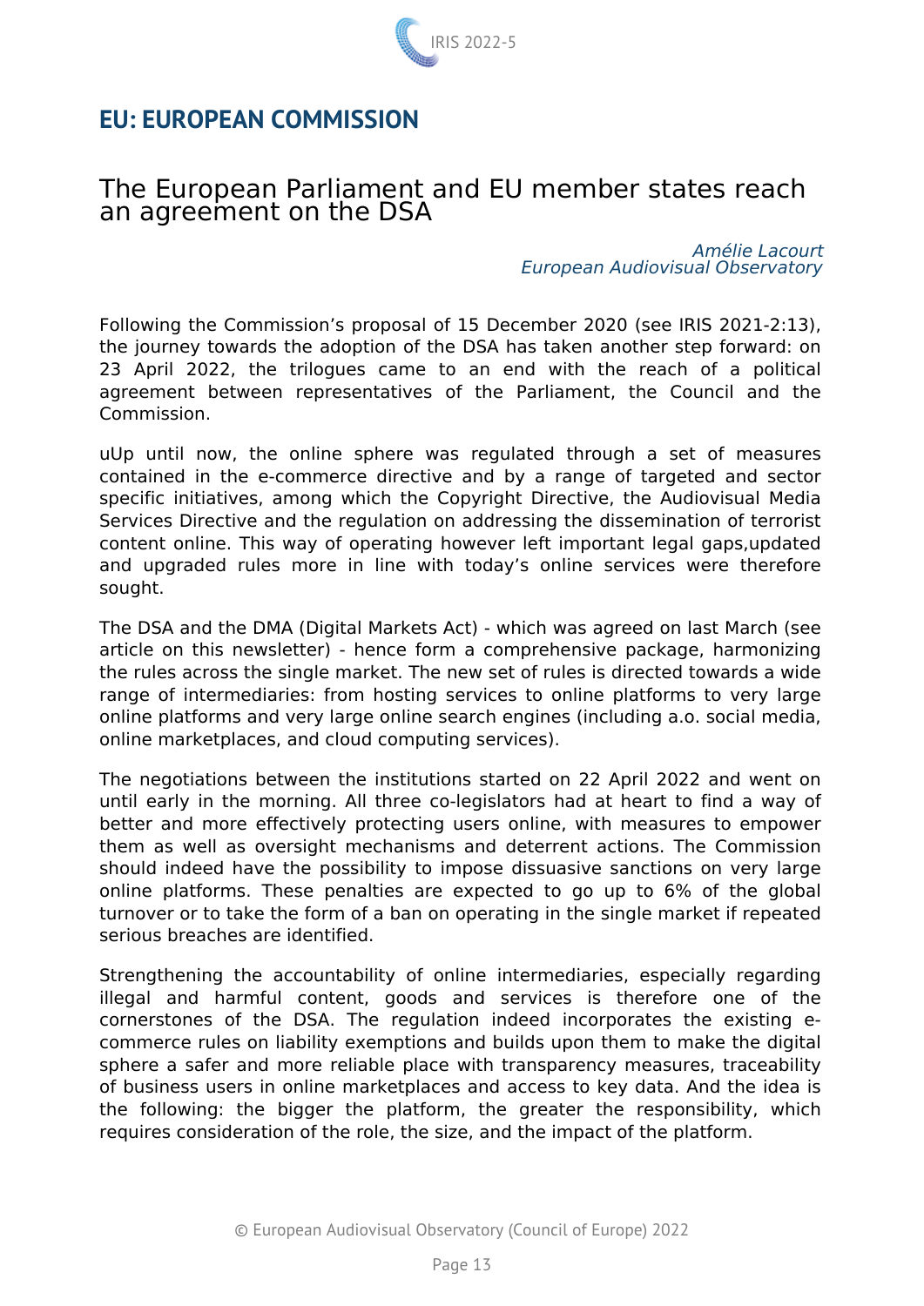## EU: EUROPEAN COMMISSION

### The European Parliament and EU member states reach an agreement on the DSA

*Amélie Lacourt*
*European Audiovisual Observatory*

Following the Commission's proposal of 15 December 2020 (see IRIS 2021-2:13), the journey towards the adoption of the DSA has taken another step forward: on 23 April 2022, the trilogues came to an end with the reach of a political agreement between representatives of the Parliament, the Council and the Commission.

uUp until now, the online sphere was regulated through a set of measures contained in the e-commerce directive and by a range of targeted and sector specific initiatives, among which the Copyright Directive, the Audiovisual Media Services Directive and the regulation on addressing the dissemination of terrorist content online. This way of operating however left important legal gaps,updated and upgraded rules more in line with today's online services were therefore sought.

The DSA and the DMA (Digital Markets Act) - which was agreed on last March (see article on this newsletter) - hence form a comprehensive package, harmonizing the rules across the single market. The new set of rules is directed towards a wide range of intermediaries: from hosting services to online platforms to very large online platforms and very large online search engines (including a.o. social media, online marketplaces, and cloud computing services).

The negotiations between the institutions started on 22 April 2022 and went on until early in the morning. All three co-legislators had at heart to find a way of better and more effectively protecting users online, with measures to empower them as well as oversight mechanisms and deterrent actions. The Commission should indeed have the possibility to impose dissuasive sanctions on very large online platforms. These penalties are expected to go up to 6% of the global turnover or to take the form of a ban on operating in the single market if repeated serious breaches are identified.

Strengthening the accountability of online intermediaries, especially regarding illegal and harmful content, goods and services is therefore one of the cornerstones of the DSA. The regulation indeed incorporates the existing e-commerce rules on liability exemptions and builds upon them to make the digital sphere a safer and more reliable place with transparency measures, traceability of business users in online marketplaces and access to key data. And the idea is the following: the bigger the platform, the greater the responsibility, which requires consideration of the role, the size, and the impact of the platform.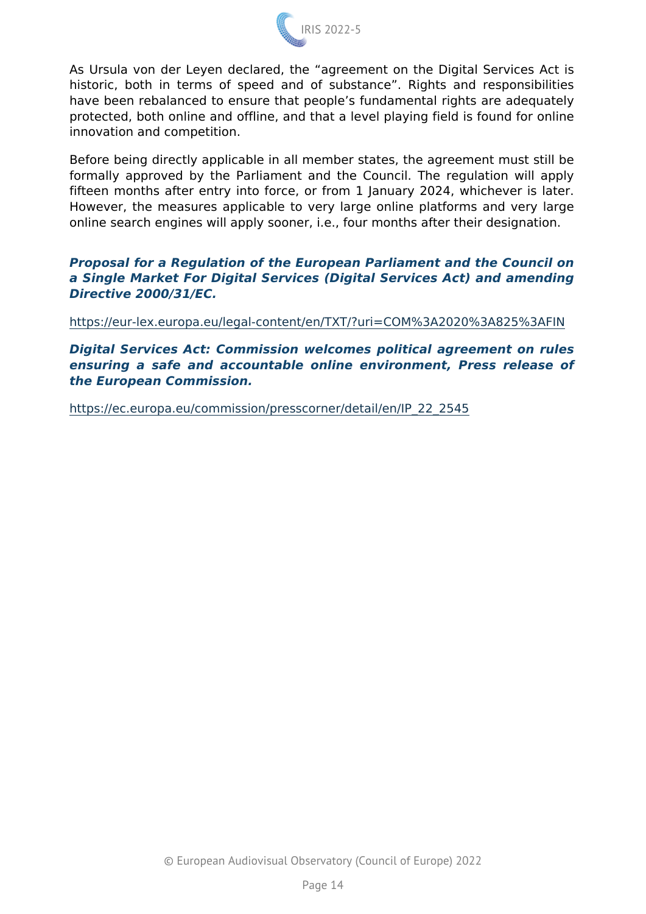As Ursula von der Leyen declared, the “agreement on the Digital Services Act is historic, both in terms of speed and of substance”. Rights and responsibilities have been rebalanced to ensure that people’s fundamental rights are adequately protected, both online and offline, and that a level playing field is found for online innovation and competition.

Before being directly applicable in all member states, the agreement must still be formally approved by the Parliament and the Council. The regulation will apply fifteen months after entry into force, or from 1 January 2024, whichever is later. However, the measures applicable to very large online platforms and very large online search engines will apply sooner, i.e., four months after their designation.

***Proposal for a Regulation of the European Parliament and the Council on a Single Market For Digital Services (Digital Services Act) and amending Directive 2000/31/EC.***

https://eur-lex.europa.eu/legal-content/en/TXT/?uri=COM%3A2020%3A825%3AFIN

***Digital Services Act: Commission welcomes political agreement on rules ensuring a safe and accountable online environment, Press release of the European Commission.***

https://ec.europa.eu/commission/presscorner/detail/en/IP_22_2545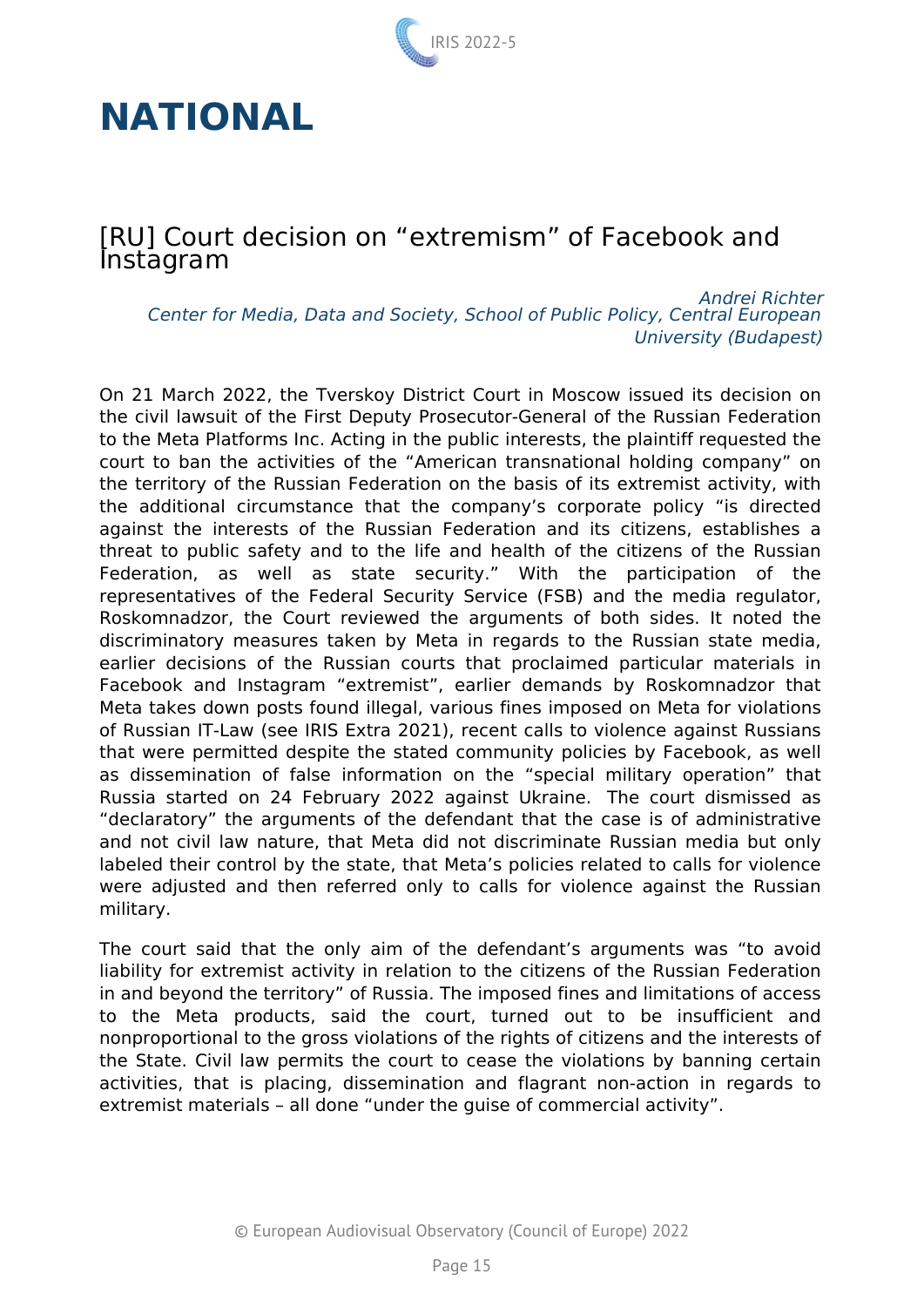# NATIONAL

## [RU] Court decision on “extremism” of Facebook and Instagram

*Andrei Richter*
*Center for Media, Data and Society, School of Public Policy, Central European University (Budapest)*

On 21 March 2022, the Tverskoy District Court in Moscow issued its decision on the civil lawsuit of the First Deputy Prosecutor-General of the Russian Federation to the Meta Platforms Inc. Acting in the public interests, the plaintiff requested the court to ban the activities of the “American transnational holding company” on the territory of the Russian Federation on the basis of its extremist activity, with the additional circumstance that the company’s corporate policy “is directed against the interests of the Russian Federation and its citizens, establishes a threat to public safety and to the life and health of the citizens of the Russian Federation, as well as state security.” With the participation of the representatives of the Federal Security Service (FSB) and the media regulator, Roskomnadzor, the Court reviewed the arguments of both sides. It noted the discriminatory measures taken by Meta in regards to the Russian state media, earlier decisions of the Russian courts that proclaimed particular materials in Facebook and Instagram “extremist”, earlier demands by Roskomnadzor that Meta takes down posts found illegal, various fines imposed on Meta for violations of Russian IT-Law (see IRIS Extra 2021), recent calls to violence against Russians that were permitted despite the stated community policies by Facebook, as well as dissemination of false information on the “special military operation” that Russia started on 24 February 2022 against Ukraine. The court dismissed as “declaratory” the arguments of the defendant that the case is of administrative and not civil law nature, that Meta did not discriminate Russian media but only labeled their control by the state, that Meta’s policies related to calls for violence were adjusted and then referred only to calls for violence against the Russian military.

The court said that the only aim of the defendant’s arguments was “to avoid liability for extremist activity in relation to the citizens of the Russian Federation in and beyond the territory” of Russia. The imposed fines and limitations of access to the Meta products, said the court, turned out to be insufficient and nonproportional to the gross violations of the rights of citizens and the interests of the State. Civil law permits the court to cease the violations by banning certain activities, that is placing, dissemination and flagrant non-action in regards to extremist materials – all done “under the guise of commercial activity”.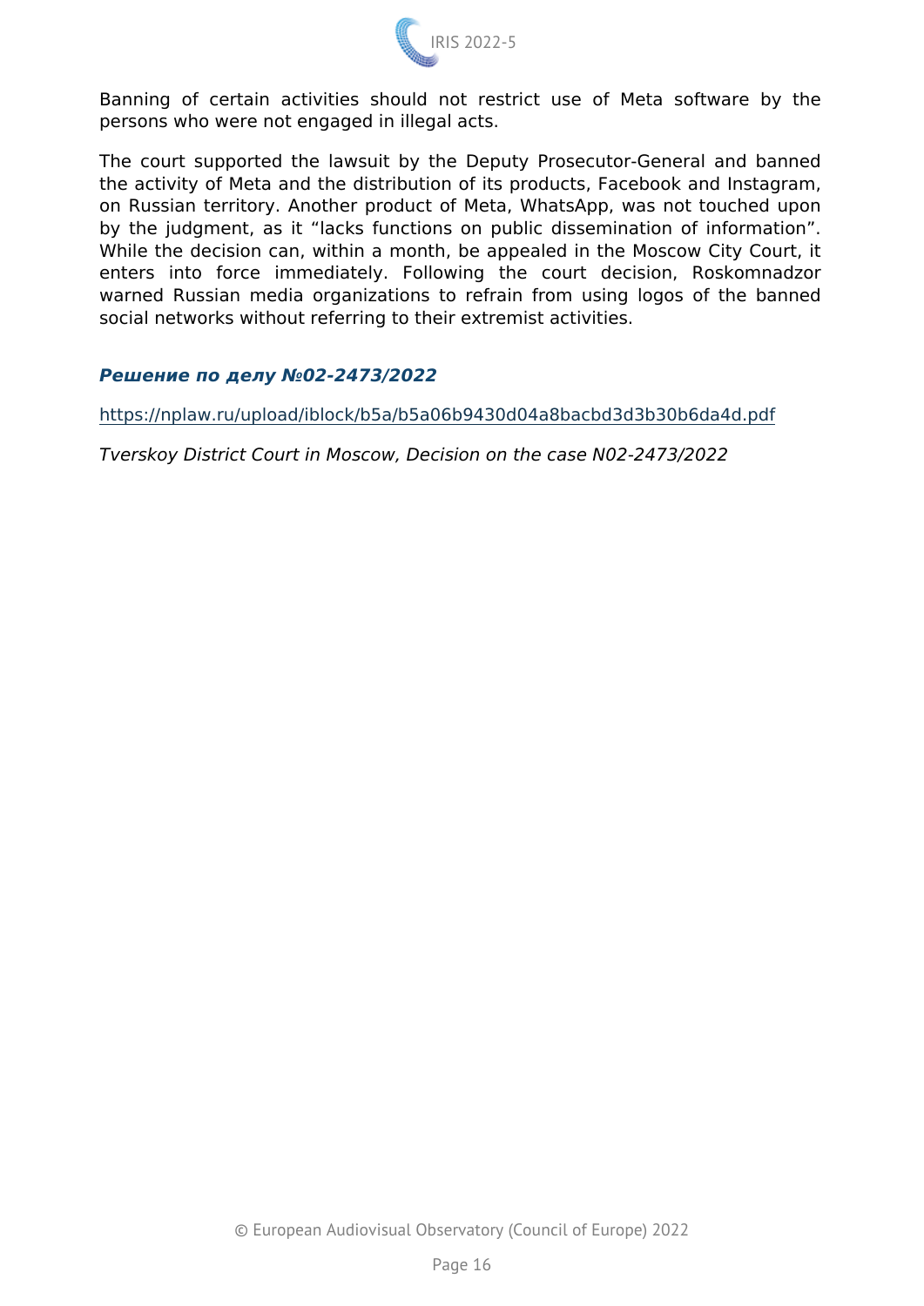Banning of certain activities should not restrict use of Meta software by the persons who were not engaged in illegal acts.

The court supported the lawsuit by the Deputy Prosecutor-General and banned the activity of Meta and the distribution of its products, Facebook and Instagram, on Russian territory. Another product of Meta, WhatsApp, was not touched upon by the judgment, as it "lacks functions on public dissemination of information". While the decision can, within a month, be appealed in the Moscow City Court, it enters into force immediately. Following the court decision, Roskomnadzor warned Russian media organizations to refrain from using logos of the banned social networks without referring to their extremist activities.

***Решение по делу №02-2473/2022***

https://nplaw.ru/upload/iblock/b5a/b5a06b9430d04a8bacbd3d3b30b6da4d.pdf

*Tverskoy District Court in Moscow, Decision on the case N02-2473/2022*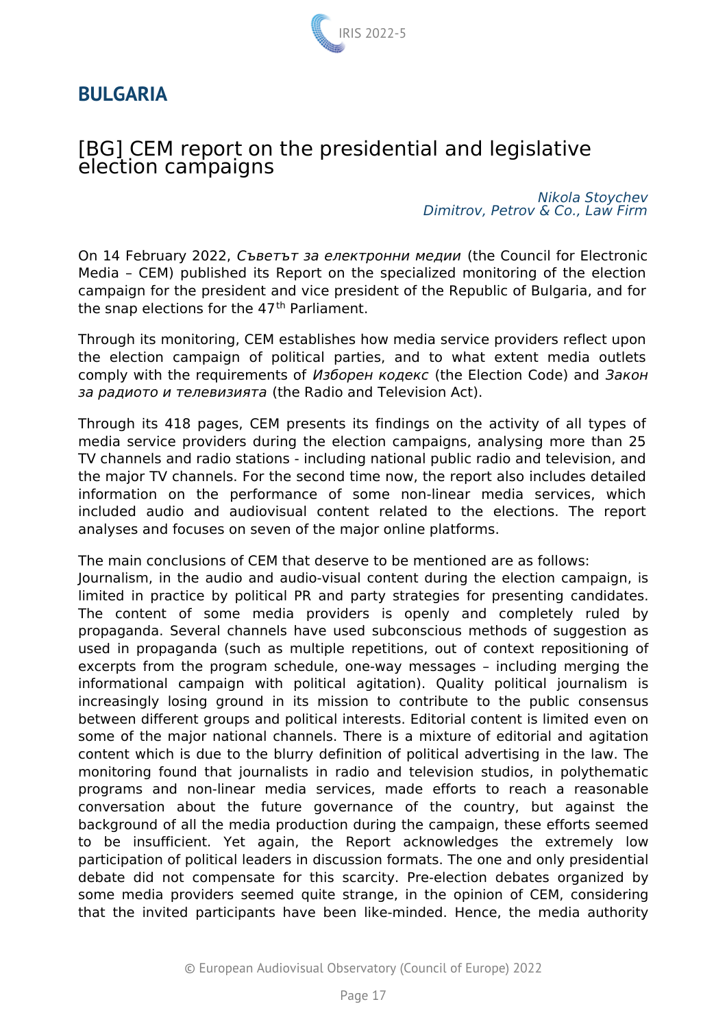## BULGARIA

### [BG] CEM report on the presidential and legislative election campaigns

*Nikola Stoychev*
*Dimitrov, Petrov & Co., Law Firm*

On 14 February 2022, *Съветът за електронни медии* (the Council for Electronic Media – CEM) published its Report on the specialized monitoring of the election campaign for the president and vice president of the Republic of Bulgaria, and for the snap elections for the 47th Parliament.

Through its monitoring, CEM establishes how media service providers reflect upon the election campaign of political parties, and to what extent media outlets comply with the requirements of *Изборен кодекс* (the Election Code) and *Закон за радиото и телевизията* (the Radio and Television Act).

Through its 418 pages, CEM presents its findings on the activity of all types of media service providers during the election campaigns, analysing more than 25 TV channels and radio stations - including national public radio and television, and the major TV channels. For the second time now, the report also includes detailed information on the performance of some non-linear media services, which included audio and audiovisual content related to the elections. The report analyses and focuses on seven of the major online platforms.

The main conclusions of CEM that deserve to be mentioned are as follows:
Journalism, in the audio and audio-visual content during the election campaign, is limited in practice by political PR and party strategies for presenting candidates. The content of some media providers is openly and completely ruled by propaganda. Several channels have used subconscious methods of suggestion as used in propaganda (such as multiple repetitions, out of context repositioning of excerpts from the program schedule, one-way messages – including merging the informational campaign with political agitation). Quality political journalism is increasingly losing ground in its mission to contribute to the public consensus between different groups and political interests. Editorial content is limited even on some of the major national channels. There is a mixture of editorial and agitation content which is due to the blurry definition of political advertising in the law. The monitoring found that journalists in radio and television studios, in polythematic programs and non-linear media services, made efforts to reach a reasonable conversation about the future governance of the country, but against the background of all the media production during the campaign, these efforts seemed to be insufficient. Yet again, the Report acknowledges the extremely low participation of political leaders in discussion formats. The one and only presidential debate did not compensate for this scarcity. Pre-election debates organized by some media providers seemed quite strange, in the opinion of CEM, considering that the invited participants have been like-minded. Hence, the media authority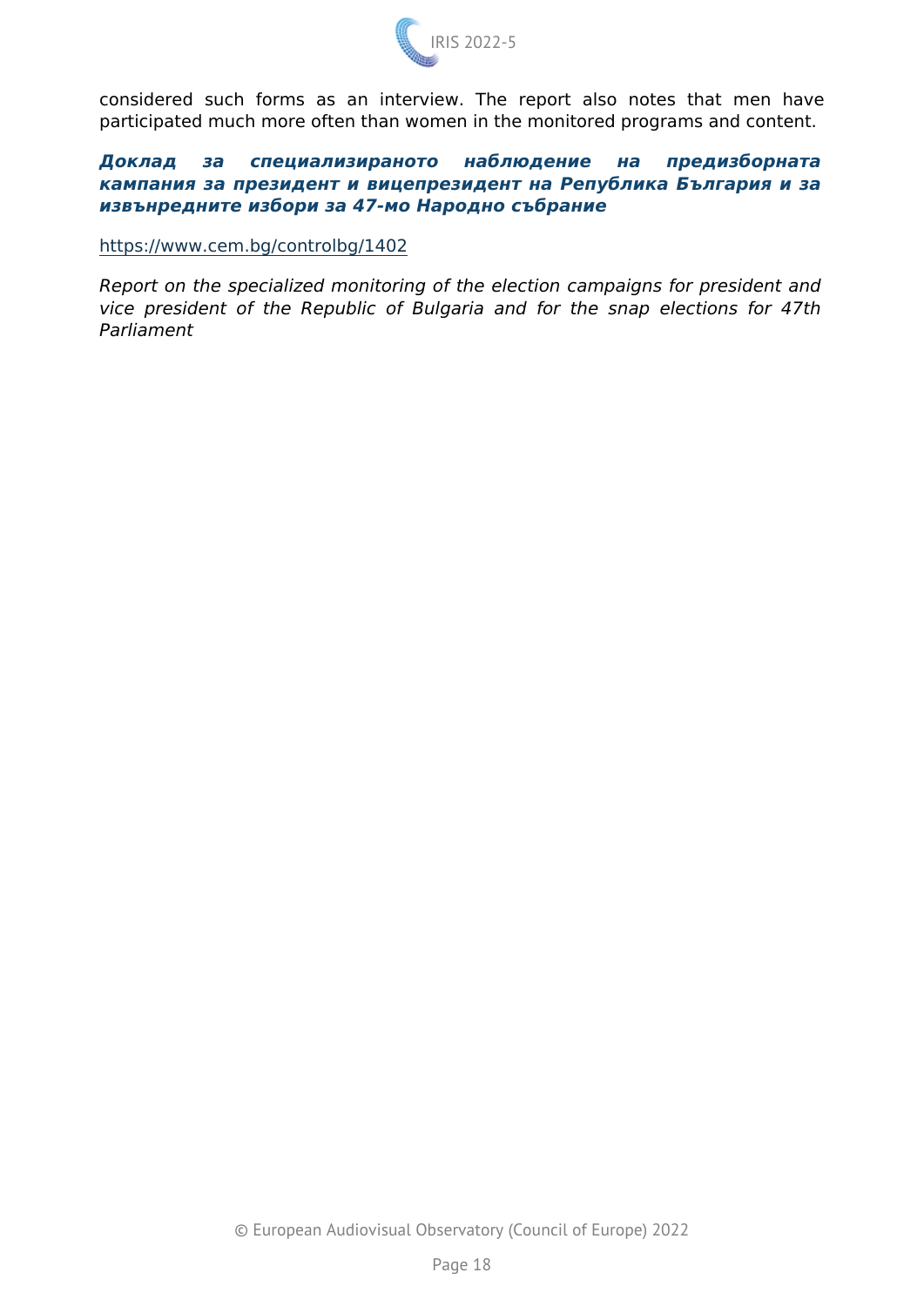considered such forms as an interview. The report also notes that men have participated much more often than women in the monitored programs and content.

***Доклад за специализираното наблюдение на предизборната кампания за президент и вицепрезидент на Република България и за извънредните избори за 47-мо Народно събрание***

https://www.cem.bg/controlbg/1402

*Report on the specialized monitoring of the election campaigns for president and vice president of the Republic of Bulgaria and for the snap elections for 47th Parliament*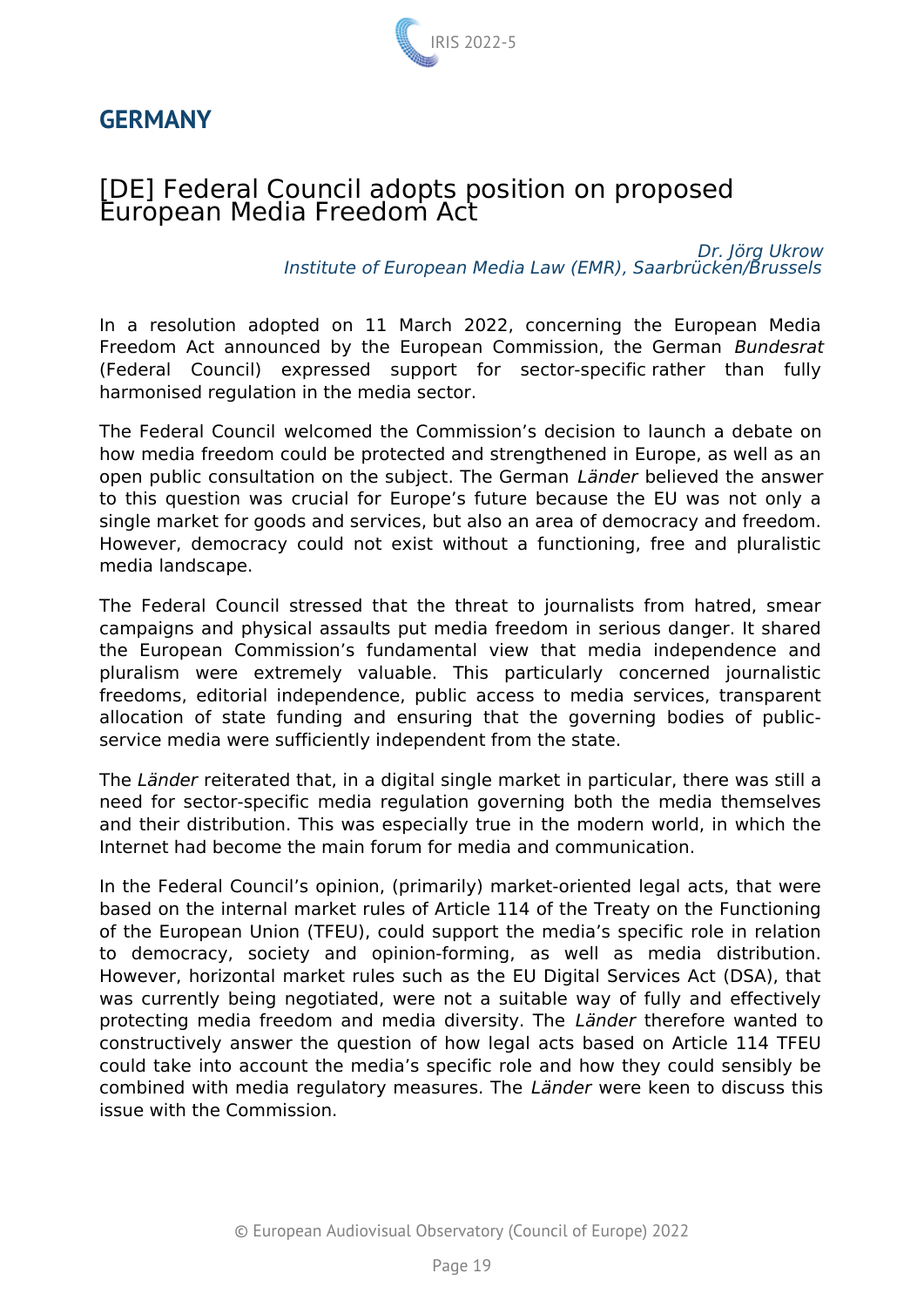## GERMANY

### [DE] Federal Council adopts position on proposed European Media Freedom Act

*Dr. Jörg Ukrow*
*Institute of European Media Law (EMR), Saarbrücken/Brussels*

In a resolution adopted on 11 March 2022, concerning the European Media Freedom Act announced by the European Commission, the German *Bundesrat* (Federal Council) expressed support for sector-specific rather than fully harmonised regulation in the media sector.

The Federal Council welcomed the Commission's decision to launch a debate on how media freedom could be protected and strengthened in Europe, as well as an open public consultation on the subject. The German *Länder* believed the answer to this question was crucial for Europe's future because the EU was not only a single market for goods and services, but also an area of democracy and freedom. However, democracy could not exist without a functioning, free and pluralistic media landscape.

The Federal Council stressed that the threat to journalists from hatred, smear campaigns and physical assaults put media freedom in serious danger. It shared the European Commission's fundamental view that media independence and pluralism were extremely valuable. This particularly concerned journalistic freedoms, editorial independence, public access to media services, transparent allocation of state funding and ensuring that the governing bodies of public-service media were sufficiently independent from the state.

The *Länder* reiterated that, in a digital single market in particular, there was still a need for sector-specific media regulation governing both the media themselves and their distribution. This was especially true in the modern world, in which the Internet had become the main forum for media and communication.

In the Federal Council's opinion, (primarily) market-oriented legal acts, that were based on the internal market rules of Article 114 of the Treaty on the Functioning of the European Union (TFEU), could support the media's specific role in relation to democracy, society and opinion-forming, as well as media distribution. However, horizontal market rules such as the EU Digital Services Act (DSA), that was currently being negotiated, were not a suitable way of fully and effectively protecting media freedom and media diversity. The *Länder* therefore wanted to constructively answer the question of how legal acts based on Article 114 TFEU could take into account the media's specific role and how they could sensibly be combined with media regulatory measures. The *Länder* were keen to discuss this issue with the Commission.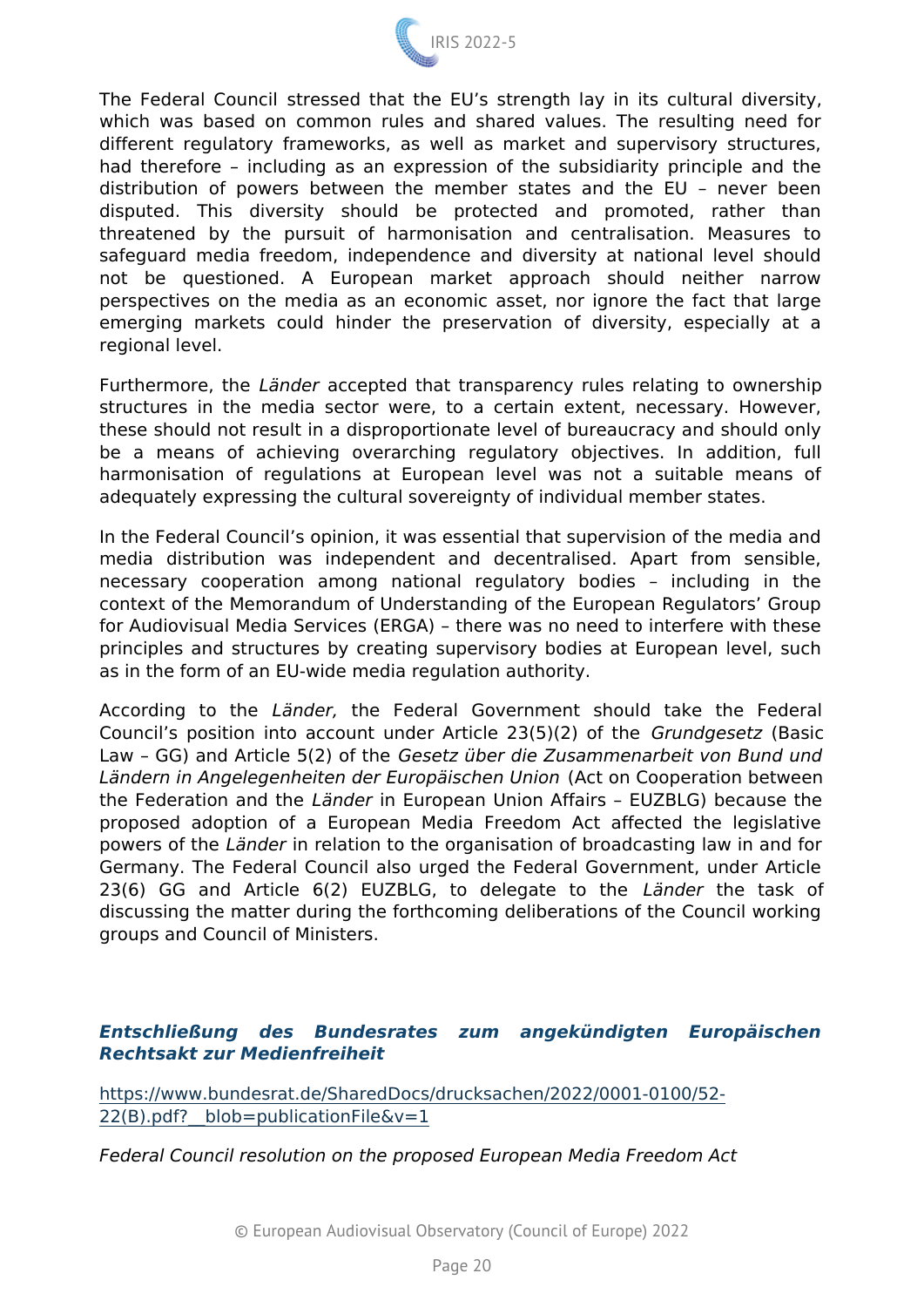The Federal Council stressed that the EU's strength lay in its cultural diversity, which was based on common rules and shared values. The resulting need for different regulatory frameworks, as well as market and supervisory structures, had therefore – including as an expression of the subsidiarity principle and the distribution of powers between the member states and the EU – never been disputed. This diversity should be protected and promoted, rather than threatened by the pursuit of harmonisation and centralisation. Measures to safeguard media freedom, independence and diversity at national level should not be questioned. A European market approach should neither narrow perspectives on the media as an economic asset, nor ignore the fact that large emerging markets could hinder the preservation of diversity, especially at a regional level.

Furthermore, the *Länder* accepted that transparency rules relating to ownership structures in the media sector were, to a certain extent, necessary. However, these should not result in a disproportionate level of bureaucracy and should only be a means of achieving overarching regulatory objectives. In addition, full harmonisation of regulations at European level was not a suitable means of adequately expressing the cultural sovereignty of individual member states.

In the Federal Council's opinion, it was essential that supervision of the media and media distribution was independent and decentralised. Apart from sensible, necessary cooperation among national regulatory bodies – including in the context of the Memorandum of Understanding of the European Regulators' Group for Audiovisual Media Services (ERGA) – there was no need to interfere with these principles and structures by creating supervisory bodies at European level, such as in the form of an EU-wide media regulation authority.

According to the *Länder,* the Federal Government should take the Federal Council's position into account under Article 23(5)(2) of the *Grundgesetz* (Basic Law – GG) and Article 5(2) of the *Gesetz über die Zusammenarbeit von Bund und Ländern in Angelegenheiten der Europäischen Union* (Act on Cooperation between the Federation and the *Länder* in European Union Affairs – EUZBLG) because the proposed adoption of a European Media Freedom Act affected the legislative powers of the *Länder* in relation to the organisation of broadcasting law in and for Germany. The Federal Council also urged the Federal Government, under Article 23(6) GG and Article 6(2) EUZBLG, to delegate to the *Länder* the task of discussing the matter during the forthcoming deliberations of the Council working groups and Council of Ministers.

***Entschließung des Bundesrates zum angekündigten Europäischen Rechtsakt zur Medienfreiheit***

https://www.bundesrat.de/SharedDocs/drucksachen/2022/0001-0100/52-22(B).pdf?__blob=publicationFile&v=1

*Federal Council resolution on the proposed European Media Freedom Act*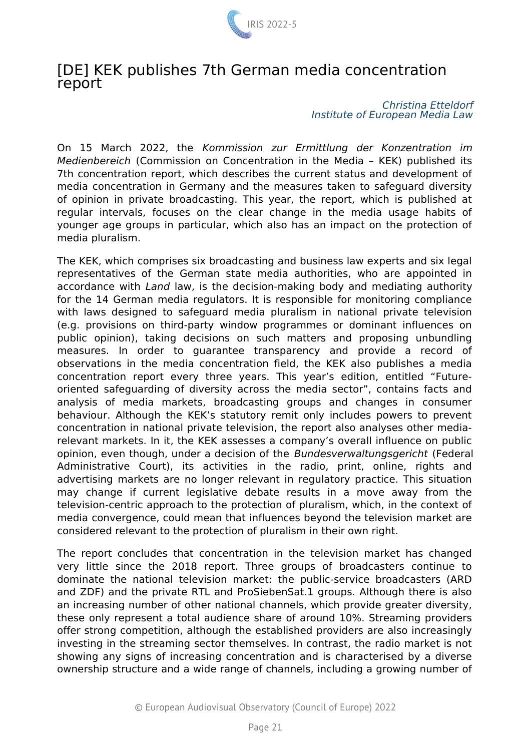# [DE] KEK publishes 7th German media concentration report

*Christina Etteldorf*
*Institute of European Media Law*

On 15 March 2022, the *Kommission zur Ermittlung der Konzentration im Medienbereich* (Commission on Concentration in the Media – KEK) published its 7th concentration report, which describes the current status and development of media concentration in Germany and the measures taken to safeguard diversity of opinion in private broadcasting. This year, the report, which is published at regular intervals, focuses on the clear change in the media usage habits of younger age groups in particular, which also has an impact on the protection of media pluralism.

The KEK, which comprises six broadcasting and business law experts and six legal representatives of the German state media authorities, who are appointed in accordance with *Land* law, is the decision-making body and mediating authority for the 14 German media regulators. It is responsible for monitoring compliance with laws designed to safeguard media pluralism in national private television (e.g. provisions on third-party window programmes or dominant influences on public opinion), taking decisions on such matters and proposing unbundling measures. In order to guarantee transparency and provide a record of observations in the media concentration field, the KEK also publishes a media concentration report every three years. This year's edition, entitled "Future-oriented safeguarding of diversity across the media sector", contains facts and analysis of media markets, broadcasting groups and changes in consumer behaviour. Although the KEK's statutory remit only includes powers to prevent concentration in national private television, the report also analyses other media-relevant markets. In it, the KEK assesses a company's overall influence on public opinion, even though, under a decision of the *Bundesverwaltungsgericht* (Federal Administrative Court), its activities in the radio, print, online, rights and advertising markets are no longer relevant in regulatory practice. This situation may change if current legislative debate results in a move away from the television-centric approach to the protection of pluralism, which, in the context of media convergence, could mean that influences beyond the television market are considered relevant to the protection of pluralism in their own right.

The report concludes that concentration in the television market has changed very little since the 2018 report. Three groups of broadcasters continue to dominate the national television market: the public-service broadcasters (ARD and ZDF) and the private RTL and ProSiebenSat.1 groups. Although there is also an increasing number of other national channels, which provide greater diversity, these only represent a total audience share of around 10%. Streaming providers offer strong competition, although the established providers are also increasingly investing in the streaming sector themselves. In contrast, the radio market is not showing any signs of increasing concentration and is characterised by a diverse ownership structure and a wide range of channels, including a growing number of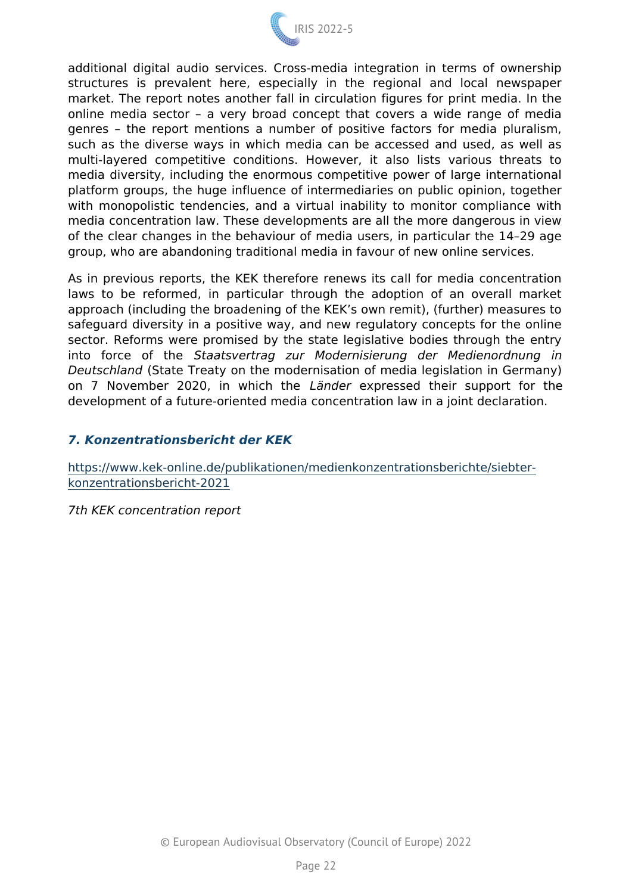additional digital audio services. Cross-media integration in terms of ownership structures is prevalent here, especially in the regional and local newspaper market. The report notes another fall in circulation figures for print media. In the online media sector – a very broad concept that covers a wide range of media genres – the report mentions a number of positive factors for media pluralism, such as the diverse ways in which media can be accessed and used, as well as multi-layered competitive conditions. However, it also lists various threats to media diversity, including the enormous competitive power of large international platform groups, the huge influence of intermediaries on public opinion, together with monopolistic tendencies, and a virtual inability to monitor compliance with media concentration law. These developments are all the more dangerous in view of the clear changes in the behaviour of media users, in particular the 14–29 age group, who are abandoning traditional media in favour of new online services.

As in previous reports, the KEK therefore renews its call for media concentration laws to be reformed, in particular through the adoption of an overall market approach (including the broadening of the KEK's own remit), (further) measures to safeguard diversity in a positive way, and new regulatory concepts for the online sector. Reforms were promised by the state legislative bodies through the entry into force of the *Staatsvertrag zur Modernisierung der Medienordnung in Deutschland* (State Treaty on the modernisation of media legislation in Germany) on 7 November 2020, in which the *Länder* expressed their support for the development of a future-oriented media concentration law in a joint declaration.

### *7. Konzentrationsbericht der KEK*

https://www.kek-online.de/publikationen/medienkonzentrationsberichte/siebter-konzentrationsbericht-2021

*7th KEK concentration report*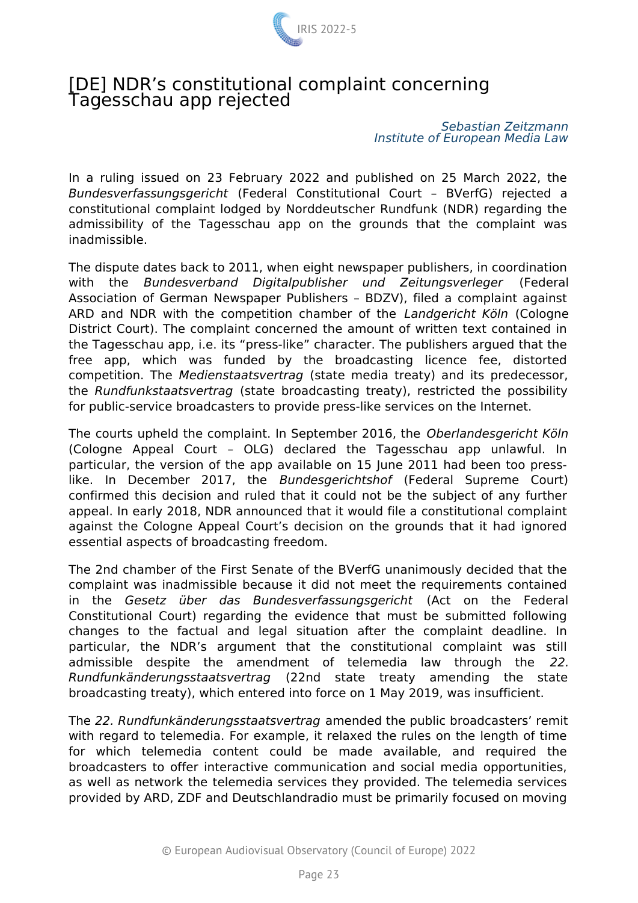# [DE] NDR's constitutional complaint concerning Tagesschau app rejected

*Sebastian Zeitzmann*
*Institute of European Media Law*

In a ruling issued on 23 February 2022 and published on 25 March 2022, the *Bundesverfassungsgericht* (Federal Constitutional Court – BVerfG) rejected a constitutional complaint lodged by Norddeutscher Rundfunk (NDR) regarding the admissibility of the Tagesschau app on the grounds that the complaint was inadmissible.

The dispute dates back to 2011, when eight newspaper publishers, in coordination with the *Bundesverband Digitalpublisher und Zeitungsverleger* (Federal Association of German Newspaper Publishers – BDZV), filed a complaint against ARD and NDR with the competition chamber of the *Landgericht Köln* (Cologne District Court). The complaint concerned the amount of written text contained in the Tagesschau app, i.e. its "press-like" character. The publishers argued that the free app, which was funded by the broadcasting licence fee, distorted competition. The *Medienstaatsvertrag* (state media treaty) and its predecessor, the *Rundfunkstaatsvertrag* (state broadcasting treaty), restricted the possibility for public-service broadcasters to provide press-like services on the Internet.

The courts upheld the complaint. In September 2016, the *Oberlandesgericht Köln* (Cologne Appeal Court – OLG) declared the Tagesschau app unlawful. In particular, the version of the app available on 15 June 2011 had been too press-like. In December 2017, the *Bundesgerichtshof* (Federal Supreme Court) confirmed this decision and ruled that it could not be the subject of any further appeal. In early 2018, NDR announced that it would file a constitutional complaint against the Cologne Appeal Court's decision on the grounds that it had ignored essential aspects of broadcasting freedom.

The 2nd chamber of the First Senate of the BVerfG unanimously decided that the complaint was inadmissible because it did not meet the requirements contained in the *Gesetz über das Bundesverfassungsgericht* (Act on the Federal Constitutional Court) regarding the evidence that must be submitted following changes to the factual and legal situation after the complaint deadline. In particular, the NDR's argument that the constitutional complaint was still admissible despite the amendment of telemedia law through the *22. Rundfunkänderungsstaatsvertrag* (22nd state treaty amending the state broadcasting treaty), which entered into force on 1 May 2019, was insufficient.

The *22. Rundfunkänderungsstaatsvertrag* amended the public broadcasters' remit with regard to telemedia. For example, it relaxed the rules on the length of time for which telemedia content could be made available, and required the broadcasters to offer interactive communication and social media opportunities, as well as network the telemedia services they provided. The telemedia services provided by ARD, ZDF and Deutschlandradio must be primarily focused on moving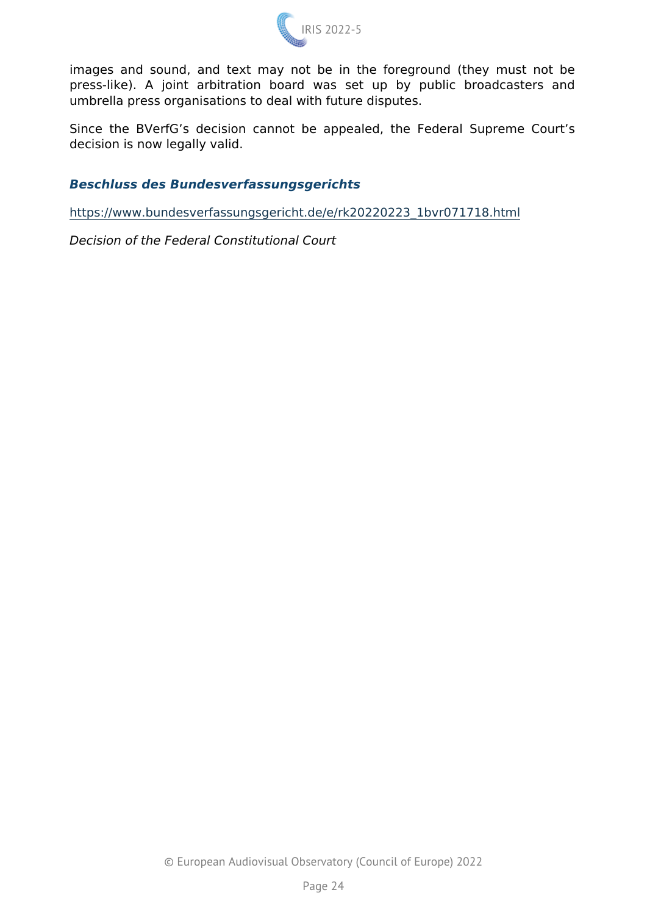images and sound, and text may not be in the foreground (they must not be press-like). A joint arbitration board was set up by public broadcasters and umbrella press organisations to deal with future disputes.

Since the BVerfG's decision cannot be appealed, the Federal Supreme Court's decision is now legally valid.

***Beschluss des Bundesverfassungsgerichts***

https://www.bundesverfassungsgericht.de/e/rk20220223_1bvr071718.html

*Decision of the Federal Constitutional Court*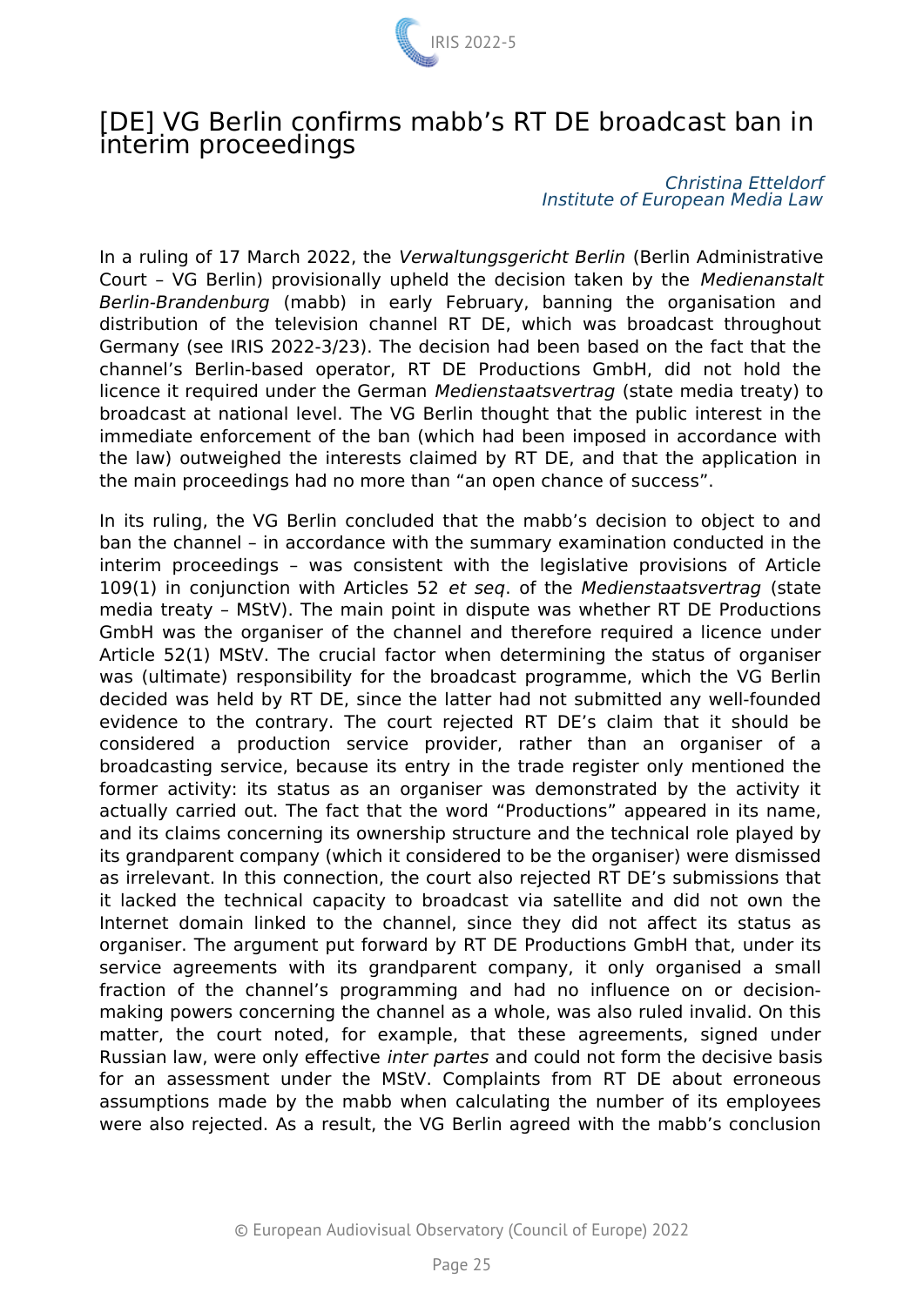# [DE] VG Berlin confirms mabb's RT DE broadcast ban in interim proceedings

*Christina Etteldorf*
*Institute of European Media Law*

In a ruling of 17 March 2022, the *Verwaltungsgericht Berlin* (Berlin Administrative Court – VG Berlin) provisionally upheld the decision taken by the *Medienanstalt Berlin-Brandenburg* (mabb) in early February, banning the organisation and distribution of the television channel RT DE, which was broadcast throughout Germany (see IRIS 2022-3/23). The decision had been based on the fact that the channel's Berlin-based operator, RT DE Productions GmbH, did not hold the licence it required under the German *Medienstaatsvertrag* (state media treaty) to broadcast at national level. The VG Berlin thought that the public interest in the immediate enforcement of the ban (which had been imposed in accordance with the law) outweighed the interests claimed by RT DE, and that the application in the main proceedings had no more than "an open chance of success".

In its ruling, the VG Berlin concluded that the mabb's decision to object to and ban the channel – in accordance with the summary examination conducted in the interim proceedings – was consistent with the legislative provisions of Article 109(1) in conjunction with Articles 52 *et seq*. of the *Medienstaatsvertrag* (state media treaty – MStV). The main point in dispute was whether RT DE Productions GmbH was the organiser of the channel and therefore required a licence under Article 52(1) MStV. The crucial factor when determining the status of organiser was (ultimate) responsibility for the broadcast programme, which the VG Berlin decided was held by RT DE, since the latter had not submitted any well-founded evidence to the contrary. The court rejected RT DE's claim that it should be considered a production service provider, rather than an organiser of a broadcasting service, because its entry in the trade register only mentioned the former activity: its status as an organiser was demonstrated by the activity it actually carried out. The fact that the word "Productions" appeared in its name, and its claims concerning its ownership structure and the technical role played by its grandparent company (which it considered to be the organiser) were dismissed as irrelevant. In this connection, the court also rejected RT DE's submissions that it lacked the technical capacity to broadcast via satellite and did not own the Internet domain linked to the channel, since they did not affect its status as organiser. The argument put forward by RT DE Productions GmbH that, under its service agreements with its grandparent company, it only organised a small fraction of the channel's programming and had no influence on or decision-making powers concerning the channel as a whole, was also ruled invalid. On this matter, the court noted, for example, that these agreements, signed under Russian law, were only effective *inter partes* and could not form the decisive basis for an assessment under the MStV. Complaints from RT DE about erroneous assumptions made by the mabb when calculating the number of its employees were also rejected. As a result, the VG Berlin agreed with the mabb's conclusion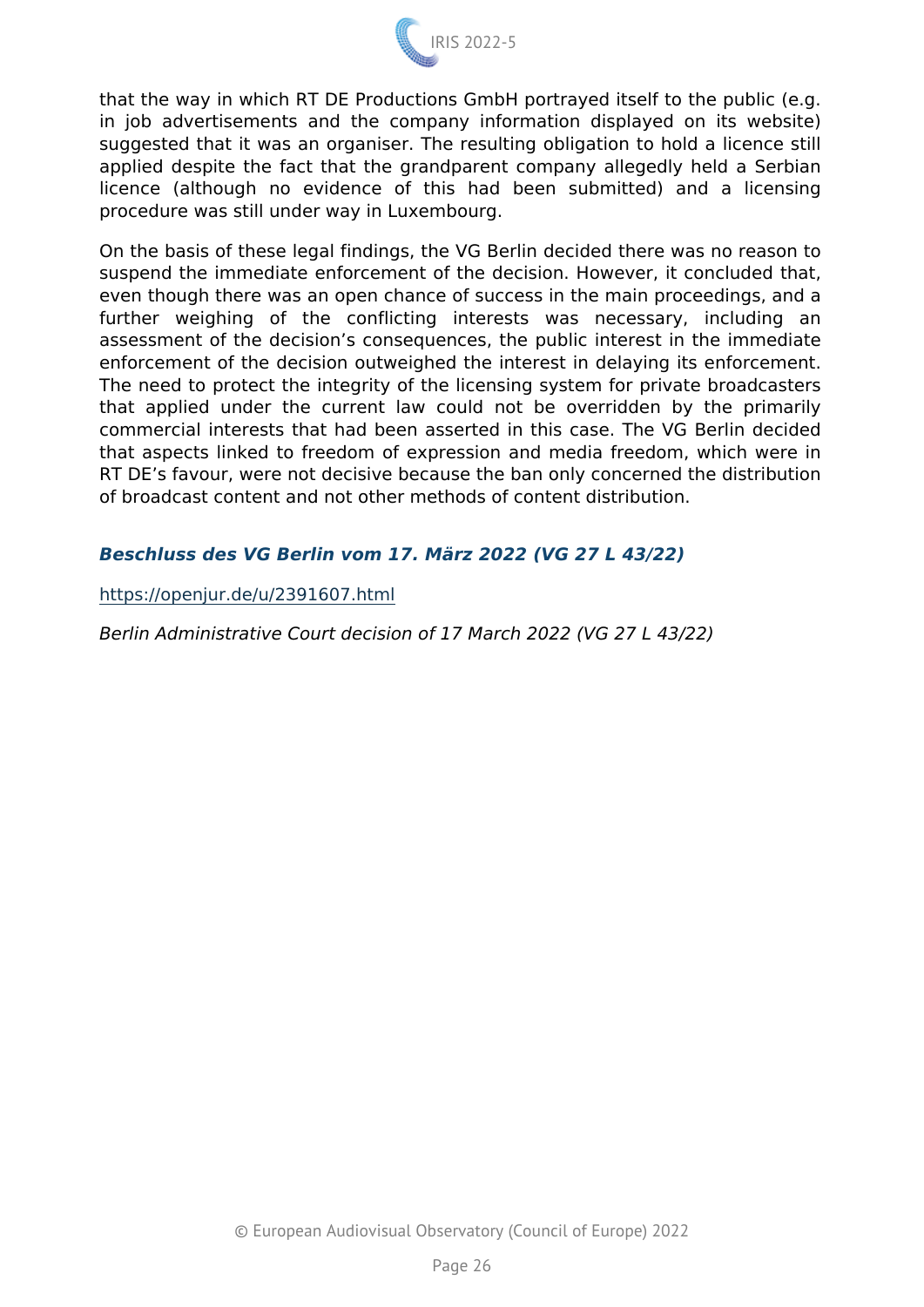that the way in which RT DE Productions GmbH portrayed itself to the public (e.g. in job advertisements and the company information displayed on its website) suggested that it was an organiser. The resulting obligation to hold a licence still applied despite the fact that the grandparent company allegedly held a Serbian licence (although no evidence of this had been submitted) and a licensing procedure was still under way in Luxembourg.

On the basis of these legal findings, the VG Berlin decided there was no reason to suspend the immediate enforcement of the decision. However, it concluded that, even though there was an open chance of success in the main proceedings, and a further weighing of the conflicting interests was necessary, including an assessment of the decision's consequences, the public interest in the immediate enforcement of the decision outweighed the interest in delaying its enforcement. The need to protect the integrity of the licensing system for private broadcasters that applied under the current law could not be overridden by the primarily commercial interests that had been asserted in this case. The VG Berlin decided that aspects linked to freedom of expression and media freedom, which were in RT DE's favour, were not decisive because the ban only concerned the distribution of broadcast content and not other methods of content distribution.

***Beschluss des VG Berlin vom 17. März 2022 (VG 27 L 43/22)***

https://openjur.de/u/2391607.html

*Berlin Administrative Court decision of 17 March 2022 (VG 27 L 43/22)*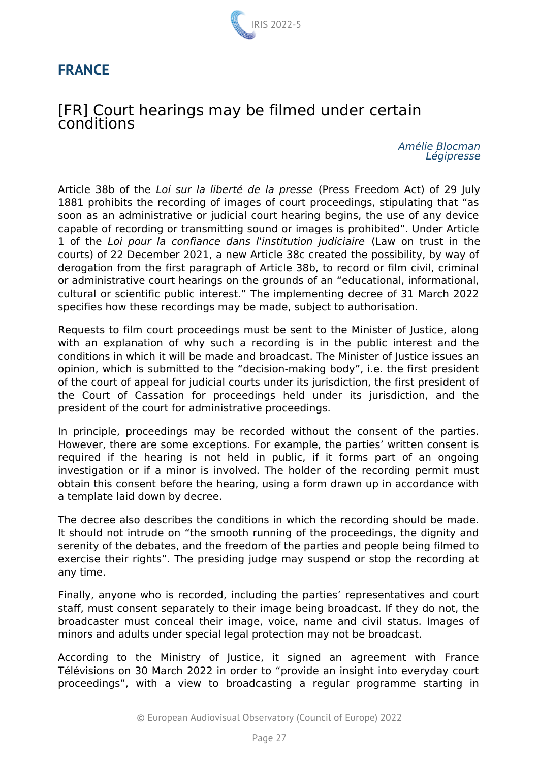## FRANCE

### [FR] Court hearings may be filmed under certain conditions

*Amélie Blocman*
*Légipresse*

Article 38b of the *Loi sur la liberté de la presse* (Press Freedom Act) of 29 July 1881 prohibits the recording of images of court proceedings, stipulating that "as soon as an administrative or judicial court hearing begins, the use of any device capable of recording or transmitting sound or images is prohibited". Under Article 1 of the *Loi pour la confiance dans l'institution judiciaire* (Law on trust in the courts) of 22 December 2021, a new Article 38c created the possibility, by way of derogation from the first paragraph of Article 38b, to record or film civil, criminal or administrative court hearings on the grounds of an "educational, informational, cultural or scientific public interest." The implementing decree of 31 March 2022 specifies how these recordings may be made, subject to authorisation.

Requests to film court proceedings must be sent to the Minister of Justice, along with an explanation of why such a recording is in the public interest and the conditions in which it will be made and broadcast. The Minister of Justice issues an opinion, which is submitted to the "decision-making body", i.e. the first president of the court of appeal for judicial courts under its jurisdiction, the first president of the Court of Cassation for proceedings held under its jurisdiction, and the president of the court for administrative proceedings.

In principle, proceedings may be recorded without the consent of the parties. However, there are some exceptions. For example, the parties' written consent is required if the hearing is not held in public, if it forms part of an ongoing investigation or if a minor is involved. The holder of the recording permit must obtain this consent before the hearing, using a form drawn up in accordance with a template laid down by decree.

The decree also describes the conditions in which the recording should be made. It should not intrude on "the smooth running of the proceedings, the dignity and serenity of the debates, and the freedom of the parties and people being filmed to exercise their rights". The presiding judge may suspend or stop the recording at any time.

Finally, anyone who is recorded, including the parties' representatives and court staff, must consent separately to their image being broadcast. If they do not, the broadcaster must conceal their image, voice, name and civil status. Images of minors and adults under special legal protection may not be broadcast.

According to the Ministry of Justice, it signed an agreement with France Télévisions on 30 March 2022 in order to "provide an insight into everyday court proceedings", with a view to broadcasting a regular programme starting in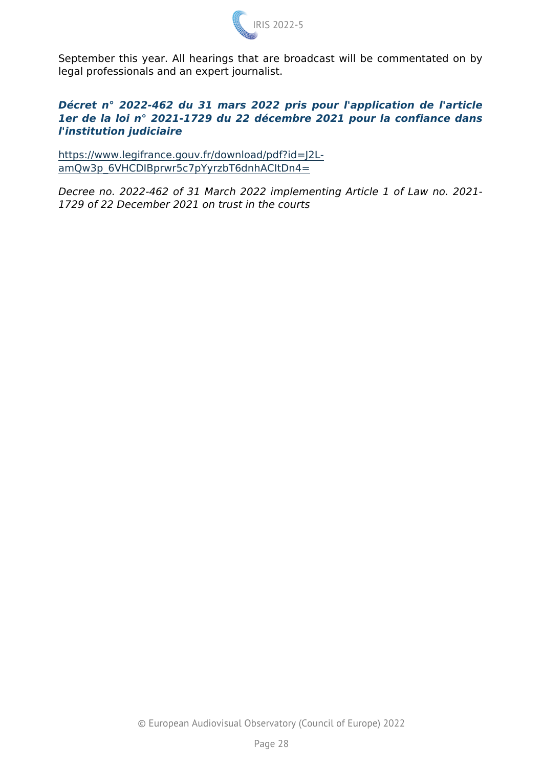September this year. All hearings that are broadcast will be commentated on by legal professionals and an expert journalist.

***Décret n° 2022-462 du 31 mars 2022 pris pour l'application de l'article 1er de la loi n° 2021-1729 du 22 décembre 2021 pour la confiance dans l'institution judiciaire***

https://www.legifrance.gouv.fr/download/pdf?id=J2L-amQw3p_6VHCDIBprwr5c7pYyrzbT6dnhACItDn4=

*Decree no. 2022-462 of 31 March 2022 implementing Article 1 of Law no. 2021-1729 of 22 December 2021 on trust in the courts*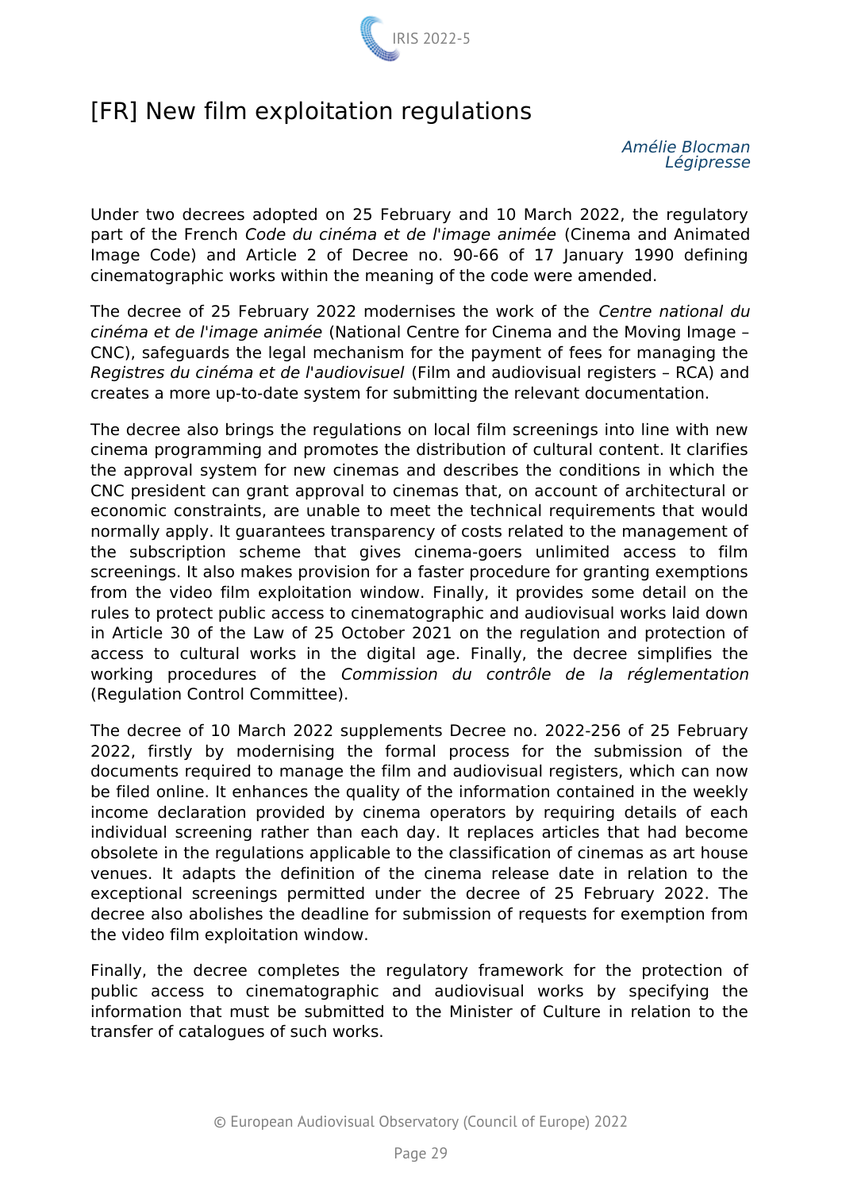# [FR] New film exploitation regulations

*Amélie Blocman*
*Légipresse*

Under two decrees adopted on 25 February and 10 March 2022, the regulatory part of the French *Code du cinéma et de l'image animée* (Cinema and Animated Image Code) and Article 2 of Decree no. 90-66 of 17 January 1990 defining cinematographic works within the meaning of the code were amended.

The decree of 25 February 2022 modernises the work of the *Centre national du cinéma et de l'image animée* (National Centre for Cinema and the Moving Image – CNC), safeguards the legal mechanism for the payment of fees for managing the *Registres du cinéma et de l'audiovisuel* (Film and audiovisual registers – RCA) and creates a more up-to-date system for submitting the relevant documentation.

The decree also brings the regulations on local film screenings into line with new cinema programming and promotes the distribution of cultural content. It clarifies the approval system for new cinemas and describes the conditions in which the CNC president can grant approval to cinemas that, on account of architectural or economic constraints, are unable to meet the technical requirements that would normally apply. It guarantees transparency of costs related to the management of the subscription scheme that gives cinema-goers unlimited access to film screenings. It also makes provision for a faster procedure for granting exemptions from the video film exploitation window. Finally, it provides some detail on the rules to protect public access to cinematographic and audiovisual works laid down in Article 30 of the Law of 25 October 2021 on the regulation and protection of access to cultural works in the digital age. Finally, the decree simplifies the working procedures of the *Commission du contrôle de la réglementation* (Regulation Control Committee).

The decree of 10 March 2022 supplements Decree no. 2022-256 of 25 February 2022, firstly by modernising the formal process for the submission of the documents required to manage the film and audiovisual registers, which can now be filed online. It enhances the quality of the information contained in the weekly income declaration provided by cinema operators by requiring details of each individual screening rather than each day. It replaces articles that had become obsolete in the regulations applicable to the classification of cinemas as art house venues. It adapts the definition of the cinema release date in relation to the exceptional screenings permitted under the decree of 25 February 2022. The decree also abolishes the deadline for submission of requests for exemption from the video film exploitation window.

Finally, the decree completes the regulatory framework for the protection of public access to cinematographic and audiovisual works by specifying the information that must be submitted to the Minister of Culture in relation to the transfer of catalogues of such works.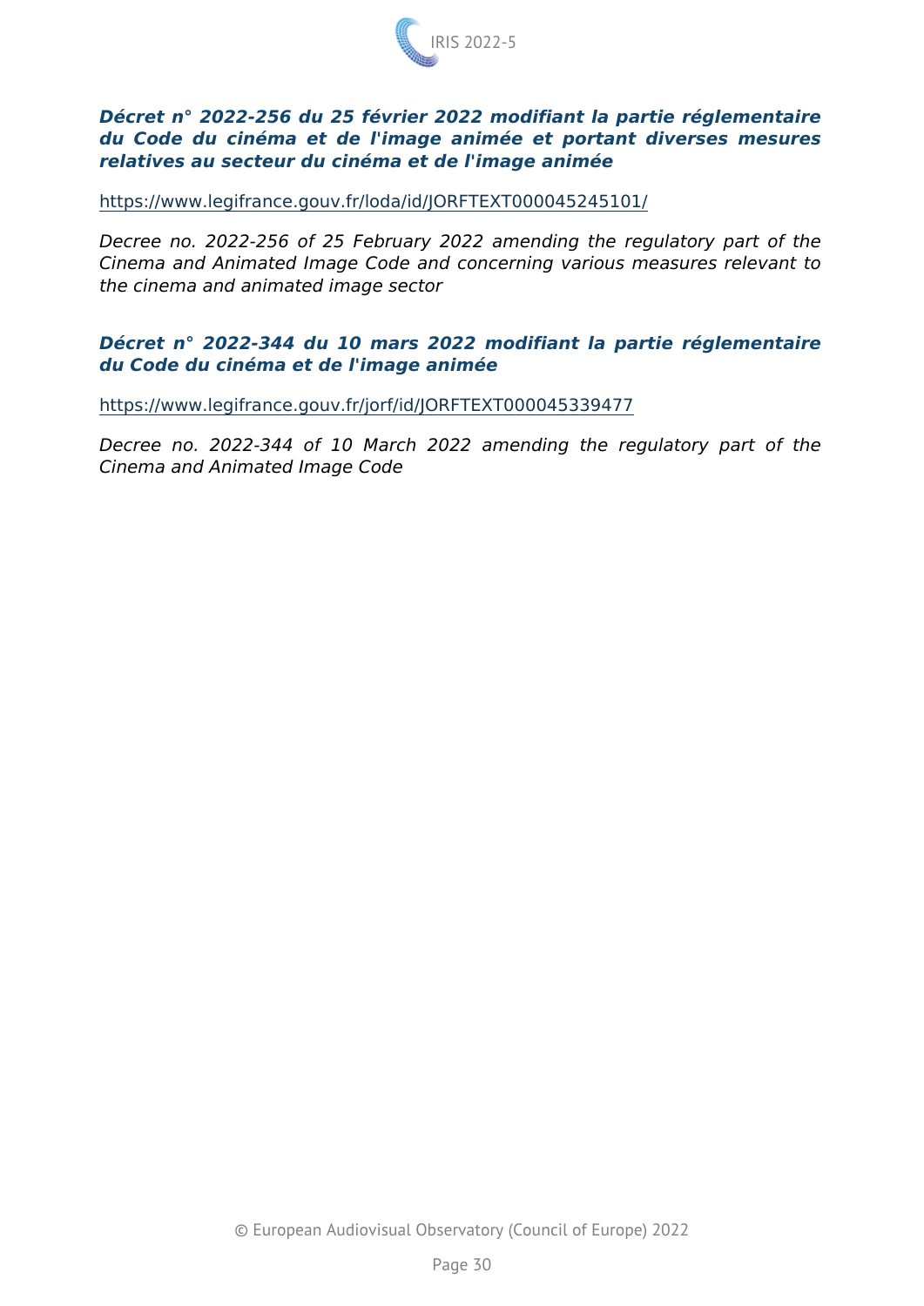***Décret n° 2022-256 du 25 février 2022 modifiant la partie réglementaire du Code du cinéma et de l'image animée et portant diverses mesures relatives au secteur du cinéma et de l'image animée***

https://www.legifrance.gouv.fr/loda/id/JORFTEXT000045245101/

*Decree no. 2022-256 of 25 February 2022 amending the regulatory part of the Cinema and Animated Image Code and concerning various measures relevant to the cinema and animated image sector*

***Décret n° 2022-344 du 10 mars 2022 modifiant la partie réglementaire du Code du cinéma et de l'image animée***

https://www.legifrance.gouv.fr/jorf/id/JORFTEXT000045339477

*Decree no. 2022-344 of 10 March 2022 amending the regulatory part of the Cinema and Animated Image Code*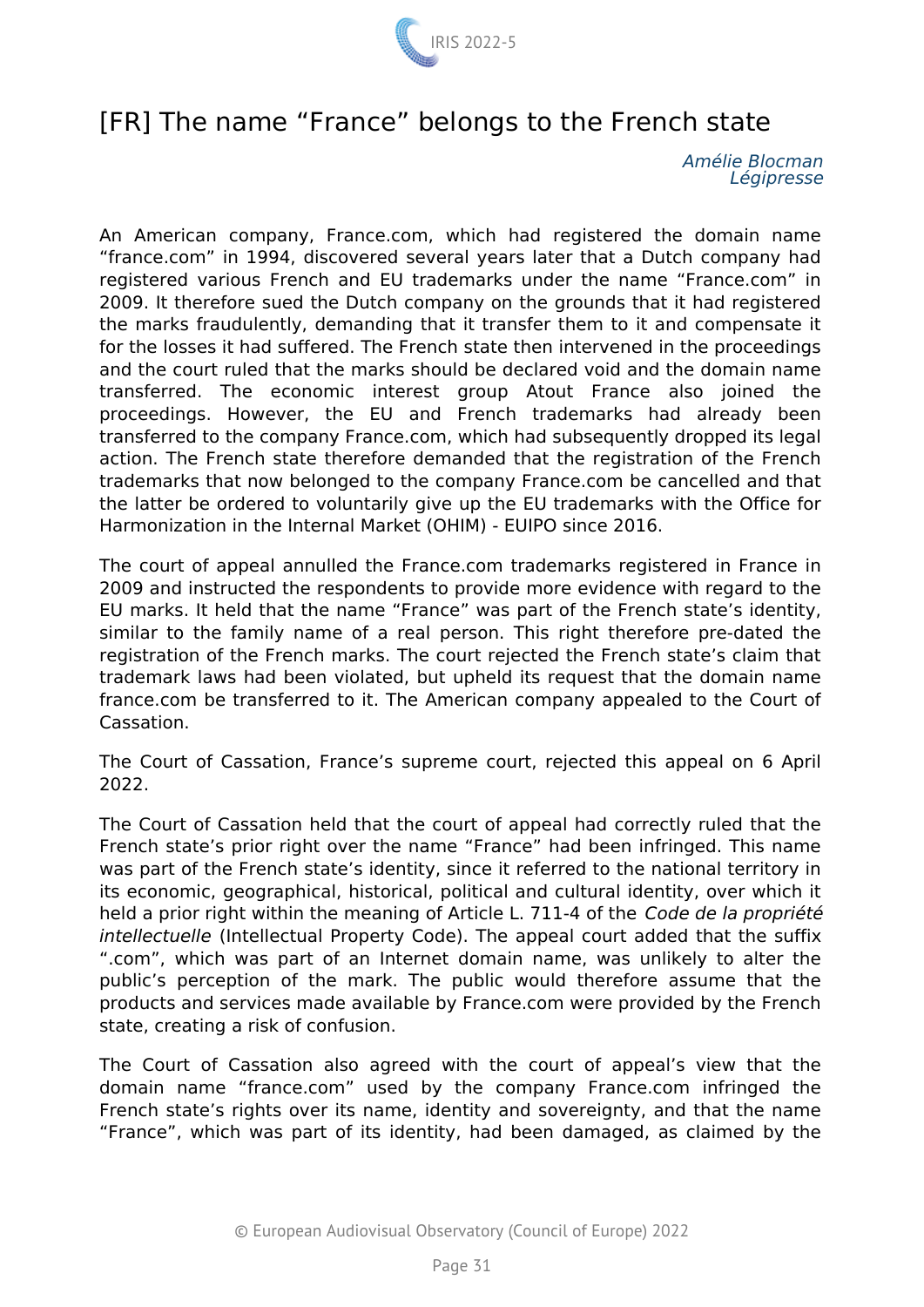# [FR] The name “France” belongs to the French state

*Amélie Blocman*
*Légipresse*

An American company, France.com, which had registered the domain name “france.com” in 1994, discovered several years later that a Dutch company had registered various French and EU trademarks under the name “France.com” in 2009. It therefore sued the Dutch company on the grounds that it had registered the marks fraudulently, demanding that it transfer them to it and compensate it for the losses it had suffered. The French state then intervened in the proceedings and the court ruled that the marks should be declared void and the domain name transferred. The economic interest group Atout France also joined the proceedings. However, the EU and French trademarks had already been transferred to the company France.com, which had subsequently dropped its legal action. The French state therefore demanded that the registration of the French trademarks that now belonged to the company France.com be cancelled and that the latter be ordered to voluntarily give up the EU trademarks with the Office for Harmonization in the Internal Market (OHIM) - EUIPO since 2016.

The court of appeal annulled the France.com trademarks registered in France in 2009 and instructed the respondents to provide more evidence with regard to the EU marks. It held that the name “France” was part of the French state’s identity, similar to the family name of a real person. This right therefore pre-dated the registration of the French marks. The court rejected the French state’s claim that trademark laws had been violated, but upheld its request that the domain name france.com be transferred to it. The American company appealed to the Court of Cassation.

The Court of Cassation, France’s supreme court, rejected this appeal on 6 April 2022.

The Court of Cassation held that the court of appeal had correctly ruled that the French state’s prior right over the name “France” had been infringed. This name was part of the French state’s identity, since it referred to the national territory in its economic, geographical, historical, political and cultural identity, over which it held a prior right within the meaning of Article L. 711-4 of the *Code de la propriété intellectuelle* (Intellectual Property Code). The appeal court added that the suffix “.com”, which was part of an Internet domain name, was unlikely to alter the public’s perception of the mark. The public would therefore assume that the products and services made available by France.com were provided by the French state, creating a risk of confusion.

The Court of Cassation also agreed with the court of appeal’s view that the domain name “france.com” used by the company France.com infringed the French state’s rights over its name, identity and sovereignty, and that the name “France”, which was part of its identity, had been damaged, as claimed by the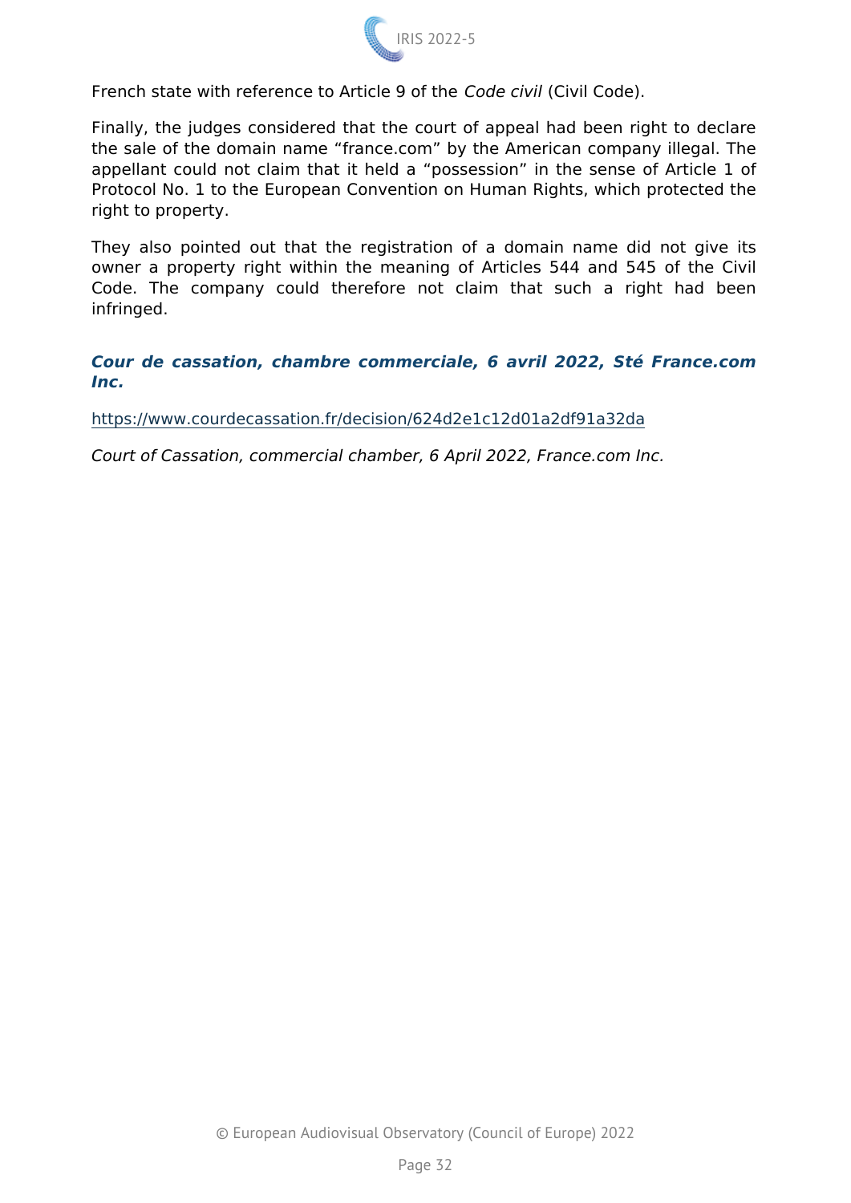French state with reference to Article 9 of the *Code civil* (Civil Code).

Finally, the judges considered that the court of appeal had been right to declare the sale of the domain name “france.com” by the American company illegal. The appellant could not claim that it held a “possession” in the sense of Article 1 of Protocol No. 1 to the European Convention on Human Rights, which protected the right to property.

They also pointed out that the registration of a domain name did not give its owner a property right within the meaning of Articles 544 and 545 of the Civil Code. The company could therefore not claim that such a right had been infringed.

***Cour de cassation, chambre commerciale, 6 avril 2022, Sté France.com Inc.***

https://www.courdecassation.fr/decision/624d2e1c12d01a2df91a32da

*Court of Cassation, commercial chamber, 6 April 2022, France.com Inc.*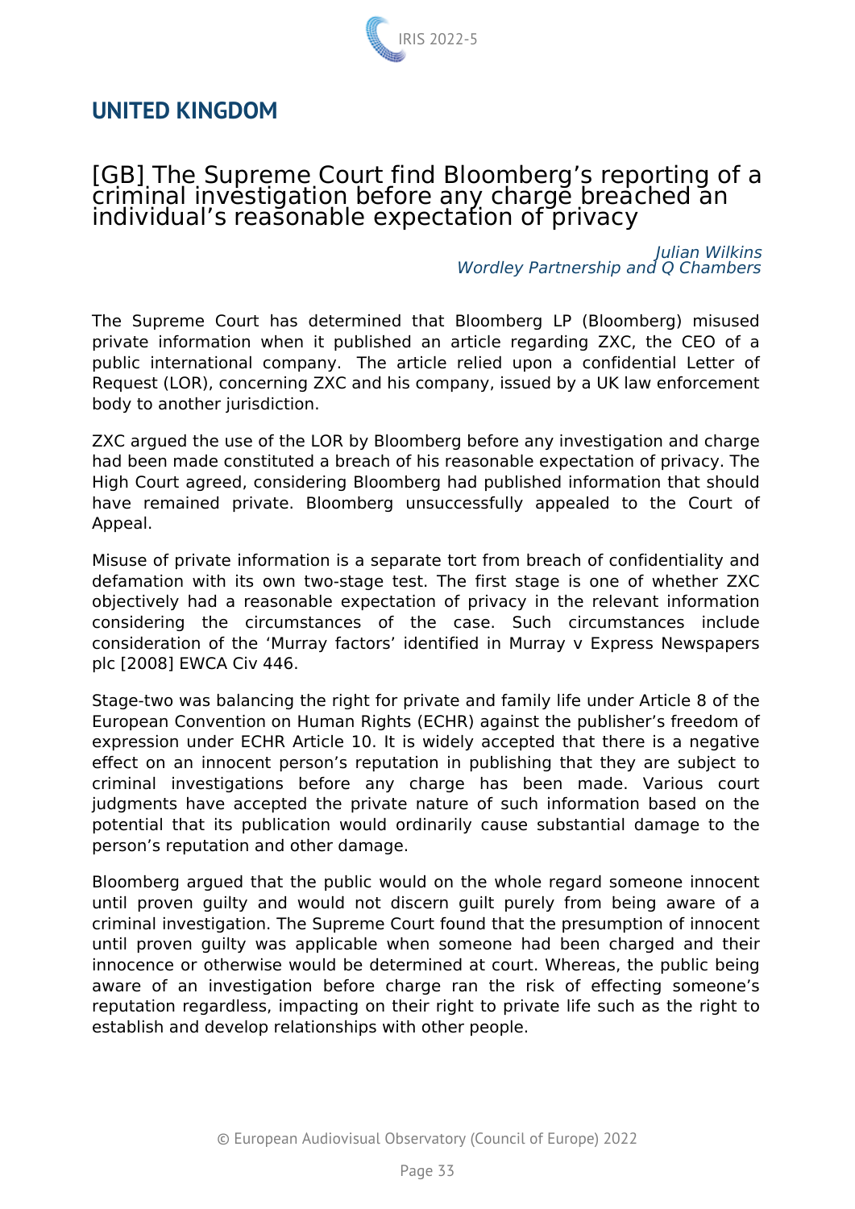## UNITED KINGDOM

### [GB] The Supreme Court find Bloomberg's reporting of a criminal investigation before any charge breached an individual's reasonable expectation of privacy

*Julian Wilkins*
*Wordley Partnership and Q Chambers*

The Supreme Court has determined that Bloomberg LP (Bloomberg) misused private information when it published an article regarding ZXC, the CEO of a public international company. The article relied upon a confidential Letter of Request (LOR), concerning ZXC and his company, issued by a UK law enforcement body to another jurisdiction.

ZXC argued the use of the LOR by Bloomberg before any investigation and charge had been made constituted a breach of his reasonable expectation of privacy. The High Court agreed, considering Bloomberg had published information that should have remained private. Bloomberg unsuccessfully appealed to the Court of Appeal.

Misuse of private information is a separate tort from breach of confidentiality and defamation with its own two-stage test. The first stage is one of whether ZXC objectively had a reasonable expectation of privacy in the relevant information considering the circumstances of the case. Such circumstances include consideration of the 'Murray factors' identified in Murray v Express Newspapers plc [2008] EWCA Civ 446.

Stage-two was balancing the right for private and family life under Article 8 of the European Convention on Human Rights (ECHR) against the publisher's freedom of expression under ECHR Article 10. It is widely accepted that there is a negative effect on an innocent person's reputation in publishing that they are subject to criminal investigations before any charge has been made. Various court judgments have accepted the private nature of such information based on the potential that its publication would ordinarily cause substantial damage to the person's reputation and other damage.

Bloomberg argued that the public would on the whole regard someone innocent until proven guilty and would not discern guilt purely from being aware of a criminal investigation. The Supreme Court found that the presumption of innocent until proven guilty was applicable when someone had been charged and their innocence or otherwise would be determined at court. Whereas, the public being aware of an investigation before charge ran the risk of effecting someone's reputation regardless, impacting on their right to private life such as the right to establish and develop relationships with other people.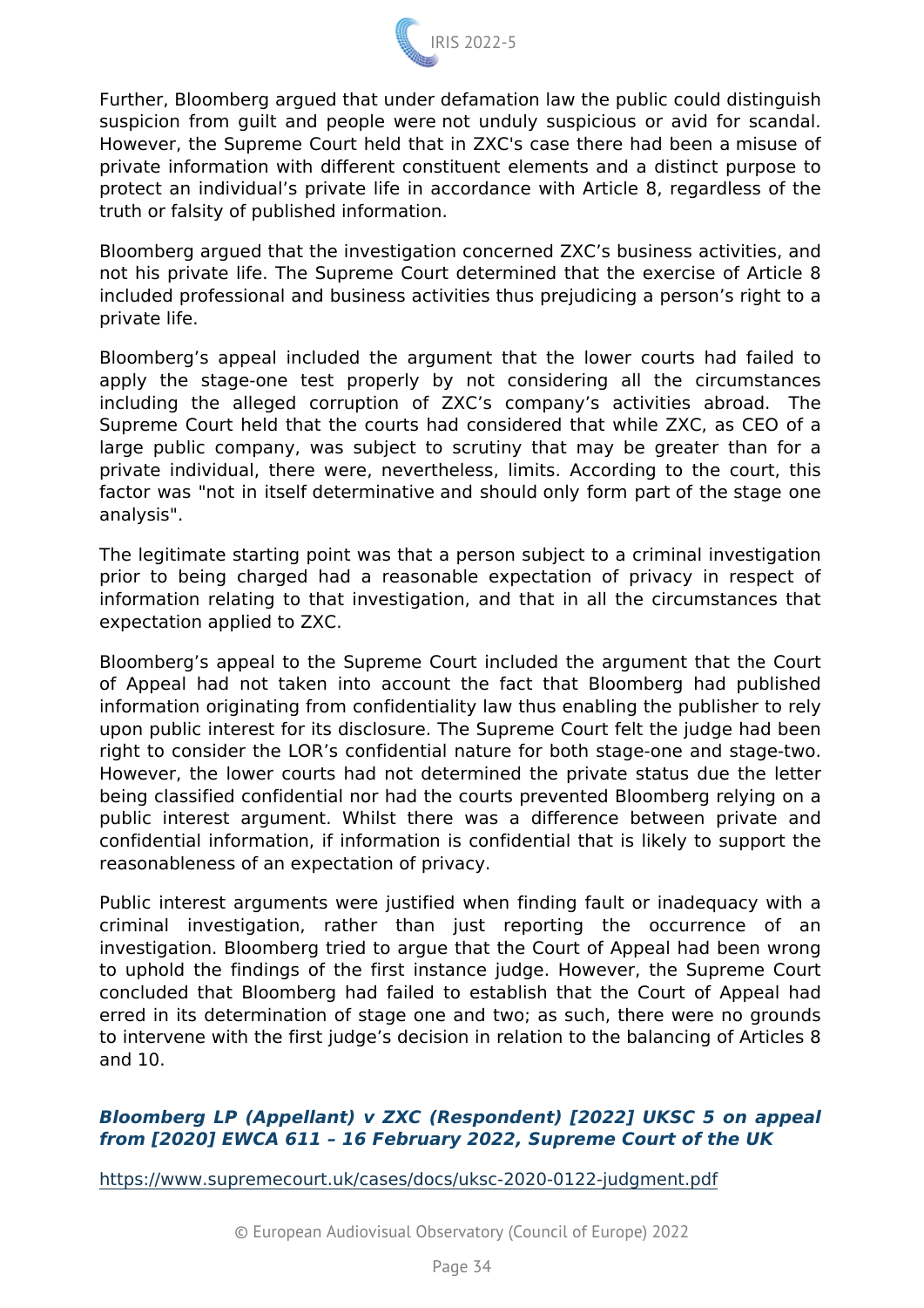Further, Bloomberg argued that under defamation law the public could distinguish suspicion from guilt and people were not unduly suspicious or avid for scandal. However, the Supreme Court held that in ZXC's case there had been a misuse of private information with different constituent elements and a distinct purpose to protect an individual's private life in accordance with Article 8, regardless of the truth or falsity of published information.

Bloomberg argued that the investigation concerned ZXC's business activities, and not his private life. The Supreme Court determined that the exercise of Article 8 included professional and business activities thus prejudicing a person's right to a private life.

Bloomberg's appeal included the argument that the lower courts had failed to apply the stage-one test properly by not considering all the circumstances including the alleged corruption of ZXC's company's activities abroad. The Supreme Court held that the courts had considered that while ZXC, as CEO of a large public company, was subject to scrutiny that may be greater than for a private individual, there were, nevertheless, limits. According to the court, this factor was "not in itself determinative and should only form part of the stage one analysis".

The legitimate starting point was that a person subject to a criminal investigation prior to being charged had a reasonable expectation of privacy in respect of information relating to that investigation, and that in all the circumstances that expectation applied to ZXC.

Bloomberg's appeal to the Supreme Court included the argument that the Court of Appeal had not taken into account the fact that Bloomberg had published information originating from confidentiality law thus enabling the publisher to rely upon public interest for its disclosure. The Supreme Court felt the judge had been right to consider the LOR's confidential nature for both stage-one and stage-two. However, the lower courts had not determined the private status due the letter being classified confidential nor had the courts prevented Bloomberg relying on a public interest argument. Whilst there was a difference between private and confidential information, if information is confidential that is likely to support the reasonableness of an expectation of privacy.

Public interest arguments were justified when finding fault or inadequacy with a criminal investigation, rather than just reporting the occurrence of an investigation. Bloomberg tried to argue that the Court of Appeal had been wrong to uphold the findings of the first instance judge. However, the Supreme Court concluded that Bloomberg had failed to establish that the Court of Appeal had erred in its determination of stage one and two; as such, there were no grounds to intervene with the first judge's decision in relation to the balancing of Articles 8 and 10.

***Bloomberg LP (Appellant) v ZXC (Respondent) [2022] UKSC 5 on appeal from [2020] EWCA 611 – 16 February 2022, Supreme Court of the UK***

https://www.supremecourt.uk/cases/docs/uksc-2020-0122-judgment.pdf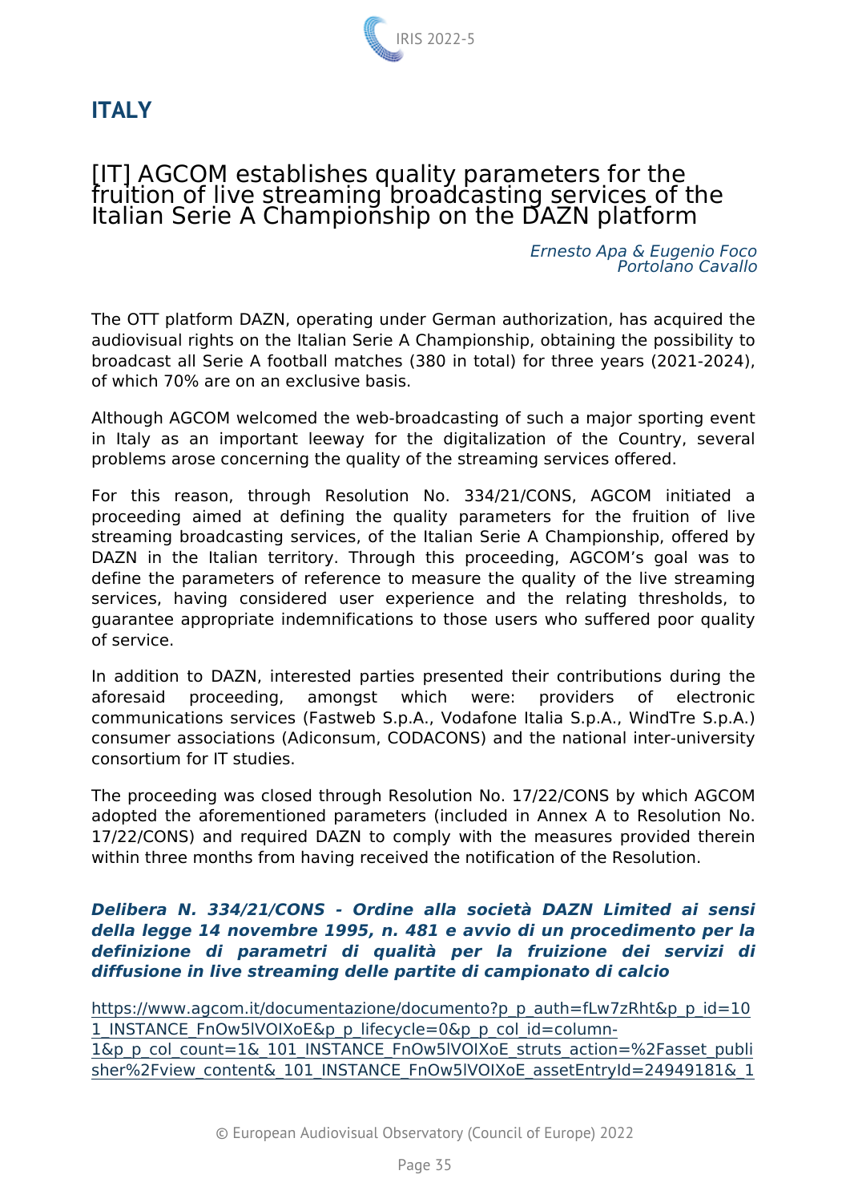# ITALY

## [IT] AGCOM establishes quality parameters for the fruition of live streaming broadcasting services of the Italian Serie A Championship on the DAZN platform

*Ernesto Apa & Eugenio Foco*
*Portolano Cavallo*

The OTT platform DAZN, operating under German authorization, has acquired the audiovisual rights on the Italian Serie A Championship, obtaining the possibility to broadcast all Serie A football matches (380 in total) for three years (2021-2024), of which 70% are on an exclusive basis.

Although AGCOM welcomed the web-broadcasting of such a major sporting event in Italy as an important leeway for the digitalization of the Country, several problems arose concerning the quality of the streaming services offered.

For this reason, through Resolution No. 334/21/CONS, AGCOM initiated a proceeding aimed at defining the quality parameters for the fruition of live streaming broadcasting services, of the Italian Serie A Championship, offered by DAZN in the Italian territory. Through this proceeding, AGCOM's goal was to define the parameters of reference to measure the quality of the live streaming services, having considered user experience and the relating thresholds, to guarantee appropriate indemnifications to those users who suffered poor quality of service.

In addition to DAZN, interested parties presented their contributions during the aforesaid proceeding, amongst which were: providers of electronic communications services (Fastweb S.p.A., Vodafone Italia S.p.A., WindTre S.p.A.) consumer associations (Adiconsum, CODACONS) and the national inter-university consortium for IT studies.

The proceeding was closed through Resolution No. 17/22/CONS by which AGCOM adopted the aforementioned parameters (included in Annex A to Resolution No. 17/22/CONS) and required DAZN to comply with the measures provided therein within three months from having received the notification of the Resolution.

***Delibera N. 334/21/CONS - Ordine alla società DAZN Limited ai sensi della legge 14 novembre 1995, n. 481 e avvio di un procedimento per la definizione di parametri di qualità per la fruizione dei servizi di diffusione in live streaming delle partite di campionato di calcio***

https://www.agcom.it/documentazione/documento?p_p_auth=fLw7zRht&p_p_id=101_INSTANCE_FnOw5lVOIXoE&p_p_lifecycle=0&p_p_col_id=column-1&p_p_col_count=1&_101_INSTANCE_FnOw5lVOIXoE_struts_action=%2Fasset_publisher%2Fview_content&_101_INSTANCE_FnOw5lVOIXoE_assetEntryId=24949181&_1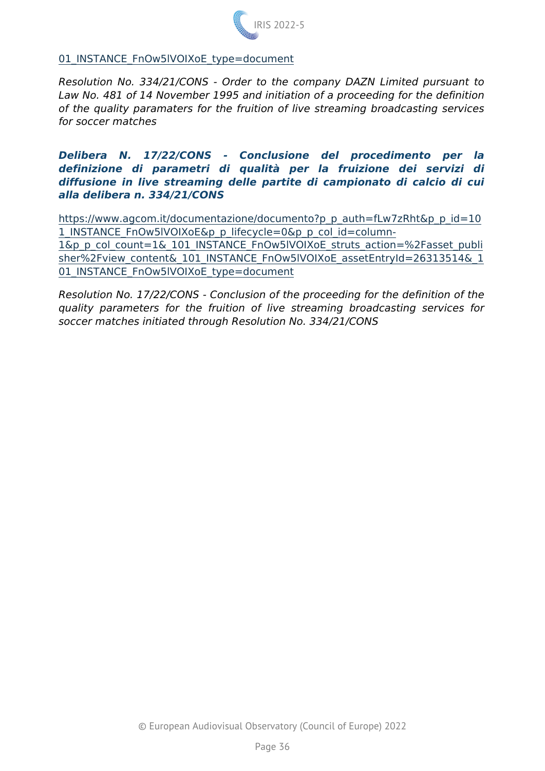01_INSTANCE_FnOw5lVOIXoE_type=document

*Resolution No. 334/21/CONS - Order to the company DAZN Limited pursuant to Law No. 481 of 14 November 1995 and initiation of a proceeding for the definition of the quality paramaters for the fruition of live streaming broadcasting services for soccer matches*

***Delibera N. 17/22/CONS - Conclusione del procedimento per la definizione di parametri di qualità per la fruizione dei servizi di diffusione in live streaming delle partite di campionato di calcio di cui alla delibera n. 334/21/CONS***

https://www.agcom.it/documentazione/documento?p_p_auth=fLw7zRht&p_p_id=101_INSTANCE_FnOw5lVOIXoE&p_p_lifecycle=0&p_p_col_id=column-1&p_p_col_count=1&_101_INSTANCE_FnOw5lVOIXoE_struts_action=%2Fasset_publisher%2Fview_content&_101_INSTANCE_FnOw5lVOIXoE_assetEntryId=26313514&_101_INSTANCE_FnOw5lVOIXoE_type=document

*Resolution No. 17/22/CONS - Conclusion of the proceeding for the definition of the quality parameters for the fruition of live streaming broadcasting services for soccer matches initiated through Resolution No. 334/21/CONS*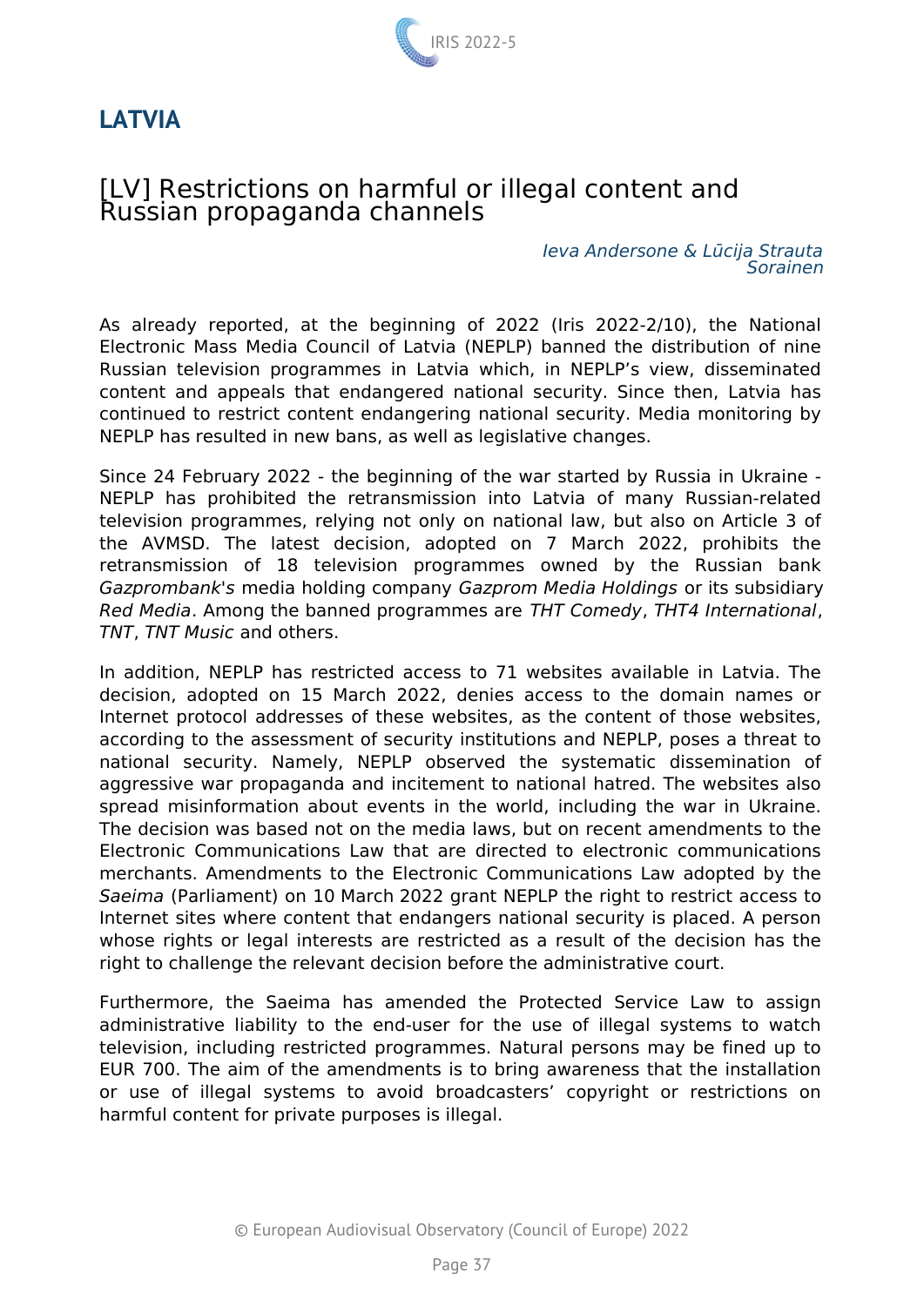## LATVIA

### [LV] Restrictions on harmful or illegal content and Russian propaganda channels

*Ieva Andersone & Lūcija Strauta*
*Sorainen*

As already reported, at the beginning of 2022 (Iris 2022-2/10), the National Electronic Mass Media Council of Latvia (NEPLP) banned the distribution of nine Russian television programmes in Latvia which, in NEPLP's view, disseminated content and appeals that endangered national security. Since then, Latvia has continued to restrict content endangering national security. Media monitoring by NEPLP has resulted in new bans, as well as legislative changes.

Since 24 February 2022 - the beginning of the war started by Russia in Ukraine - NEPLP has prohibited the retransmission into Latvia of many Russian-related television programmes, relying not only on national law, but also on Article 3 of the AVMSD. The latest decision, adopted on 7 March 2022, prohibits the retransmission of 18 television programmes owned by the Russian bank *Gazprombank's* media holding company *Gazprom Media Holdings* or its subsidiary *Red Media*. Among the banned programmes are *THT Comedy*, *THT4 International*, *TNT*, *TNT Music* and others.

In addition, NEPLP has restricted access to 71 websites available in Latvia. The decision, adopted on 15 March 2022, denies access to the domain names or Internet protocol addresses of these websites, as the content of those websites, according to the assessment of security institutions and NEPLP, poses a threat to national security. Namely, NEPLP observed the systematic dissemination of aggressive war propaganda and incitement to national hatred. The websites also spread misinformation about events in the world, including the war in Ukraine. The decision was based not on the media laws, but on recent amendments to the Electronic Communications Law that are directed to electronic communications merchants. Amendments to the Electronic Communications Law adopted by the *Saeima* (Parliament) on 10 March 2022 grant NEPLP the right to restrict access to Internet sites where content that endangers national security is placed. A person whose rights or legal interests are restricted as a result of the decision has the right to challenge the relevant decision before the administrative court.

Furthermore, the Saeima has amended the Protected Service Law to assign administrative liability to the end-user for the use of illegal systems to watch television, including restricted programmes. Natural persons may be fined up to EUR 700. The aim of the amendments is to bring awareness that the installation or use of illegal systems to avoid broadcasters' copyright or restrictions on harmful content for private purposes is illegal.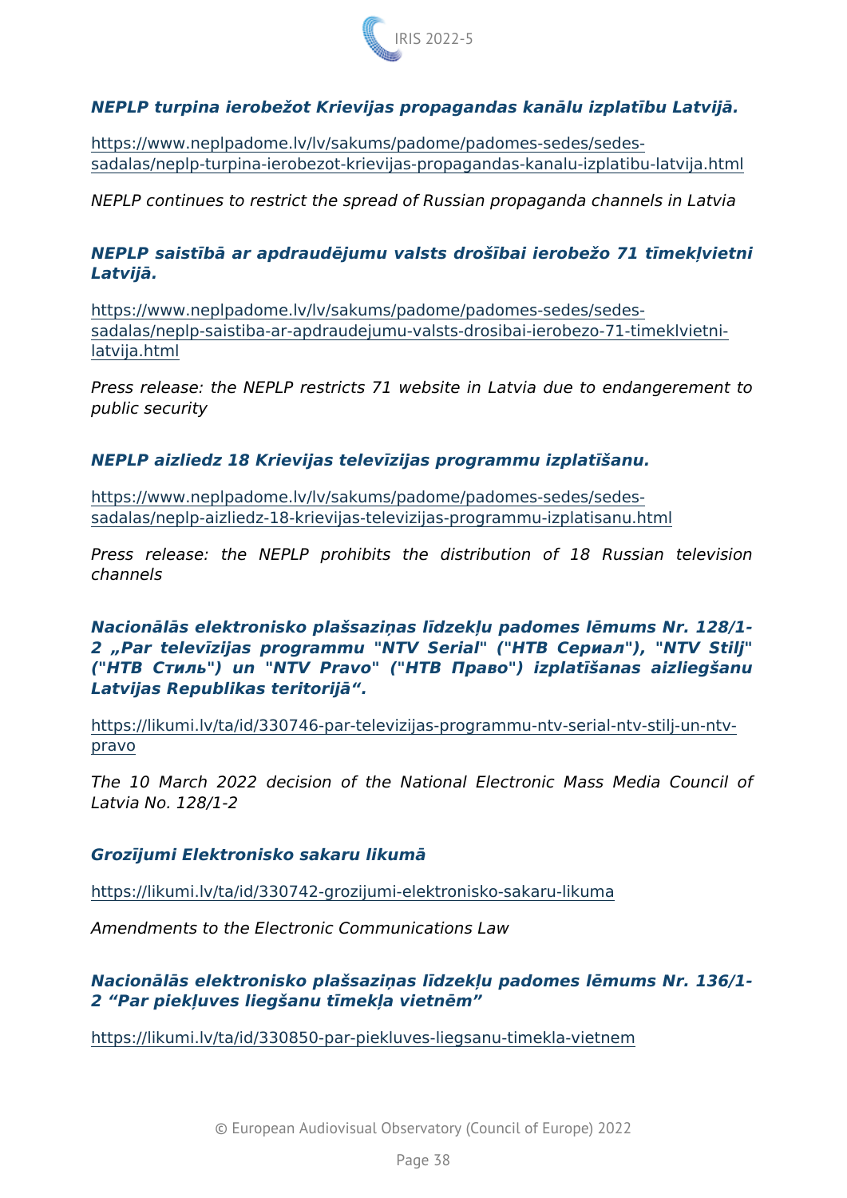***NEPLP turpina ierobežot Krievijas propagandas kanālu izplatību Latvijā.***

https://www.neplpadome.lv/lv/sakums/padome/padomes-sedes/sedes-sadalas/neplp-turpina-ierobezot-krievijas-propagandas-kanalu-izplatibu-latvija.html

*NEPLP continues to restrict the spread of Russian propaganda channels in Latvia*

***NEPLP saistībā ar apdraudējumu valsts drošībai ierobežo 71 tīmekļvietni Latvijā.***

https://www.neplpadome.lv/lv/sakums/padome/padomes-sedes/sedes-sadalas/neplp-saistiba-ar-apdraudejumu-valsts-drosibai-ierobezo-71-timeklvietni-latvija.html

*Press release: the NEPLP restricts 71 website in Latvia due to endangerement to public security*

***NEPLP aizliedz 18 Krievijas televīzijas programmu izplatīšanu.***

https://www.neplpadome.lv/lv/sakums/padome/padomes-sedes/sedes-sadalas/neplp-aizliedz-18-krievijas-televizijas-programmu-izplatisanu.html

*Press release: the NEPLP prohibits the distribution of 18 Russian television channels*

***Nacionālās elektronisko plašsaziņas līdzekļu padomes lēmums Nr. 128/1-2 „Par televīzijas programmu "NTV Serial" ("НТВ Сериал"), "NTV Stilj" ("НТВ Стиль") un "NTV Pravo" ("НТВ Право") izplatīšanas aizliegšanu Latvijas Republikas teritorijā".***

https://likumi.lv/ta/id/330746-par-televizijas-programmu-ntv-serial-ntv-stilj-un-ntv-pravo

*The 10 March 2022 decision of the National Electronic Mass Media Council of Latvia No. 128/1-2*

***Grozījumi Elektronisko sakaru likumā***

https://likumi.lv/ta/id/330742-grozijumi-elektronisko-sakaru-likuma

*Amendments to the Electronic Communications Law*

***Nacionālās elektronisko plašsaziņas līdzekļu padomes lēmums Nr. 136/1-2 "Par piekļuves liegšanu tīmekļa vietnēm"***

https://likumi.lv/ta/id/330850-par-piekluves-liegsanu-timekla-vietnem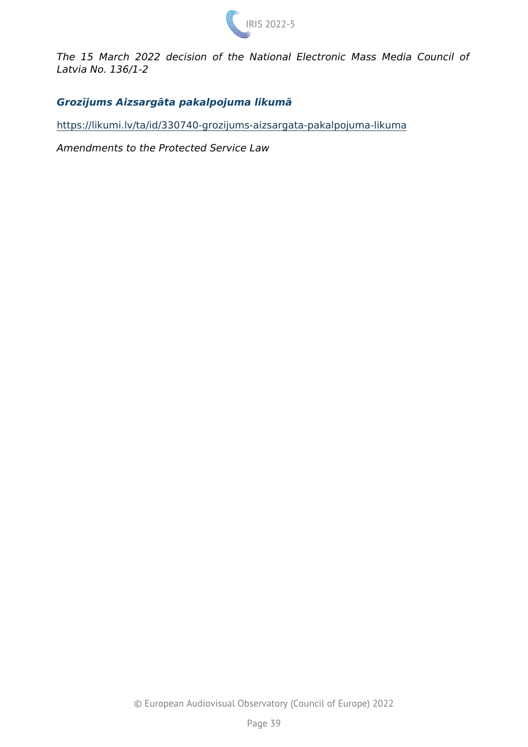*The 15 March 2022 decision of the National Electronic Mass Media Council of Latvia No. 136/1-2*

***Grozījums Aizsargāta pakalpojuma likumā***

https://likumi.lv/ta/id/330740-grozijums-aizsargata-pakalpojuma-likuma

*Amendments to the Protected Service Law*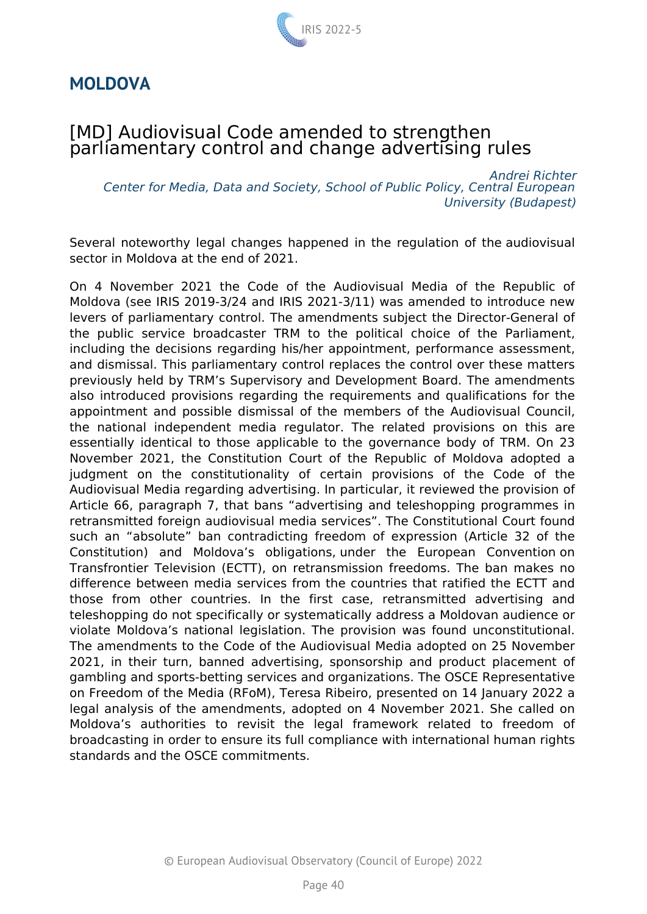## MOLDOVA

### [MD] Audiovisual Code amended to strengthen parliamentary control and change advertising rules

*Andrei Richter*
*Center for Media, Data and Society, School of Public Policy, Central European University (Budapest)*

Several noteworthy legal changes happened in the regulation of the audiovisual sector in Moldova at the end of 2021.

On 4 November 2021 the Code of the Audiovisual Media of the Republic of Moldova (see IRIS 2019-3/24 and IRIS 2021-3/11) was amended to introduce new levers of parliamentary control. The amendments subject the Director-General of the public service broadcaster TRM to the political choice of the Parliament, including the decisions regarding his/her appointment, performance assessment, and dismissal. This parliamentary control replaces the control over these matters previously held by TRM's Supervisory and Development Board. The amendments also introduced provisions regarding the requirements and qualifications for the appointment and possible dismissal of the members of the Audiovisual Council, the national independent media regulator. The related provisions on this are essentially identical to those applicable to the governance body of TRM. On 23 November 2021, the Constitution Court of the Republic of Moldova adopted a judgment on the constitutionality of certain provisions of the Code of the Audiovisual Media regarding advertising. In particular, it reviewed the provision of Article 66, paragraph 7, that bans "advertising and teleshopping programmes in retransmitted foreign audiovisual media services". The Constitutional Court found such an "absolute" ban contradicting freedom of expression (Article 32 of the Constitution) and Moldova's obligations, under the European Convention on Transfrontier Television (ECTT), on retransmission freedoms. The ban makes no difference between media services from the countries that ratified the ECTT and those from other countries. In the first case, retransmitted advertising and teleshopping do not specifically or systematically address a Moldovan audience or violate Moldova's national legislation. The provision was found unconstitutional. The amendments to the Code of the Audiovisual Media adopted on 25 November 2021, in their turn, banned advertising, sponsorship and product placement of gambling and sports-betting services and organizations. The OSCE Representative on Freedom of the Media (RFoM), Teresa Ribeiro, presented on 14 January 2022 a legal analysis of the amendments, adopted on 4 November 2021. She called on Moldova's authorities to revisit the legal framework related to freedom of broadcasting in order to ensure its full compliance with international human rights standards and the OSCE commitments.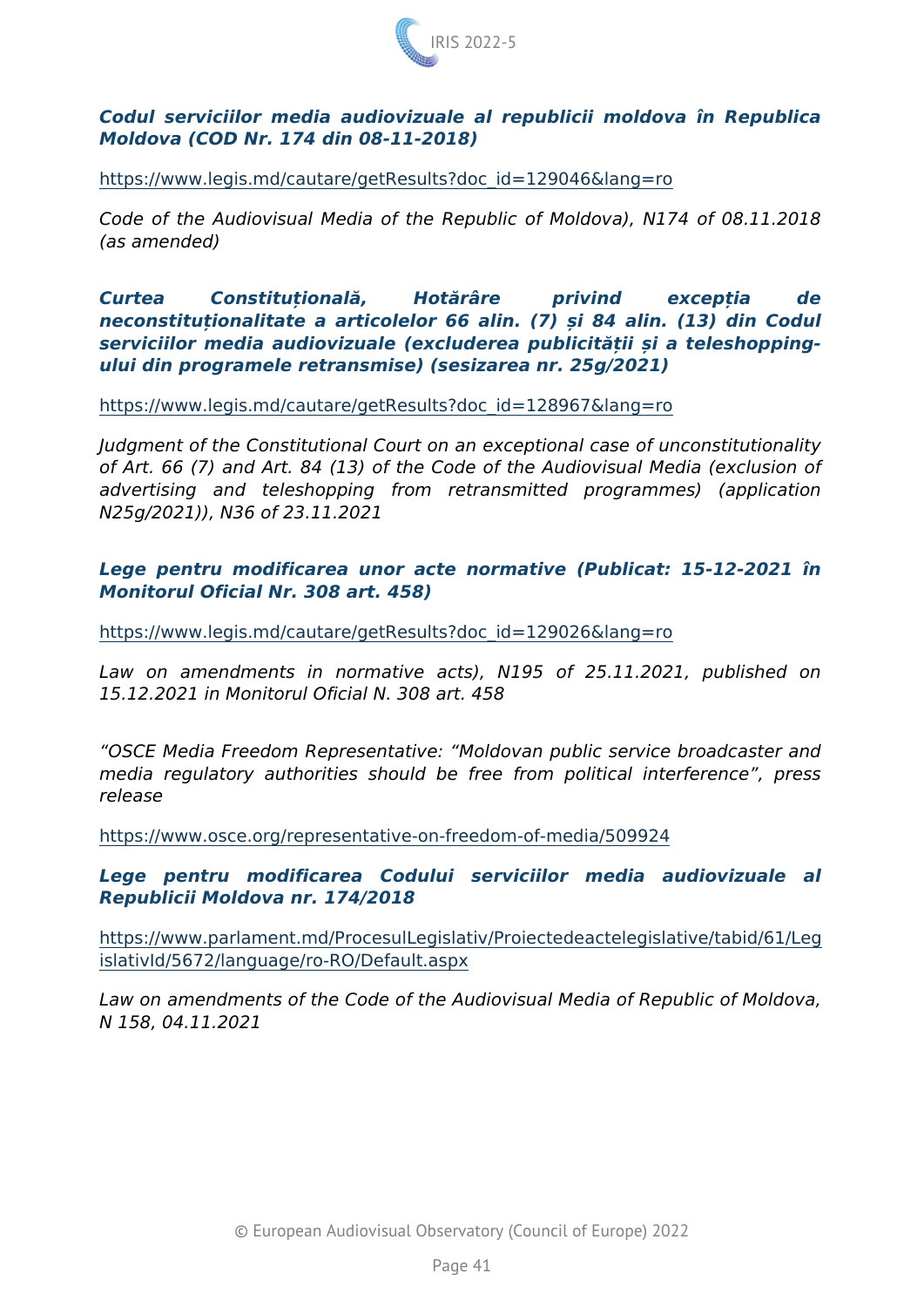***Codul serviciilor media audiovizuale al republicii moldova în Republica Moldova (COD Nr. 174 din 08-11-2018)***

https://www.legis.md/cautare/getResults?doc_id=129046&lang=ro

*Code of the Audiovisual Media of the Republic of Moldova), N174 of 08.11.2018 (as amended)*

***Curtea Constituțională, Hotărâre privind excepția de neconstituționalitate a articolelor 66 alin. (7) și 84 alin. (13) din Codul serviciilor media audiovizuale (excluderea publicității și a teleshopping-ului din programele retransmise) (sesizarea nr. 25g/2021)***

https://www.legis.md/cautare/getResults?doc_id=128967&lang=ro

*Judgment of the Constitutional Court on an exceptional case of unconstitutionality of Art. 66 (7) and Art. 84 (13) of the Code of the Audiovisual Media (exclusion of advertising and teleshopping from retransmitted programmes) (application N25g/2021)), N36 of 23.11.2021*

***Lege pentru modificarea unor acte normative (Publicat: 15-12-2021 în Monitorul Oficial Nr. 308 art. 458)***

https://www.legis.md/cautare/getResults?doc_id=129026&lang=ro

*Law on amendments in normative acts), N195 of 25.11.2021, published on 15.12.2021 in Monitorul Oficial N. 308 art. 458*

*"OSCE Media Freedom Representative: "Moldovan public service broadcaster and media regulatory authorities should be free from political interference", press release*

https://www.osce.org/representative-on-freedom-of-media/509924

***Lege pentru modificarea Codului serviciilor media audiovizuale al Republicii Moldova nr. 174/2018***

https://www.parlament.md/ProcesulLegislativ/Proiectedeactelegislative/tabid/61/LegislativId/5672/language/ro-RO/Default.aspx

*Law on amendments of the Code of the Audiovisual Media of Republic of Moldova, N 158, 04.11.2021*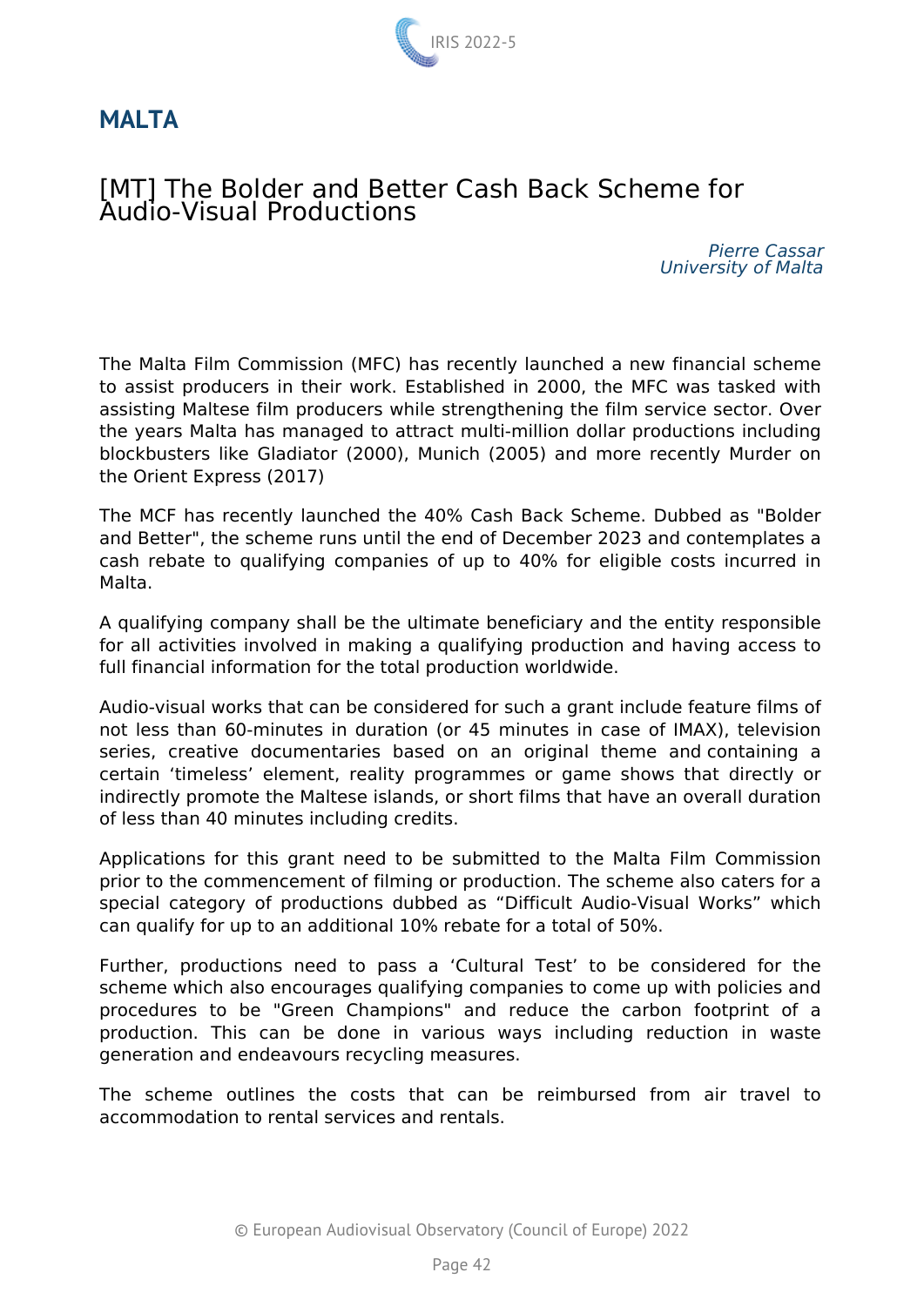## MALTA

### [MT] The Bolder and Better Cash Back Scheme for Audio-Visual Productions

*Pierre Cassar*
*University of Malta*

The Malta Film Commission (MFC) has recently launched a new financial scheme to assist producers in their work. Established in 2000, the MFC was tasked with assisting Maltese film producers while strengthening the film service sector. Over the years Malta has managed to attract multi-million dollar productions including blockbusters like Gladiator (2000), Munich (2005) and more recently Murder on the Orient Express (2017)

The MCF has recently launched the 40% Cash Back Scheme. Dubbed as "Bolder and Better", the scheme runs until the end of December 2023 and contemplates a cash rebate to qualifying companies of up to 40% for eligible costs incurred in Malta.

A qualifying company shall be the ultimate beneficiary and the entity responsible for all activities involved in making a qualifying production and having access to full financial information for the total production worldwide.

Audio-visual works that can be considered for such a grant include feature films of not less than 60-minutes in duration (or 45 minutes in case of IMAX), television series, creative documentaries based on an original theme and containing a certain ‘timeless’ element, reality programmes or game shows that directly or indirectly promote the Maltese islands, or short films that have an overall duration of less than 40 minutes including credits.

Applications for this grant need to be submitted to the Malta Film Commission prior to the commencement of filming or production. The scheme also caters for a special category of productions dubbed as “Difficult Audio-Visual Works” which can qualify for up to an additional 10% rebate for a total of 50%.

Further, productions need to pass a ‘Cultural Test’ to be considered for the scheme which also encourages qualifying companies to come up with policies and procedures to be "Green Champions" and reduce the carbon footprint of a production. This can be done in various ways including reduction in waste generation and endeavours recycling measures.

The scheme outlines the costs that can be reimbursed from air travel to accommodation to rental services and rentals.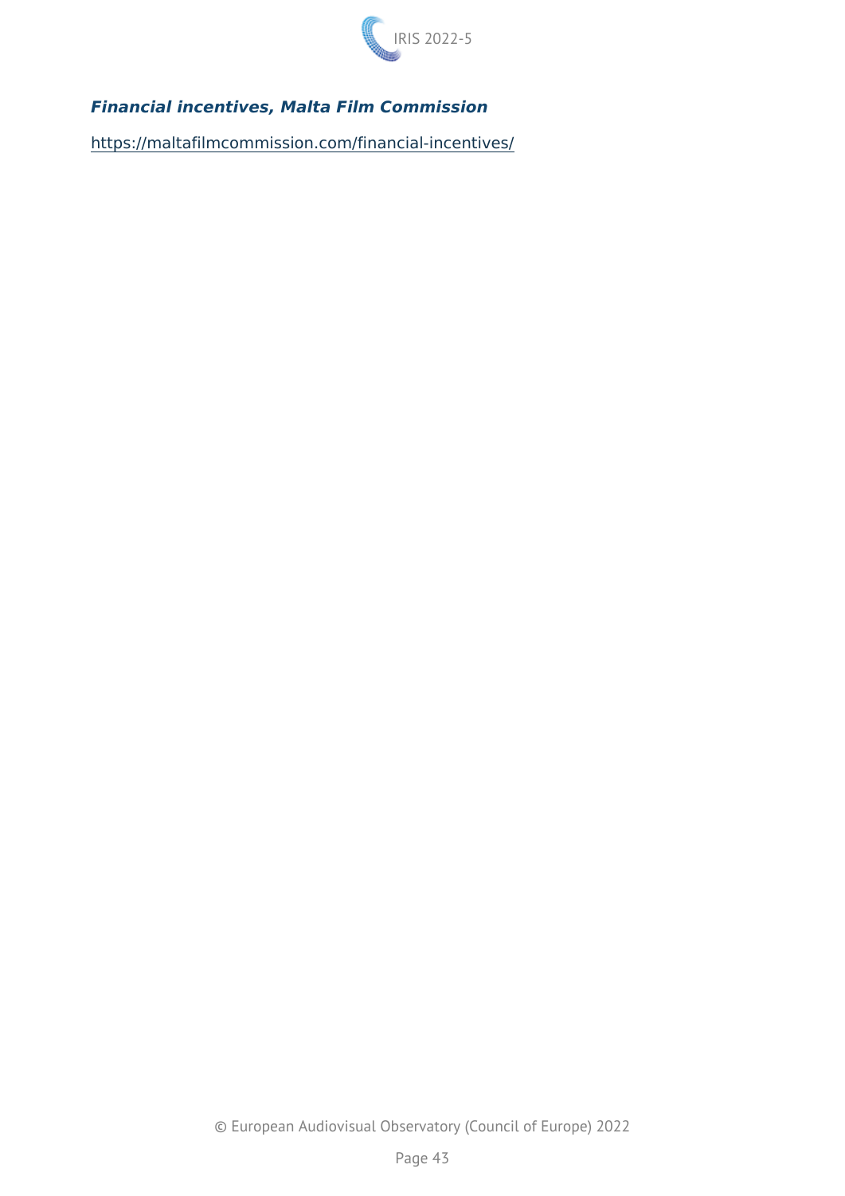***Financial incentives, Malta Film Commission***

https://maltafilmcommission.com/financial-incentives/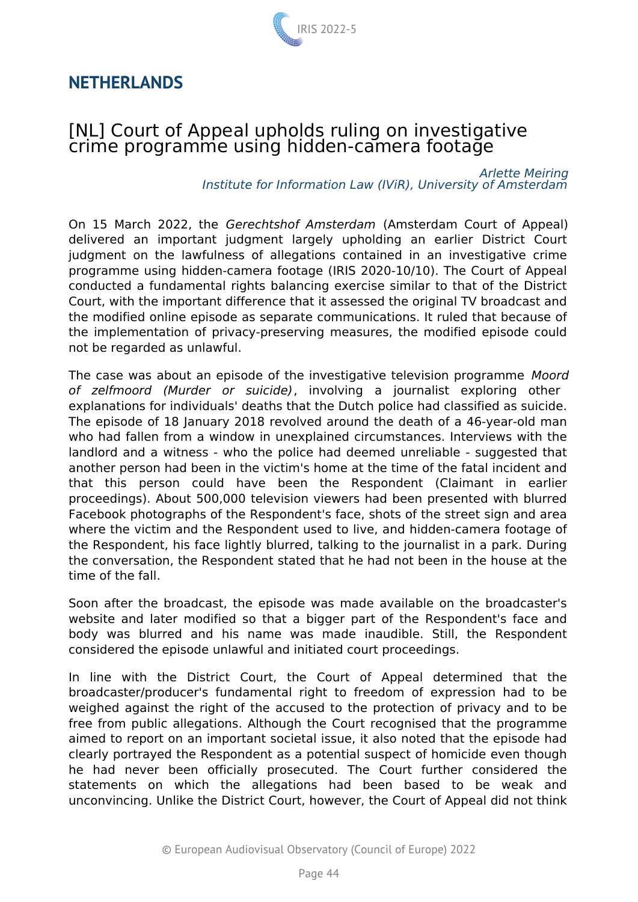## NETHERLANDS

### [NL] Court of Appeal upholds ruling on investigative crime programme using hidden-camera footage

*Arlette Meiring*
*Institute for Information Law (IViR), University of Amsterdam*

On 15 March 2022, the *Gerechtshof Amsterdam* (Amsterdam Court of Appeal) delivered an important judgment largely upholding an earlier District Court judgment on the lawfulness of allegations contained in an investigative crime programme using hidden-camera footage (IRIS 2020-10/10). The Court of Appeal conducted a fundamental rights balancing exercise similar to that of the District Court, with the important difference that it assessed the original TV broadcast and the modified online episode as separate communications. It ruled that because of the implementation of privacy-preserving measures, the modified episode could not be regarded as unlawful.

The case was about an episode of the investigative television programme *Moord of zelfmoord (Murder or suicide)*, involving a journalist exploring other explanations for individuals' deaths that the Dutch police had classified as suicide. The episode of 18 January 2018 revolved around the death of a 46-year-old man who had fallen from a window in unexplained circumstances. Interviews with the landlord and a witness - who the police had deemed unreliable - suggested that another person had been in the victim's home at the time of the fatal incident and that this person could have been the Respondent (Claimant in earlier proceedings). About 500,000 television viewers had been presented with blurred Facebook photographs of the Respondent's face, shots of the street sign and area where the victim and the Respondent used to live, and hidden-camera footage of the Respondent, his face lightly blurred, talking to the journalist in a park. During the conversation, the Respondent stated that he had not been in the house at the time of the fall.

Soon after the broadcast, the episode was made available on the broadcaster's website and later modified so that a bigger part of the Respondent's face and body was blurred and his name was made inaudible. Still, the Respondent considered the episode unlawful and initiated court proceedings.

In line with the District Court, the Court of Appeal determined that the broadcaster/producer's fundamental right to freedom of expression had to be weighed against the right of the accused to the protection of privacy and to be free from public allegations. Although the Court recognised that the programme aimed to report on an important societal issue, it also noted that the episode had clearly portrayed the Respondent as a potential suspect of homicide even though he had never been officially prosecuted. The Court further considered the statements on which the allegations had been based to be weak and unconvincing. Unlike the District Court, however, the Court of Appeal did not think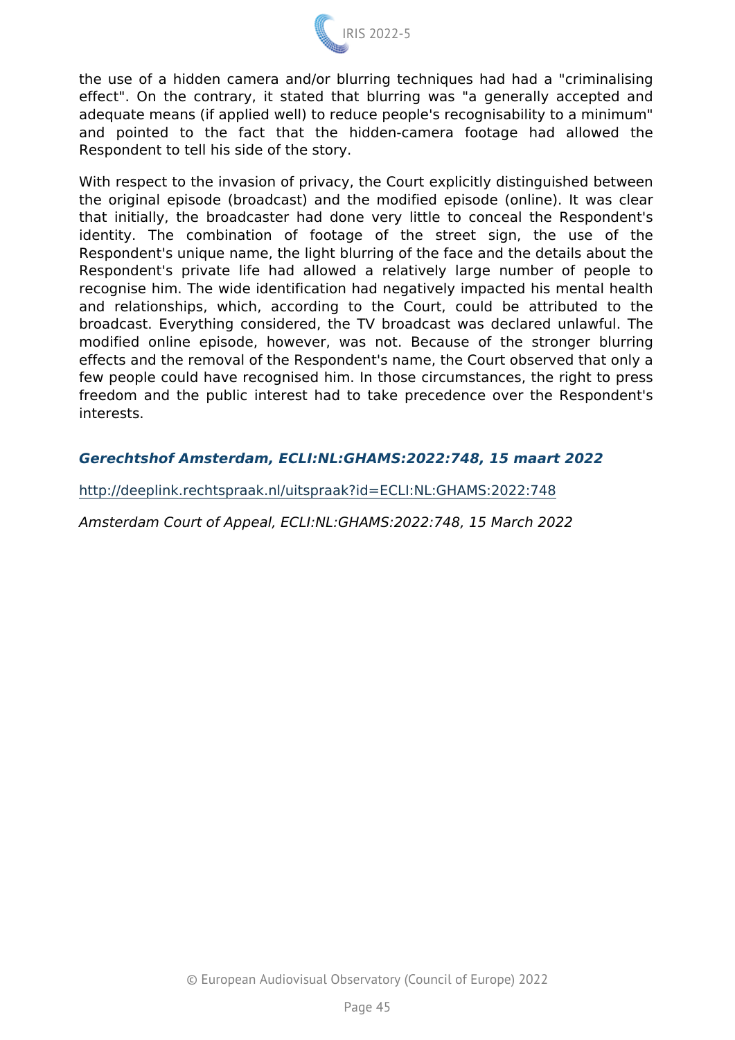the use of a hidden camera and/or blurring techniques had had a "criminalising effect". On the contrary, it stated that blurring was "a generally accepted and adequate means (if applied well) to reduce people's recognisability to a minimum" and pointed to the fact that the hidden-camera footage had allowed the Respondent to tell his side of the story.

With respect to the invasion of privacy, the Court explicitly distinguished between the original episode (broadcast) and the modified episode (online). It was clear that initially, the broadcaster had done very little to conceal the Respondent's identity. The combination of footage of the street sign, the use of the Respondent's unique name, the light blurring of the face and the details about the Respondent's private life had allowed a relatively large number of people to recognise him. The wide identification had negatively impacted his mental health and relationships, which, according to the Court, could be attributed to the broadcast. Everything considered, the TV broadcast was declared unlawful. The modified online episode, however, was not. Because of the stronger blurring effects and the removal of the Respondent's name, the Court observed that only a few people could have recognised him. In those circumstances, the right to press freedom and the public interest had to take precedence over the Respondent's interests.

***Gerechtshof Amsterdam, ECLI:NL:GHAMS:2022:748, 15 maart 2022***

http://deeplink.rechtspraak.nl/uitspraak?id=ECLI:NL:GHAMS:2022:748

*Amsterdam Court of Appeal, ECLI:NL:GHAMS:2022:748, 15 March 2022*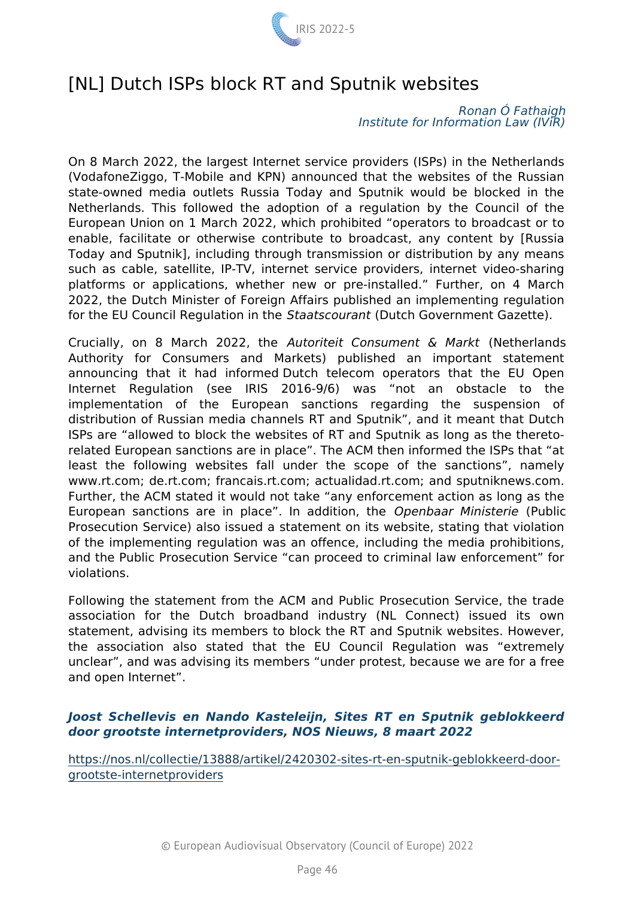# [NL] Dutch ISPs block RT and Sputnik websites

*Ronan Ó Fathaigh*
*Institute for Information Law (IViR)*

On 8 March 2022, the largest Internet service providers (ISPs) in the Netherlands (VodafoneZiggo, T-Mobile and KPN) announced that the websites of the Russian state-owned media outlets Russia Today and Sputnik would be blocked in the Netherlands. This followed the adoption of a regulation by the Council of the European Union on 1 March 2022, which prohibited "operators to broadcast or to enable, facilitate or otherwise contribute to broadcast, any content by [Russia Today and Sputnik], including through transmission or distribution by any means such as cable, satellite, IP-TV, internet service providers, internet video-sharing platforms or applications, whether new or pre-installed." Further, on 4 March 2022, the Dutch Minister of Foreign Affairs published an implementing regulation for the EU Council Regulation in the *Staatscourant* (Dutch Government Gazette).

Crucially, on 8 March 2022, the *Autoriteit Consument & Markt* (Netherlands Authority for Consumers and Markets) published an important statement announcing that it had informed Dutch telecom operators that the EU Open Internet Regulation (see IRIS 2016-9/6) was "not an obstacle to the implementation of the European sanctions regarding the suspension of distribution of Russian media channels RT and Sputnik", and it meant that Dutch ISPs are "allowed to block the websites of RT and Sputnik as long as the thereto-related European sanctions are in place". The ACM then informed the ISPs that "at least the following websites fall under the scope of the sanctions", namely www.rt.com; de.rt.com; francais.rt.com; actualidad.rt.com; and sputniknews.com. Further, the ACM stated it would not take "any enforcement action as long as the European sanctions are in place". In addition, the *Openbaar Ministerie* (Public Prosecution Service) also issued a statement on its website, stating that violation of the implementing regulation was an offence, including the media prohibitions, and the Public Prosecution Service "can proceed to criminal law enforcement" for violations.

Following the statement from the ACM and Public Prosecution Service, the trade association for the Dutch broadband industry (NL Connect) issued its own statement, advising its members to block the RT and Sputnik websites. However, the association also stated that the EU Council Regulation was "extremely unclear", and was advising its members "under protest, because we are for a free and open Internet".

***Joost Schellevis en Nando Kasteleijn, Sites RT en Sputnik geblokkeerd door grootste internetproviders, NOS Nieuws, 8 maart 2022***

https://nos.nl/collectie/13888/artikel/2420302-sites-rt-en-sputnik-geblokkeerd-door-grootste-internetproviders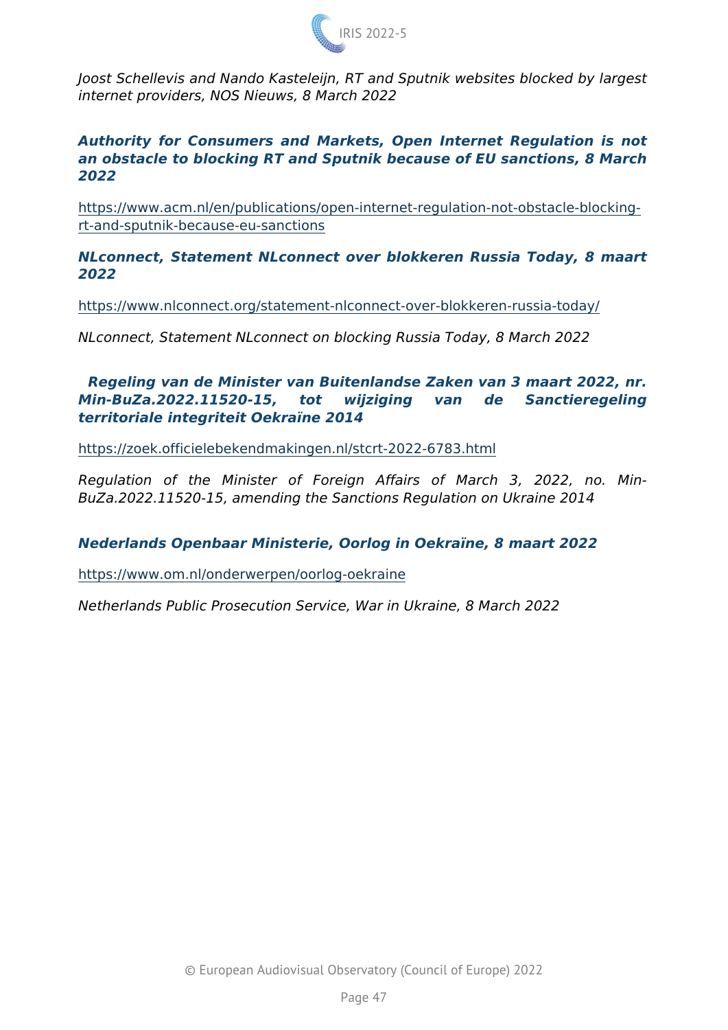*Joost Schellevis and Nando Kasteleijn, RT and Sputnik websites blocked by largest internet providers, NOS Nieuws, 8 March 2022*

***Authority for Consumers and Markets, Open Internet Regulation is not an obstacle to blocking RT and Sputnik because of EU sanctions, 8 March 2022***

https://www.acm.nl/en/publications/open-internet-regulation-not-obstacle-blocking-rt-and-sputnik-because-eu-sanctions

***NLconnect, Statement NLconnect over blokkeren Russia Today, 8 maart 2022***

https://www.nlconnect.org/statement-nlconnect-over-blokkeren-russia-today/

*NLconnect, Statement NLconnect on blocking Russia Today, 8 March 2022*

***Regeling van de Minister van Buitenlandse Zaken van 3 maart 2022, nr. Min-BuZa.2022.11520-15, tot wijziging van de Sanctieregeling territoriale integriteit Oekraïne 2014***

https://zoek.officielebekendmakingen.nl/stcrt-2022-6783.html

*Regulation of the Minister of Foreign Affairs of March 3, 2022, no. Min-BuZa.2022.11520-15, amending the Sanctions Regulation on Ukraine 2014*

***Nederlands Openbaar Ministerie, Oorlog in Oekraïne, 8 maart 2022***

https://www.om.nl/onderwerpen/oorlog-oekraine

*Netherlands Public Prosecution Service, War in Ukraine, 8 March 2022*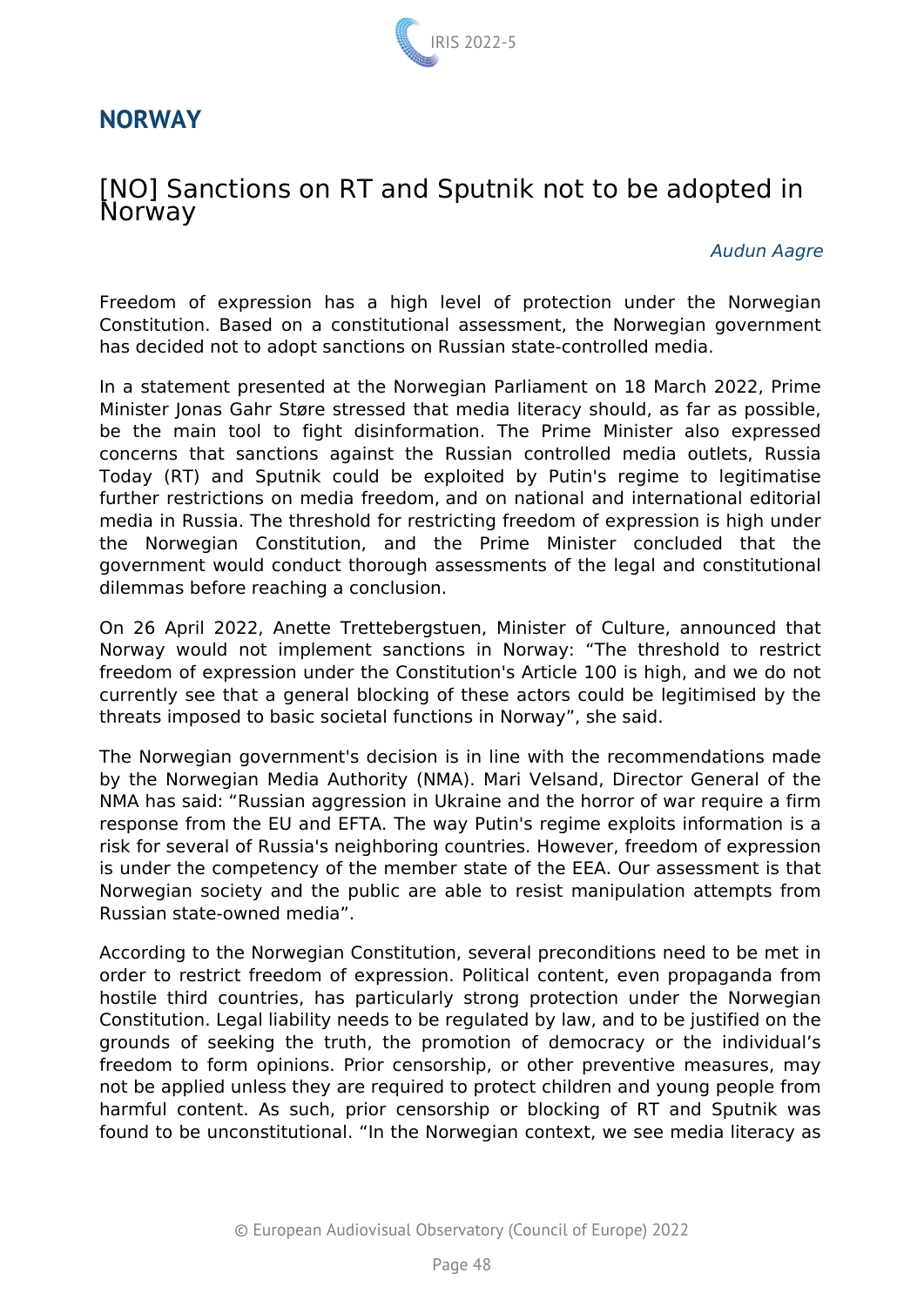## NORWAY

### [NO] Sanctions on RT and Sputnik not to be adopted in Norway

*Audun Aagre*

Freedom of expression has a high level of protection under the Norwegian Constitution. Based on a constitutional assessment, the Norwegian government has decided not to adopt sanctions on Russian state-controlled media.

In a statement presented at the Norwegian Parliament on 18 March 2022, Prime Minister Jonas Gahr Støre stressed that media literacy should, as far as possible, be the main tool to fight disinformation. The Prime Minister also expressed concerns that sanctions against the Russian controlled media outlets, Russia Today (RT) and Sputnik could be exploited by Putin's regime to legitimatise further restrictions on media freedom, and on national and international editorial media in Russia. The threshold for restricting freedom of expression is high under the Norwegian Constitution, and the Prime Minister concluded that the government would conduct thorough assessments of the legal and constitutional dilemmas before reaching a conclusion.

On 26 April 2022, Anette Trettebergstuen, Minister of Culture, announced that Norway would not implement sanctions in Norway: “The threshold to restrict freedom of expression under the Constitution's Article 100 is high, and we do not currently see that a general blocking of these actors could be legitimised by the threats imposed to basic societal functions in Norway”, she said.

The Norwegian government's decision is in line with the recommendations made by the Norwegian Media Authority (NMA). Mari Velsand, Director General of the NMA has said: “Russian aggression in Ukraine and the horror of war require a firm response from the EU and EFTA. The way Putin's regime exploits information is a risk for several of Russia's neighboring countries. However, freedom of expression is under the competency of the member state of the EEA. Our assessment is that Norwegian society and the public are able to resist manipulation attempts from Russian state-owned media”.

According to the Norwegian Constitution, several preconditions need to be met in order to restrict freedom of expression. Political content, even propaganda from hostile third countries, has particularly strong protection under the Norwegian Constitution. Legal liability needs to be regulated by law, and to be justified on the grounds of seeking the truth, the promotion of democracy or the individual’s freedom to form opinions. Prior censorship, or other preventive measures, may not be applied unless they are required to protect children and young people from harmful content. As such, prior censorship or blocking of RT and Sputnik was found to be unconstitutional. “In the Norwegian context, we see media literacy as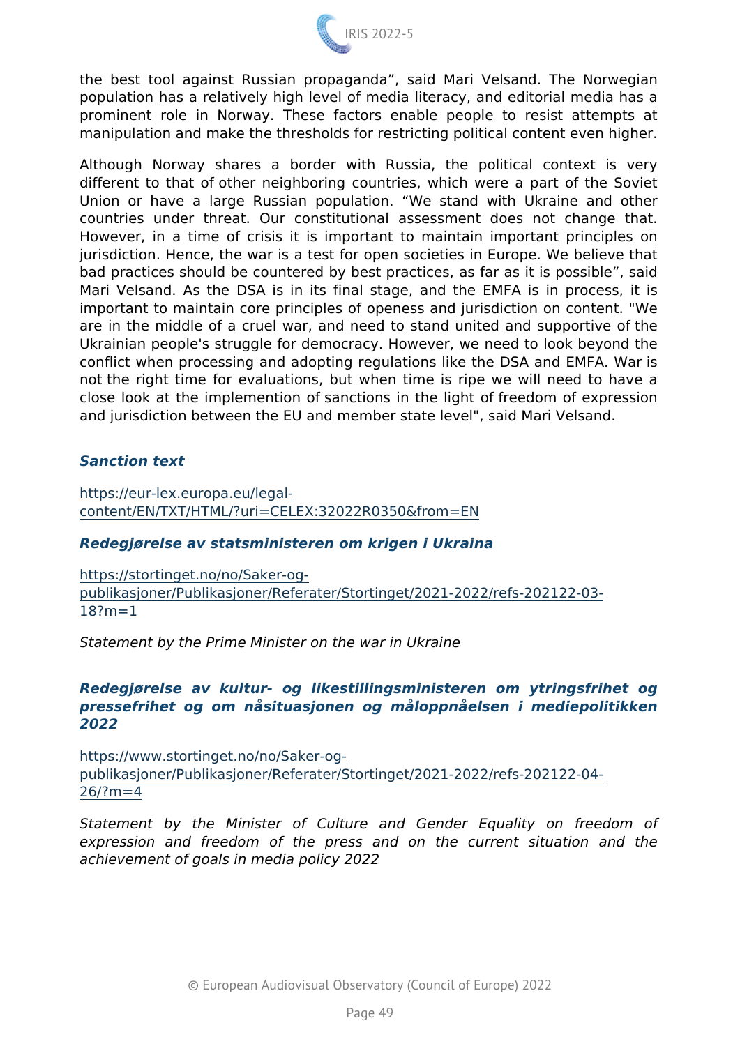the best tool against Russian propaganda”, said Mari Velsand. The Norwegian population has a relatively high level of media literacy, and editorial media has a prominent role in Norway. These factors enable people to resist attempts at manipulation and make the thresholds for restricting political content even higher.

Although Norway shares a border with Russia, the political context is very different to that of other neighboring countries, which were a part of the Soviet Union or have a large Russian population. “We stand with Ukraine and other countries under threat. Our constitutional assessment does not change that. However, in a time of crisis it is important to maintain important principles on jurisdiction. Hence, the war is a test for open societies in Europe. We believe that bad practices should be countered by best practices, as far as it is possible”, said Mari Velsand. As the DSA is in its final stage, and the EMFA is in process, it is important to maintain core principles of openess and jurisdiction on content. "We are in the middle of a cruel war, and need to stand united and supportive of the Ukrainian people's struggle for democracy. However, we need to look beyond the conflict when processing and adopting regulations like the DSA and EMFA. War is not the right time for evaluations, but when time is ripe we will need to have a close look at the implemention of sanctions in the light of freedom of expression and jurisdiction between the EU and member state level", said Mari Velsand.

***Sanction text***

https://eur-lex.europa.eu/legal-content/EN/TXT/HTML/?uri=CELEX:32022R0350&from=EN

***Redegjørelse av statsministeren om krigen i Ukraina***

https://stortinget.no/no/Saker-og-publikasjoner/Publikasjoner/Referater/Stortinget/2021-2022/refs-202122-03-18?m=1

*Statement by the Prime Minister on the war in Ukraine*

***Redegjørelse av kultur- og likestillingsministeren om ytringsfrihet og pressefrihet og om nåsituasjonen og måloppnåelsen i mediepolitikken 2022***

https://www.stortinget.no/no/Saker-og-publikasjoner/Publikasjoner/Referater/Stortinget/2021-2022/refs-202122-04-26/?m=4

*Statement by the Minister of Culture and Gender Equality on freedom of expression and freedom of the press and on the current situation and the achievement of goals in media policy 2022*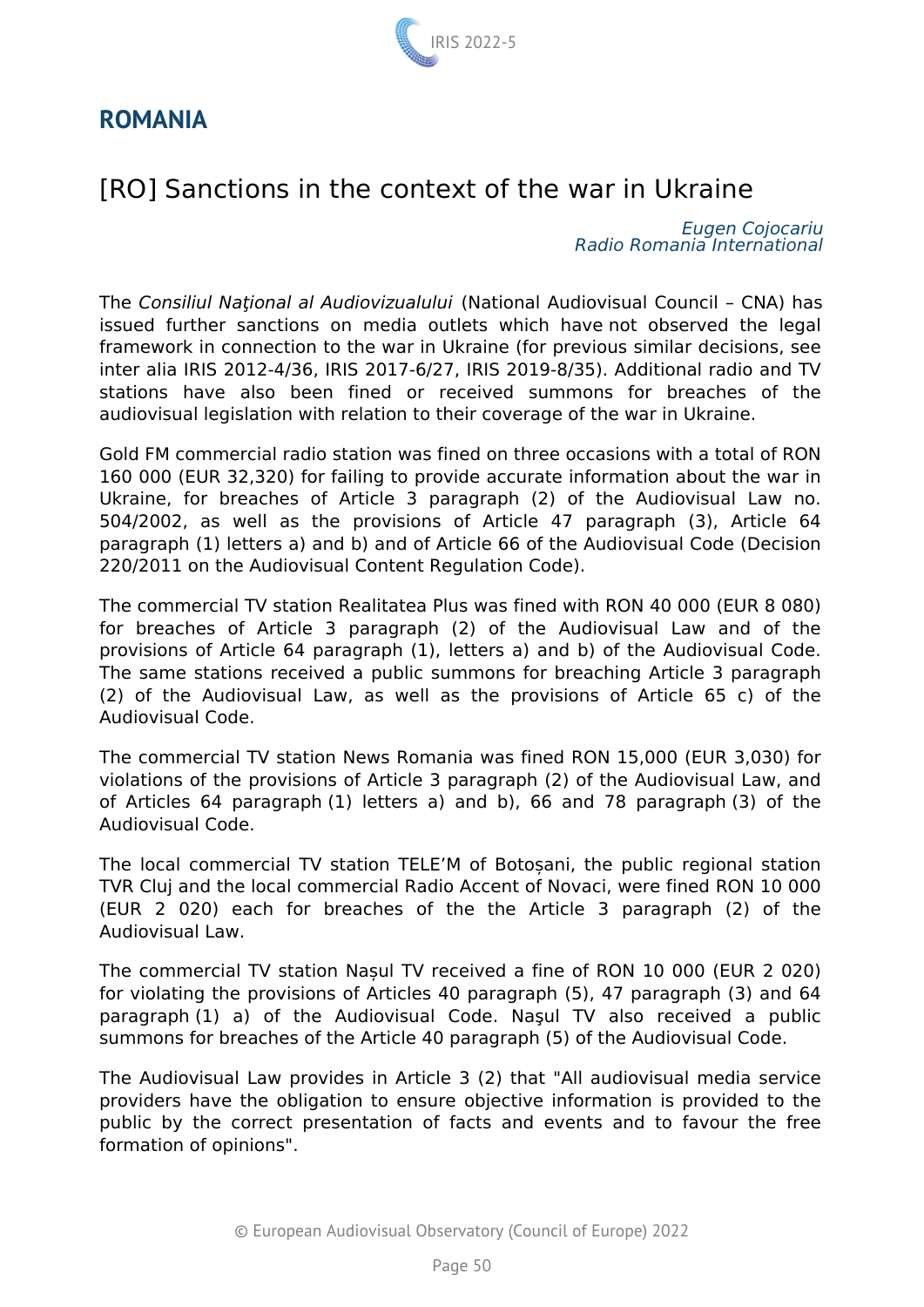## ROMANIA

# [RO] Sanctions in the context of the war in Ukraine

*Eugen Cojocariu*
*Radio Romania International*

The *Consiliul Naţional al Audiovizualului* (National Audiovisual Council – CNA) has issued further sanctions on media outlets which have not observed the legal framework in connection to the war in Ukraine (for previous similar decisions, see inter alia IRIS 2012-4/36, IRIS 2017-6/27, IRIS 2019-8/35). Additional radio and TV stations have also been fined or received summons for breaches of the audiovisual legislation with relation to their coverage of the war in Ukraine.

Gold FM commercial radio station was fined on three occasions with a total of RON 160 000 (EUR 32,320) for failing to provide accurate information about the war in Ukraine, for breaches of Article 3 paragraph (2) of the Audiovisual Law no. 504/2002, as well as the provisions of Article 47 paragraph (3), Article 64 paragraph (1) letters a) and b) and of Article 66 of the Audiovisual Code (Decision 220/2011 on the Audiovisual Content Regulation Code).

The commercial TV station Realitatea Plus was fined with RON 40 000 (EUR 8 080) for breaches of Article 3 paragraph (2) of the Audiovisual Law and of the provisions of Article 64 paragraph (1), letters a) and b) of the Audiovisual Code. The same stations received a public summons for breaching Article 3 paragraph (2) of the Audiovisual Law, as well as the provisions of Article 65 c) of the Audiovisual Code.

The commercial TV station News Romania was fined RON 15,000 (EUR 3,030) for violations of the provisions of Article 3 paragraph (2) of the Audiovisual Law, and of Articles 64 paragraph (1) letters a) and b), 66 and 78 paragraph (3) of the Audiovisual Code.

The local commercial TV station TELE'M of Botoșani, the public regional station TVR Cluj and the local commercial Radio Accent of Novaci, were fined RON 10 000 (EUR 2 020) each for breaches of the the Article 3 paragraph (2) of the Audiovisual Law.

The commercial TV station Nașul TV received a fine of RON 10 000 (EUR 2 020) for violating the provisions of Articles 40 paragraph (5), 47 paragraph (3) and 64 paragraph (1) a) of the Audiovisual Code. Naşul TV also received a public summons for breaches of the Article 40 paragraph (5) of the Audiovisual Code.

The Audiovisual Law provides in Article 3 (2) that "All audiovisual media service providers have the obligation to ensure objective information is provided to the public by the correct presentation of facts and events and to favour the free formation of opinions".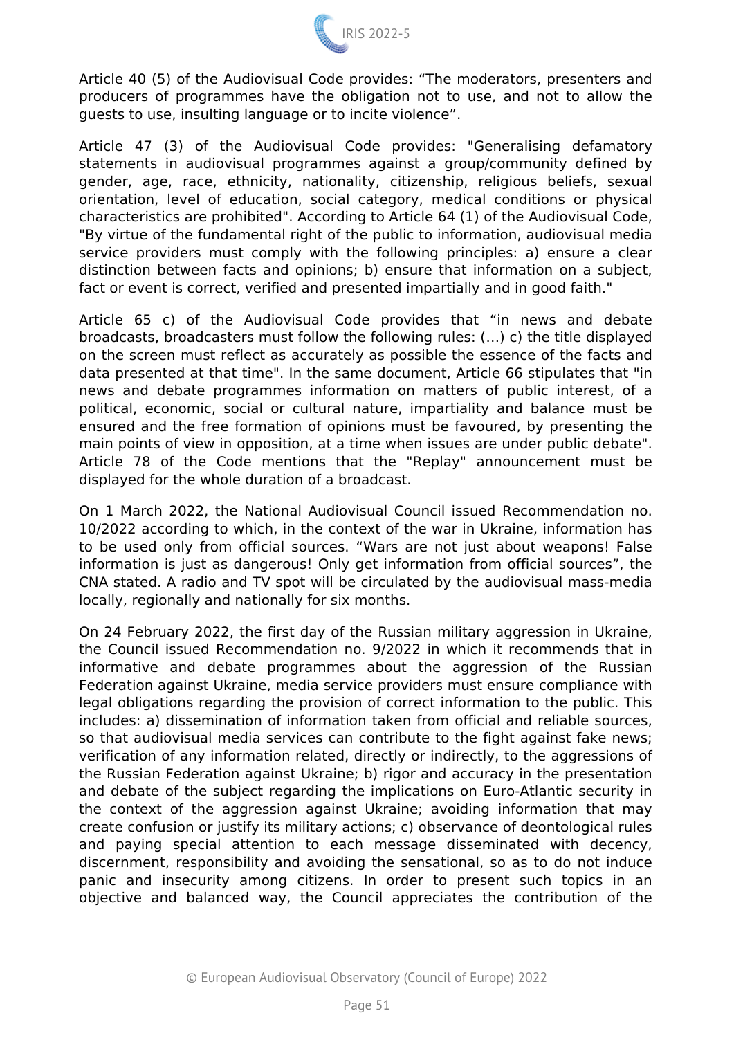Article 40 (5) of the Audiovisual Code provides: “The moderators, presenters and producers of programmes have the obligation not to use, and not to allow the guests to use, insulting language or to incite violence”.

Article 47 (3) of the Audiovisual Code provides: "Generalising defamatory statements in audiovisual programmes against a group/community defined by gender, age, race, ethnicity, nationality, citizenship, religious beliefs, sexual orientation, level of education, social category, medical conditions or physical characteristics are prohibited". According to Article 64 (1) of the Audiovisual Code, "By virtue of the fundamental right of the public to information, audiovisual media service providers must comply with the following principles: a) ensure a clear distinction between facts and opinions; b) ensure that information on a subject, fact or event is correct, verified and presented impartially and in good faith."

Article 65 c) of the Audiovisual Code provides that “in news and debate broadcasts, broadcasters must follow the following rules: (…) c) the title displayed on the screen must reflect as accurately as possible the essence of the facts and data presented at that time". In the same document, Article 66 stipulates that "in news and debate programmes information on matters of public interest, of a political, economic, social or cultural nature, impartiality and balance must be ensured and the free formation of opinions must be favoured, by presenting the main points of view in opposition, at a time when issues are under public debate". Article 78 of the Code mentions that the "Replay" announcement must be displayed for the whole duration of a broadcast.

On 1 March 2022, the National Audiovisual Council issued Recommendation no. 10/2022 according to which, in the context of the war in Ukraine, information has to be used only from official sources. “Wars are not just about weapons! False information is just as dangerous! Only get information from official sources”, the CNA stated. A radio and TV spot will be circulated by the audiovisual mass-media locally, regionally and nationally for six months.

On 24 February 2022, the first day of the Russian military aggression in Ukraine, the Council issued Recommendation no. 9/2022 in which it recommends that in informative and debate programmes about the aggression of the Russian Federation against Ukraine, media service providers must ensure compliance with legal obligations regarding the provision of correct information to the public. This includes: a) dissemination of information taken from official and reliable sources, so that audiovisual media services can contribute to the fight against fake news; verification of any information related, directly or indirectly, to the aggressions of the Russian Federation against Ukraine; b) rigor and accuracy in the presentation and debate of the subject regarding the implications on Euro-Atlantic security in the context of the aggression against Ukraine; avoiding information that may create confusion or justify its military actions; c) observance of deontological rules and paying special attention to each message disseminated with decency, discernment, responsibility and avoiding the sensational, so as to do not induce panic and insecurity among citizens. In order to present such topics in an objective and balanced way, the Council appreciates the contribution of the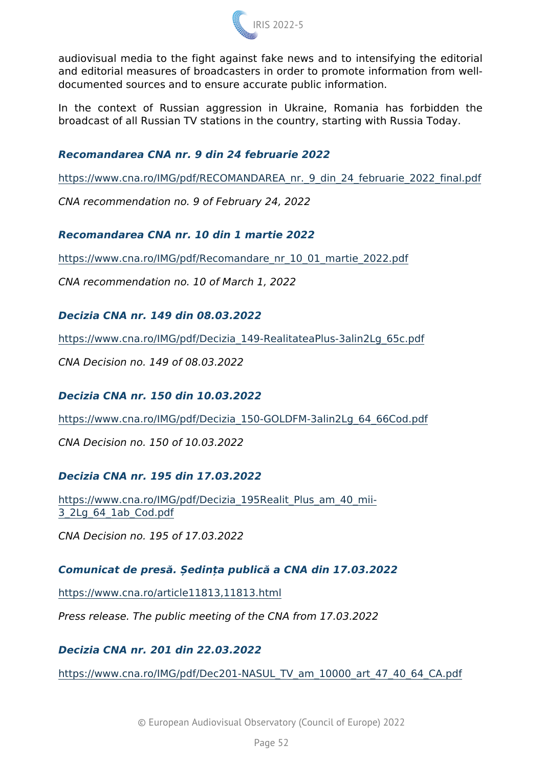audiovisual media to the fight against fake news and to intensifying the editorial and editorial measures of broadcasters in order to promote information from well-documented sources and to ensure accurate public information.

In the context of Russian aggression in Ukraine, Romania has forbidden the broadcast of all Russian TV stations in the country, starting with Russia Today.

***Recomandarea CNA nr. 9 din 24 februarie 2022***

https://www.cna.ro/IMG/pdf/RECOMANDAREA_nr._9_din_24_februarie_2022_final.pdf

*CNA recommendation no. 9 of February 24, 2022*

***Recomandarea CNA nr. 10 din 1 martie 2022***

https://www.cna.ro/IMG/pdf/Recomandare_nr_10_01_martie_2022.pdf

*CNA recommendation no. 10 of March 1, 2022*

***Decizia CNA nr. 149 din 08.03.2022***

https://www.cna.ro/IMG/pdf/Decizia_149-RealitateaPlus-3alin2Lg_65c.pdf

*CNA Decision no. 149 of 08.03.2022*

***Decizia CNA nr. 150 din 10.03.2022***

https://www.cna.ro/IMG/pdf/Decizia_150-GOLDFM-3alin2Lg_64_66Cod.pdf

*CNA Decision no. 150 of 10.03.2022*

***Decizia CNA nr. 195 din 17.03.2022***

https://www.cna.ro/IMG/pdf/Decizia_195Realit_Plus_am_40_mii-3_2Lg_64_1ab_Cod.pdf

*CNA Decision no. 195 of 17.03.2022*

***Comunicat de presă. Ședința publică a CNA din 17.03.2022***

https://www.cna.ro/article11813,11813.html

*Press release. The public meeting of the CNA from 17.03.2022*

***Decizia CNA nr. 201 din 22.03.2022***

https://www.cna.ro/IMG/pdf/Dec201-NASUL_TV_am_10000_art_47_40_64_CA.pdf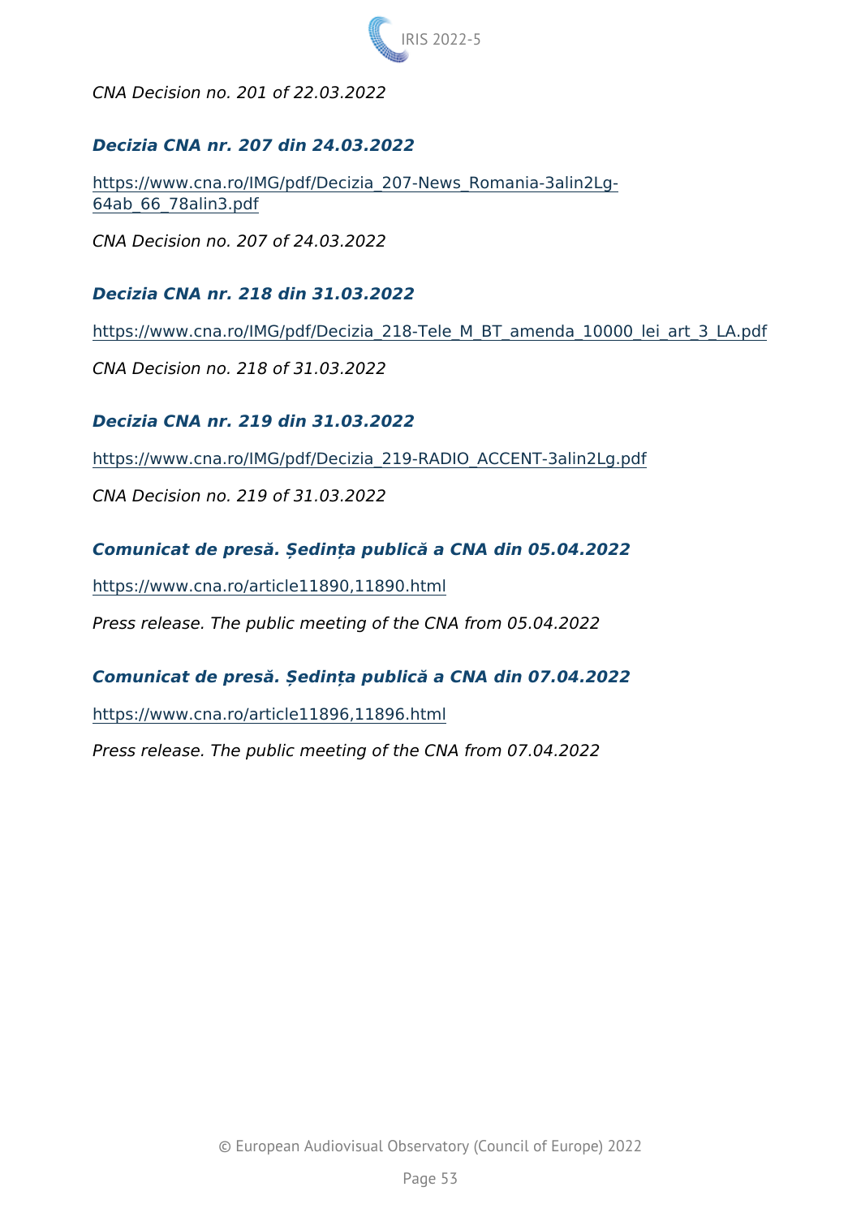*CNA Decision no. 201 of 22.03.2022*

***Decizia CNA nr. 207 din 24.03.2022***

https://www.cna.ro/IMG/pdf/Decizia_207-News_Romania-3alin2Lg-64ab_66_78alin3.pdf

*CNA Decision no. 207 of 24.03.2022*

***Decizia CNA nr. 218 din 31.03.2022***

https://www.cna.ro/IMG/pdf/Decizia_218-Tele_M_BT_amenda_10000_lei_art_3_LA.pdf

*CNA Decision no. 218 of 31.03.2022*

***Decizia CNA nr. 219 din 31.03.2022***

https://www.cna.ro/IMG/pdf/Decizia_219-RADIO_ACCENT-3alin2Lg.pdf

*CNA Decision no. 219 of 31.03.2022*

***Comunicat de presă. Ședința publică a CNA din 05.04.2022***

https://www.cna.ro/article11890,11890.html

*Press release. The public meeting of the CNA from 05.04.2022*

***Comunicat de presă. Ședința publică a CNA din 07.04.2022***

https://www.cna.ro/article11896,11896.html

*Press release. The public meeting of the CNA from 07.04.2022*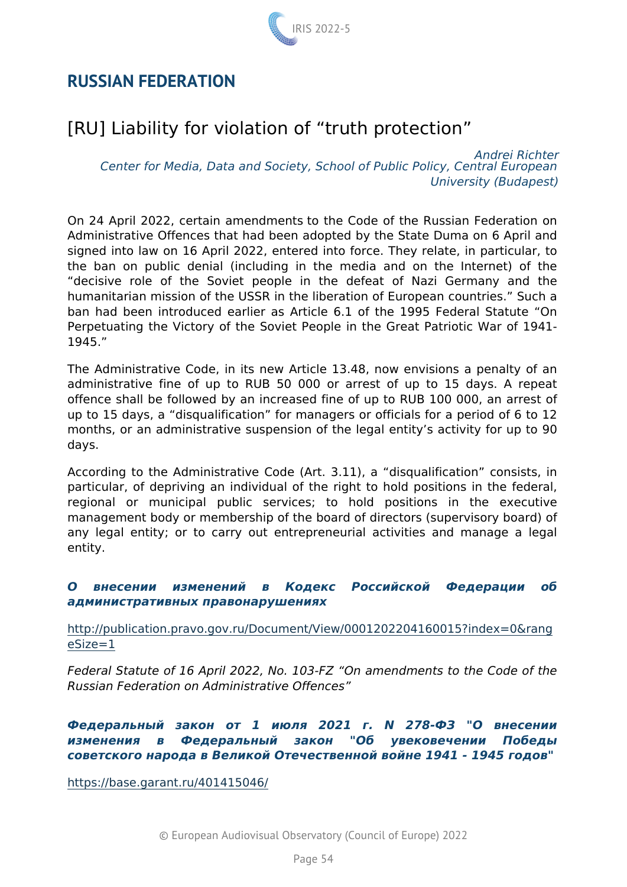## RUSSIAN FEDERATION

### [RU] Liability for violation of “truth protection”

*Andrei Richter*
*Center for Media, Data and Society, School of Public Policy, Central European University (Budapest)*

On 24 April 2022, certain amendments to the Code of the Russian Federation on Administrative Offences that had been adopted by the State Duma on 6 April and signed into law on 16 April 2022, entered into force. They relate, in particular, to the ban on public denial (including in the media and on the Internet) of the “decisive role of the Soviet people in the defeat of Nazi Germany and the humanitarian mission of the USSR in the liberation of European countries.” Such a ban had been introduced earlier as Article 6.1 of the 1995 Federal Statute “On Perpetuating the Victory of the Soviet People in the Great Patriotic War of 1941-1945.”

The Administrative Code, in its new Article 13.48, now envisions a penalty of an administrative fine of up to RUB 50 000 or arrest of up to 15 days. A repeat offence shall be followed by an increased fine of up to RUB 100 000, an arrest of up to 15 days, a “disqualification” for managers or officials for a period of 6 to 12 months, or an administrative suspension of the legal entity’s activity for up to 90 days.

According to the Administrative Code (Art. 3.11), a “disqualification” consists, in particular, of depriving an individual of the right to hold positions in the federal, regional or municipal public services; to hold positions in the executive management body or membership of the board of directors (supervisory board) of any legal entity; or to carry out entrepreneurial activities and manage a legal entity.

***О внесении изменений в Кодекс Российской Федерации об административных правонарушениях***

http://publication.pravo.gov.ru/Document/View/0001202204160015?index=0&rangeSize=1

*Federal Statute of 16 April 2022, No. 103-FZ “On amendments to the Code of the Russian Federation on Administrative Offences”*

***Федеральный закон от 1 июля 2021 г. N 278-ФЗ "О внесении изменения в Федеральный закон "Об увековечении Победы советского народа в Великой Отечественной войне 1941 - 1945 годов"***

https://base.garant.ru/401415046/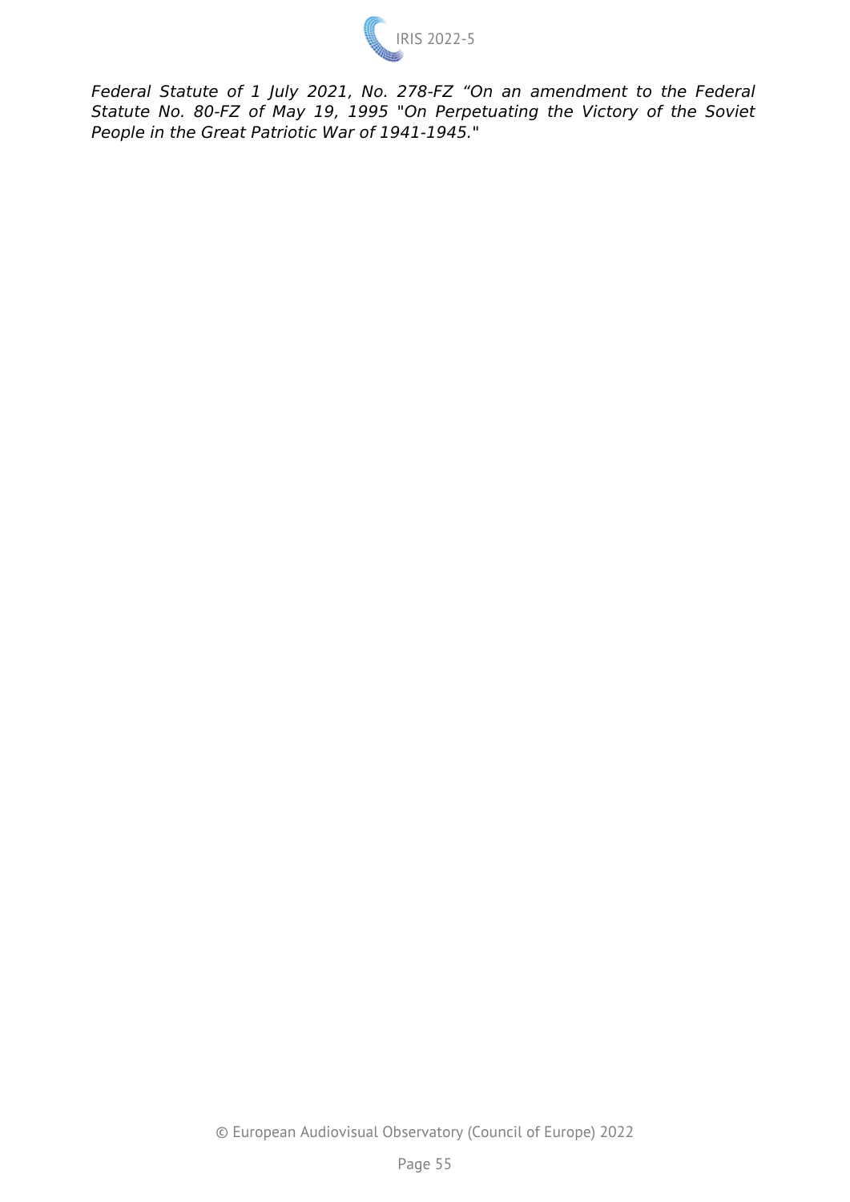*Federal Statute of 1 July 2021, No. 278-FZ "On an amendment to the Federal Statute No. 80-FZ of May 19, 1995 "On Perpetuating the Victory of the Soviet People in the Great Patriotic War of 1941-1945."*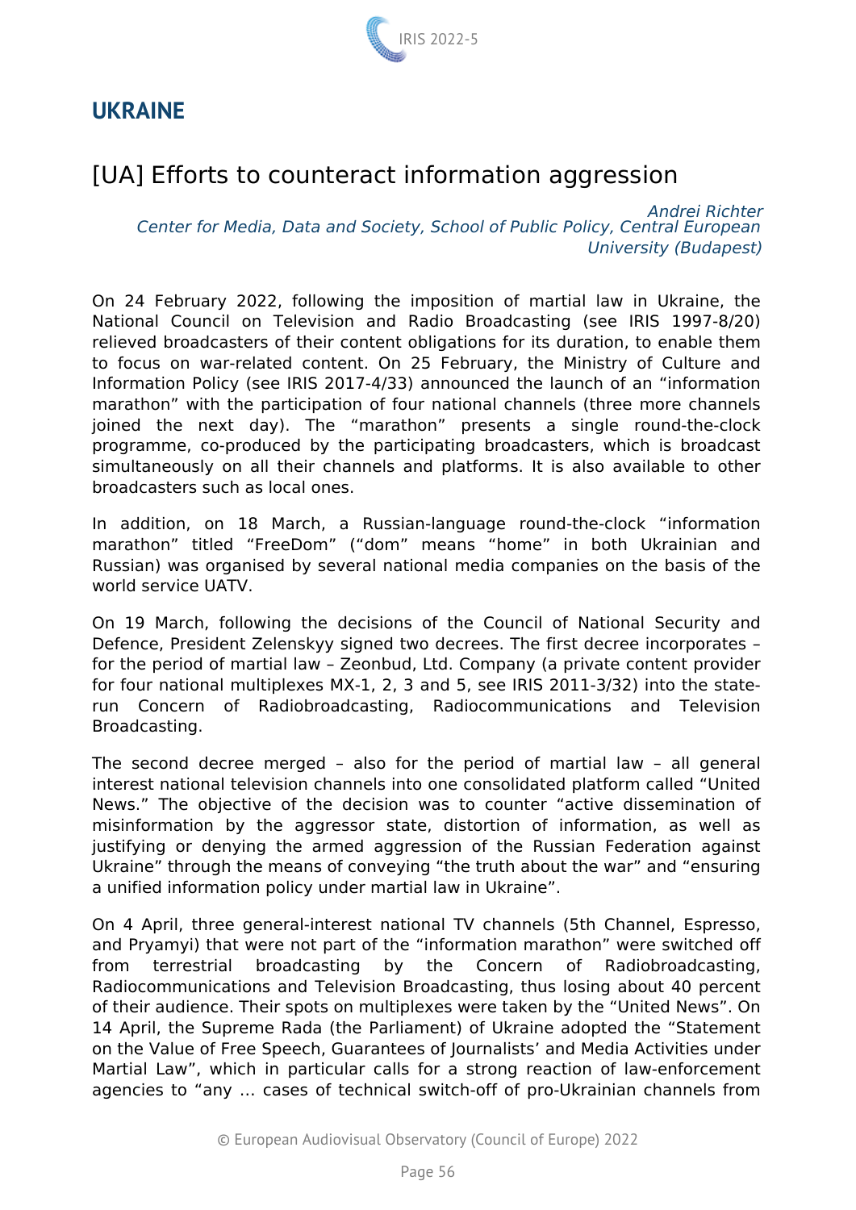## UKRAINE

# [UA] Efforts to counteract information aggression

*Andrei Richter*
*Center for Media, Data and Society, School of Public Policy, Central European University (Budapest)*

On 24 February 2022, following the imposition of martial law in Ukraine, the National Council on Television and Radio Broadcasting (see IRIS 1997-8/20) relieved broadcasters of their content obligations for its duration, to enable them to focus on war-related content. On 25 February, the Ministry of Culture and Information Policy (see IRIS 2017-4/33) announced the launch of an "information marathon" with the participation of four national channels (three more channels joined the next day). The "marathon" presents a single round-the-clock programme, co-produced by the participating broadcasters, which is broadcast simultaneously on all their channels and platforms. It is also available to other broadcasters such as local ones.

In addition, on 18 March, a Russian-language round-the-clock "information marathon" titled "FreeDom" ("dom" means "home" in both Ukrainian and Russian) was organised by several national media companies on the basis of the world service UATV.

On 19 March, following the decisions of the Council of National Security and Defence, President Zelenskyy signed two decrees. The first decree incorporates – for the period of martial law – Zeonbud, Ltd. Company (a private content provider for four national multiplexes MX-1, 2, 3 and 5, see IRIS 2011-3/32) into the state-run Concern of Radiobroadcasting, Radiocommunications and Television Broadcasting.

The second decree merged – also for the period of martial law – all general interest national television channels into one consolidated platform called "United News." The objective of the decision was to counter "active dissemination of misinformation by the aggressor state, distortion of information, as well as justifying or denying the armed aggression of the Russian Federation against Ukraine" through the means of conveying "the truth about the war" and "ensuring a unified information policy under martial law in Ukraine".

On 4 April, three general-interest national TV channels (5th Channel, Espresso, and Pryamyi) that were not part of the "information marathon" were switched off from terrestrial broadcasting by the Concern of Radiobroadcasting, Radiocommunications and Television Broadcasting, thus losing about 40 percent of their audience. Their spots on multiplexes were taken by the "United News". On 14 April, the Supreme Rada (the Parliament) of Ukraine adopted the "Statement on the Value of Free Speech, Guarantees of Journalists' and Media Activities under Martial Law", which in particular calls for a strong reaction of law-enforcement agencies to "any … cases of technical switch-off of pro-Ukrainian channels from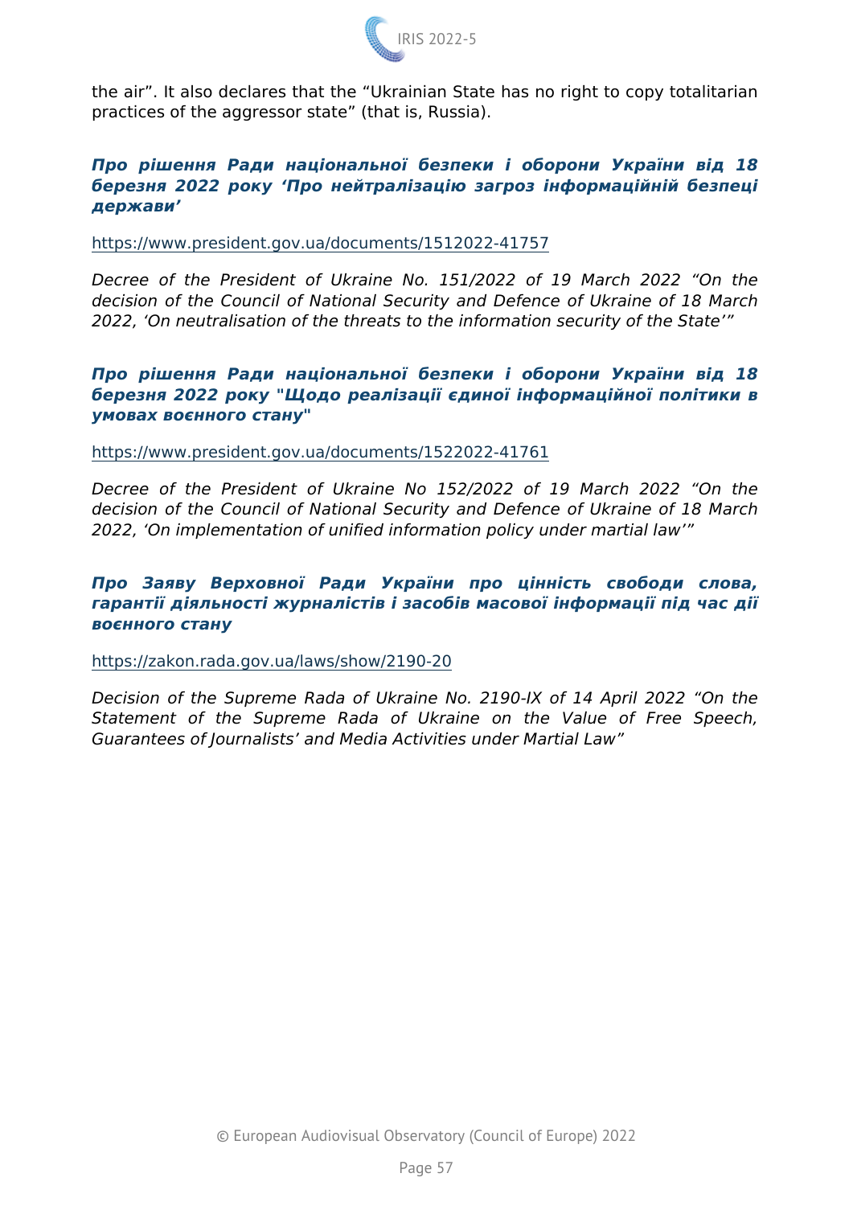the air”. It also declares that the “Ukrainian State has no right to copy totalitarian practices of the aggressor state” (that is, Russia).

***Про рішення Ради національної безпеки і оборони України від 18 березня 2022 року ‘Про нейтралізацію загроз інформаційній безпеці держави’***

https://www.president.gov.ua/documents/1512022-41757

*Decree of the President of Ukraine No. 151/2022 of 19 March 2022 “On the decision of the Council of National Security and Defence of Ukraine of 18 March 2022, ‘On neutralisation of the threats to the information security of the State’”*

***Про рішення Ради національної безпеки і оборони України від 18 березня 2022 року "Щодо реалізації єдиної інформаційної політики в умовах воєнного стану"***

https://www.president.gov.ua/documents/1522022-41761

*Decree of the President of Ukraine No 152/2022 of 19 March 2022 “On the decision of the Council of National Security and Defence of Ukraine of 18 March 2022, ‘On implementation of unified information policy under martial law’”*

***Про Заяву Верховної Ради України про цінність свободи слова, гарантії діяльності журналістів і засобів масової інформації під час дії воєнного стану***

https://zakon.rada.gov.ua/laws/show/2190-20

*Decision of the Supreme Rada of Ukraine No. 2190-IX of 14 April 2022 “On the Statement of the Supreme Rada of Ukraine on the Value of Free Speech, Guarantees of Journalists’ and Media Activities under Martial Law”*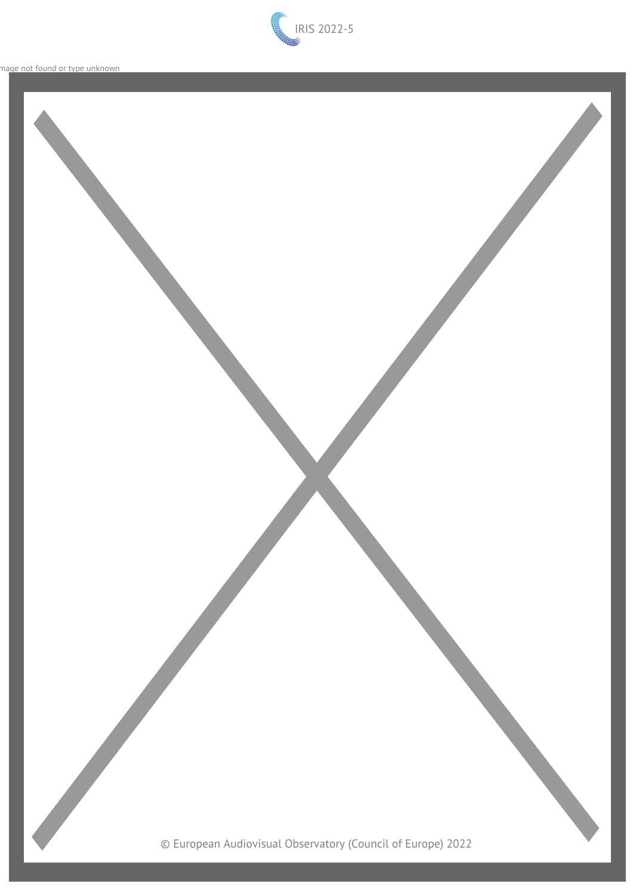Image not found or type unknown

© European Audiovisual Observatory (Council of Europe) 2022